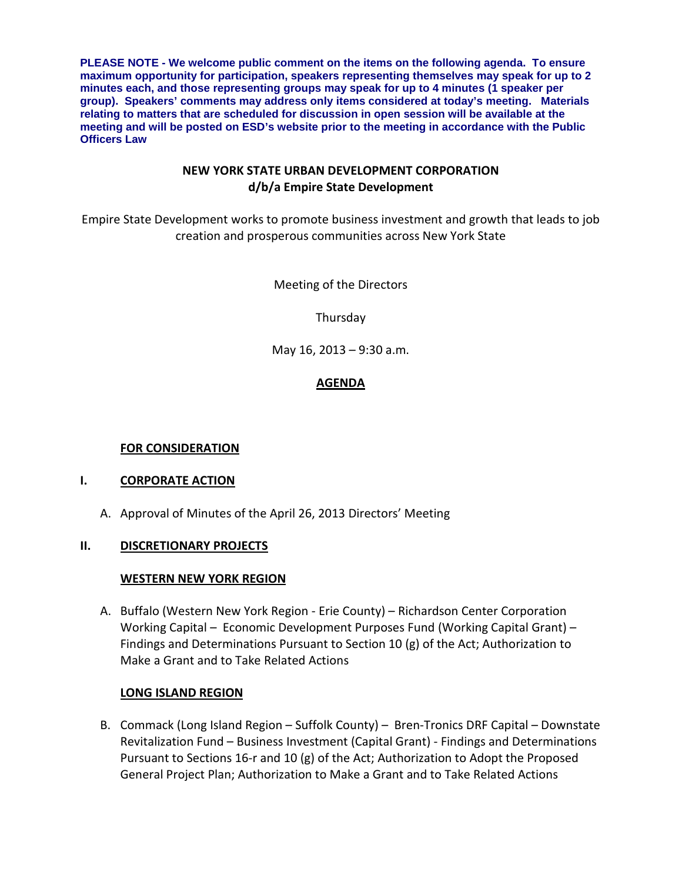**PLEASE NOTE - We welcome public comment on the items on the following agenda. To ensure maximum opportunity for participation, speakers representing themselves may speak for up to 2 minutes each, and those representing groups may speak for up to 4 minutes (1 speaker per group). Speakers' comments may address only items considered at today's meeting. Materials relating to matters that are scheduled for discussion in open session will be available at the meeting and will be posted on ESD's website prior to the meeting in accordance with the Public Officers Law**

# NEW YORK STATE URBAN DEVELOPMENT CORPORATION d/b/a Empire State Development

Empire State Development works to promote business investment and growth that leads to job creation and prosperous communities across New York State

Meeting of the Directors

Thursday

May 16, 2013 – 9:30 a.m.

## AGENDA

### FOR CONSIDERATION

### I. CORPORATE ACTION

A. Approval of Minutes of the April 26, 2013 Directors' Meeting

### II. DISCRETIONARY PROJECTS

#### WESTERN NEW YORK REGION

A. Buffalo (Western New York Region - Erie County) – Richardson Center Corporation Working Capital – Economic Development Purposes Fund (Working Capital Grant) – Findings and Determinations Pursuant to Section 10 (g) of the Act; Authorization to Make a Grant and to Take Related Actions

#### LONG ISLAND REGION

B. Commack (Long Island Region – Suffolk County) – Bren-Tronics DRF Capital – Downstate Revitalization Fund – Business Investment (Capital Grant) - Findings and Determinations Pursuant to Sections 16-r and 10 (g) of the Act; Authorization to Adopt the Proposed General Project Plan; Authorization to Make a Grant and to Take Related Actions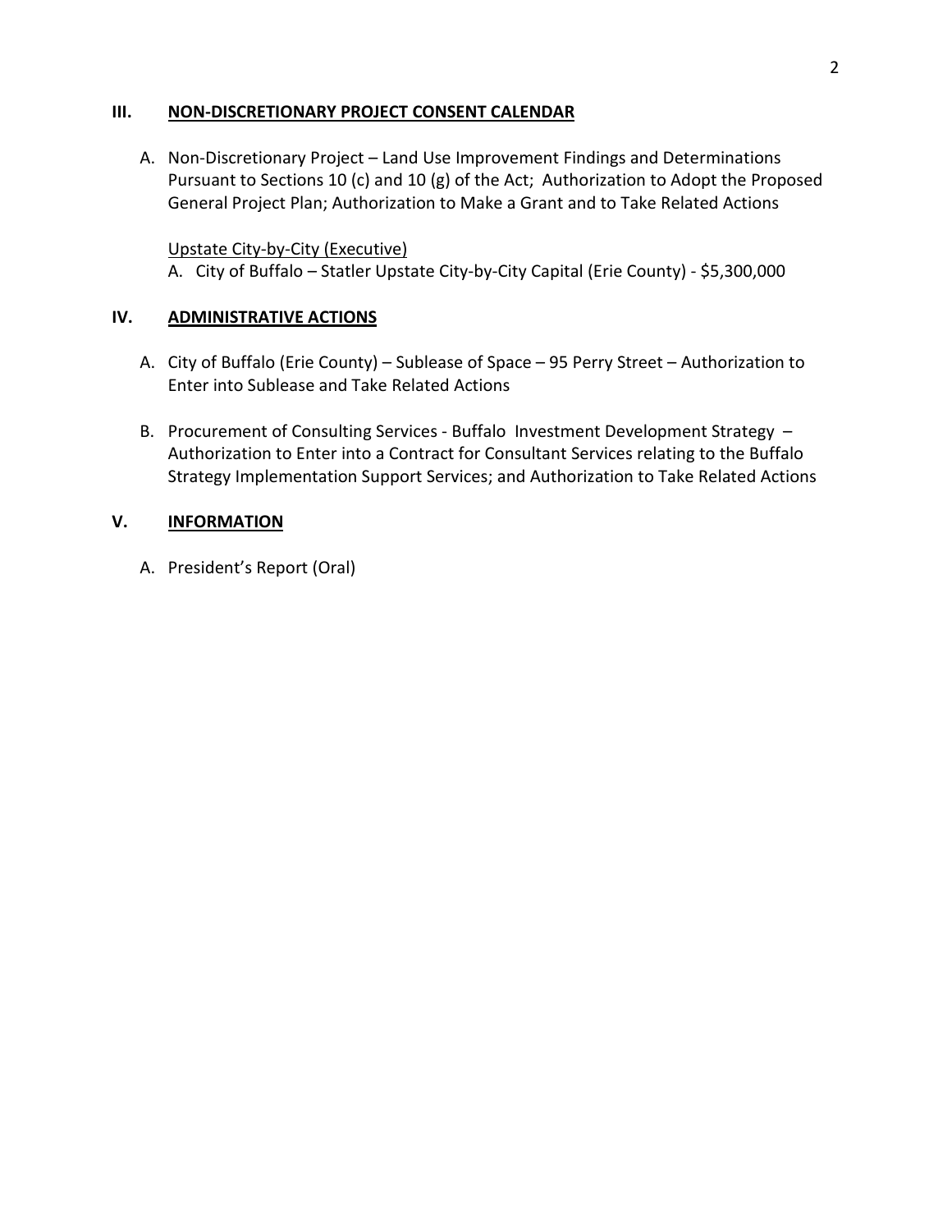## III. NON-DISCRETIONARY PROJECT CONSENT CALENDAR

A. Non-Discretionary Project – Land Use Improvement Findings and Determinations Pursuant to Sections 10 (c) and 10 (g) of the Act; Authorization to Adopt the Proposed General Project Plan; Authorization to Make a Grant and to Take Related Actions

   Upstate City-by-City (Executive)

   A. City of Buffalo – Statler Upstate City-by-City Capital (Erie County) - $5,300,000

## IV. ADMINISTRATIVE ACTIONS

A. City of Buffalo (Erie County) – Sublease of Space – 95 Perry Street – Authorization to Enter into Sublease and Take Related Actions

B. Procurement of Consulting Services - Buffalo Investment Development Strategy – Authorization to Enter into a Contract for Consultant Services relating to the Buffalo Strategy Implementation Support Services; and Authorization to Take Related Actions

## V. INFORMATION

A. President's Report (Oral)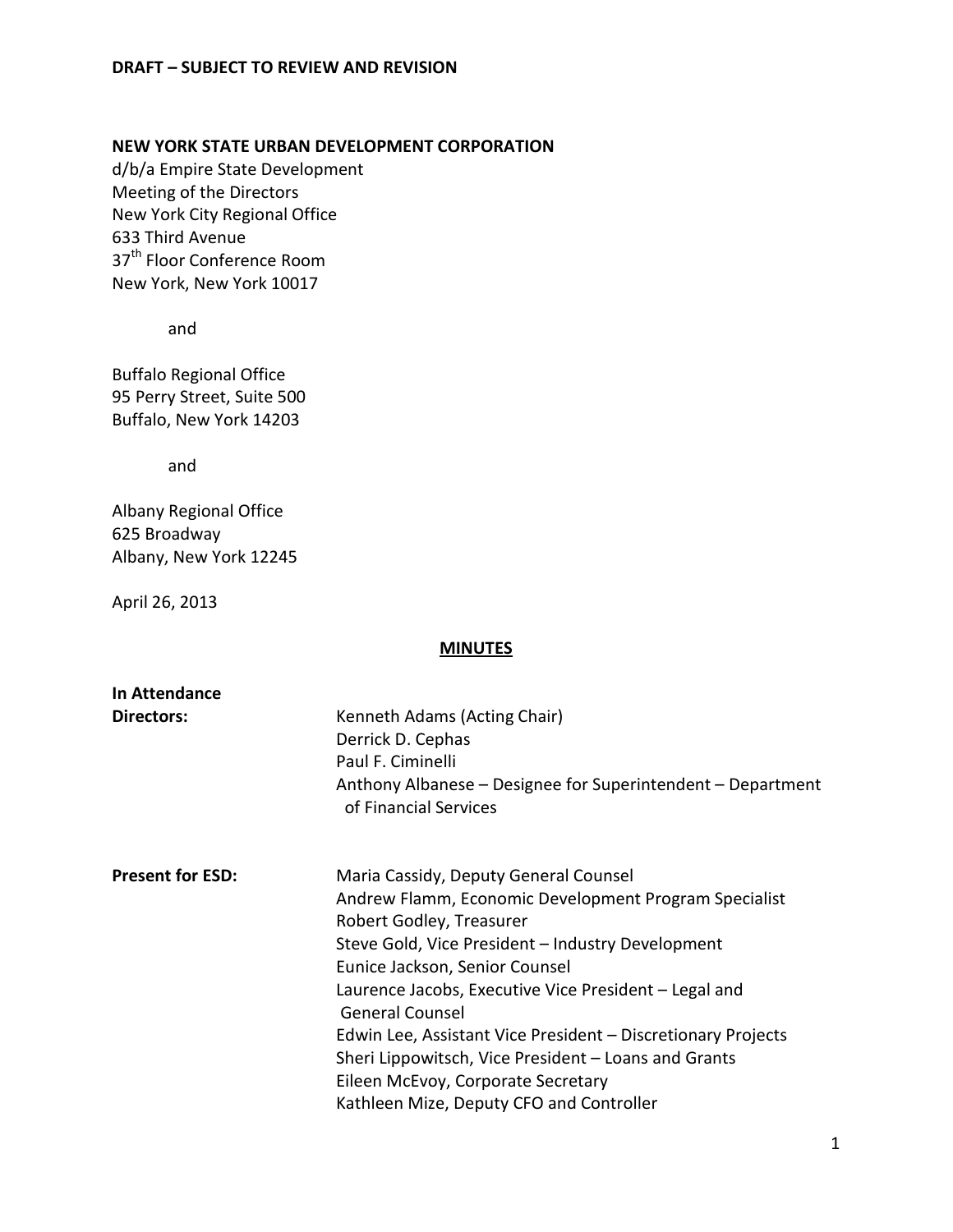**DRAFT – SUBJECT TO REVIEW AND REVISION**

**NEW YORK STATE URBAN DEVELOPMENT CORPORATION**
d/b/a Empire State Development
Meeting of the Directors
New York City Regional Office
633 Third Avenue
37th Floor Conference Room
New York, New York 10017

and

Buffalo Regional Office
95 Perry Street, Suite 500
Buffalo, New York 14203

and

Albany Regional Office
625 Broadway
Albany, New York 12245

April 26, 2013

**MINUTES**

**In Attendance**

| | |
|---|---|
| **Directors:** | Kenneth Adams (Acting Chair) |
| | Derrick D. Cephas |
| | Paul F. Ciminelli |
| | Anthony Albanese – Designee for Superintendent – Department of Financial Services |
| **Present for ESD:** | Maria Cassidy, Deputy General Counsel |
| | Andrew Flamm, Economic Development Program Specialist |
| | Robert Godley, Treasurer |
| | Steve Gold, Vice President – Industry Development |
| | Eunice Jackson, Senior Counsel |
| | Laurence Jacobs, Executive Vice President – Legal and General Counsel |
| | Edwin Lee, Assistant Vice President – Discretionary Projects |
| | Sheri Lippowitsch, Vice President – Loans and Grants |
| | Eileen McEvoy, Corporate Secretary |
| | Kathleen Mize, Deputy CFO and Controller |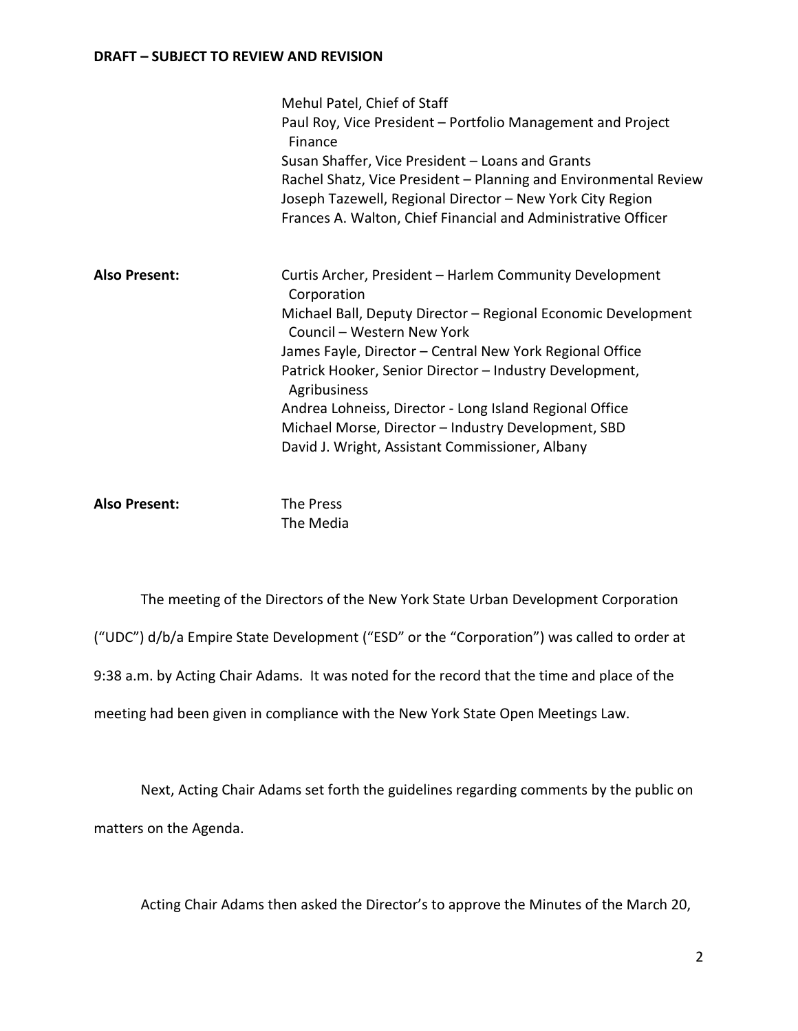**DRAFT – SUBJECT TO REVIEW AND REVISION**

Mehul Patel, Chief of Staff
Paul Roy, Vice President – Portfolio Management and Project Finance
Susan Shaffer, Vice President – Loans and Grants
Rachel Shatz, Vice President – Planning and Environmental Review
Joseph Tazewell, Regional Director – New York City Region
Frances A. Walton, Chief Financial and Administrative Officer

**Also Present:**

Curtis Archer, President – Harlem Community Development Corporation
Michael Ball, Deputy Director – Regional Economic Development Council – Western New York
James Fayle, Director – Central New York Regional Office
Patrick Hooker, Senior Director – Industry Development, Agribusiness
Andrea Lohneiss, Director - Long Island Regional Office
Michael Morse, Director – Industry Development, SBD
David J. Wright, Assistant Commissioner, Albany

**Also Present:**

The Press
The Media

The meeting of the Directors of the New York State Urban Development Corporation ("UDC") d/b/a Empire State Development ("ESD" or the "Corporation") was called to order at 9:38 a.m. by Acting Chair Adams. It was noted for the record that the time and place of the meeting had been given in compliance with the New York State Open Meetings Law.

Next, Acting Chair Adams set forth the guidelines regarding comments by the public on matters on the Agenda.

Acting Chair Adams then asked the Director's to approve the Minutes of the March 20,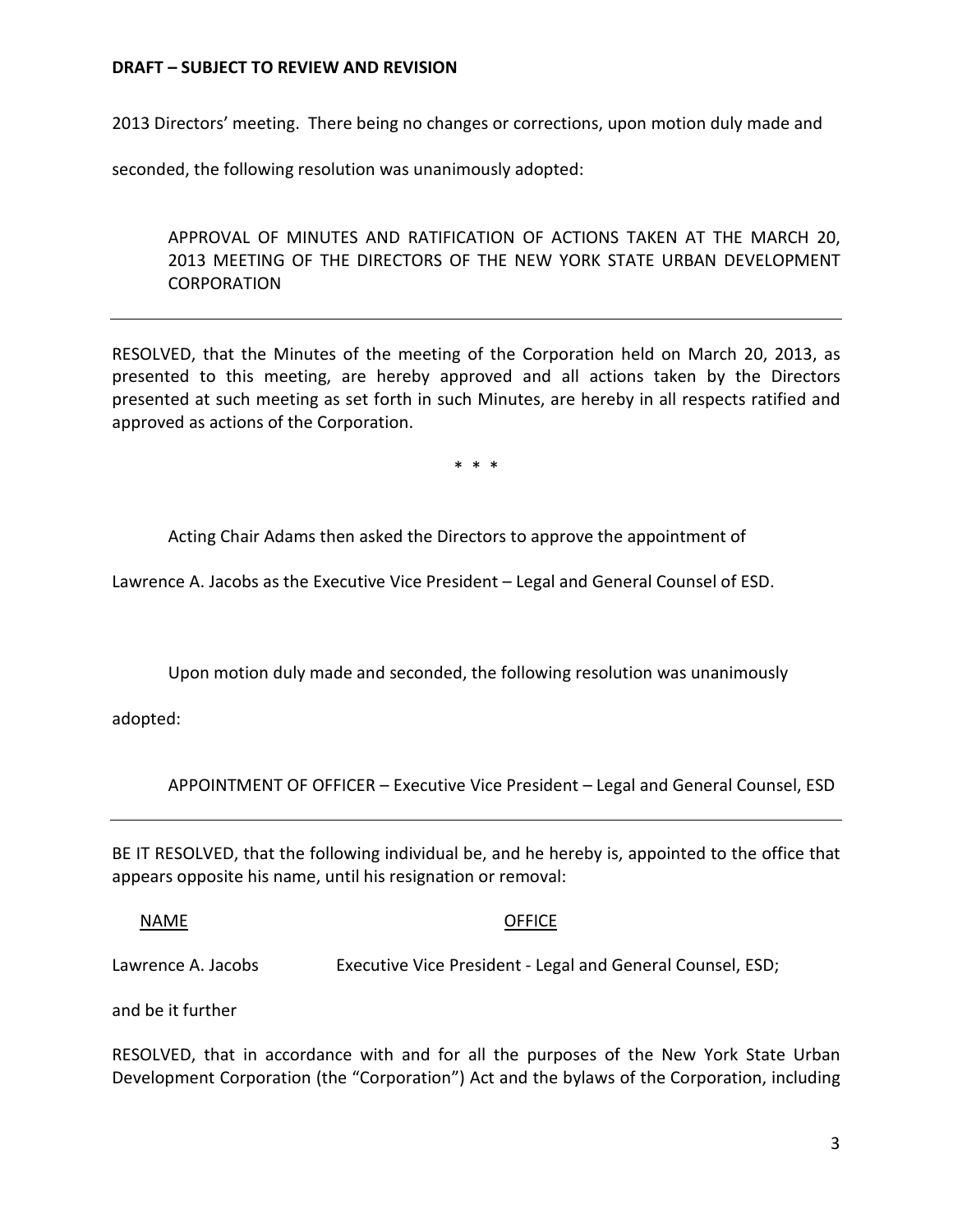**DRAFT – SUBJECT TO REVIEW AND REVISION**

2013 Directors' meeting. There being no changes or corrections, upon motion duly made and seconded, the following resolution was unanimously adopted:

APPROVAL OF MINUTES AND RATIFICATION OF ACTIONS TAKEN AT THE MARCH 20, 2013 MEETING OF THE DIRECTORS OF THE NEW YORK STATE URBAN DEVELOPMENT CORPORATION

---

RESOLVED, that the Minutes of the meeting of the Corporation held on March 20, 2013, as presented to this meeting, are hereby approved and all actions taken by the Directors presented at such meeting as set forth in such Minutes, are hereby in all respects ratified and approved as actions of the Corporation.

\* \* \*

Acting Chair Adams then asked the Directors to approve the appointment of Lawrence A. Jacobs as the Executive Vice President – Legal and General Counsel of ESD.

Upon motion duly made and seconded, the following resolution was unanimously adopted:

APPOINTMENT OF OFFICER – Executive Vice President – Legal and General Counsel, ESD

---

BE IT RESOLVED, that the following individual be, and he hereby is, appointed to the office that appears opposite his name, until his resignation or removal:

| NAME | OFFICE |
| --- | --- |
| Lawrence A. Jacobs | Executive Vice President - Legal and General Counsel, ESD; |

and be it further

RESOLVED, that in accordance with and for all the purposes of the New York State Urban Development Corporation (the "Corporation") Act and the bylaws of the Corporation, including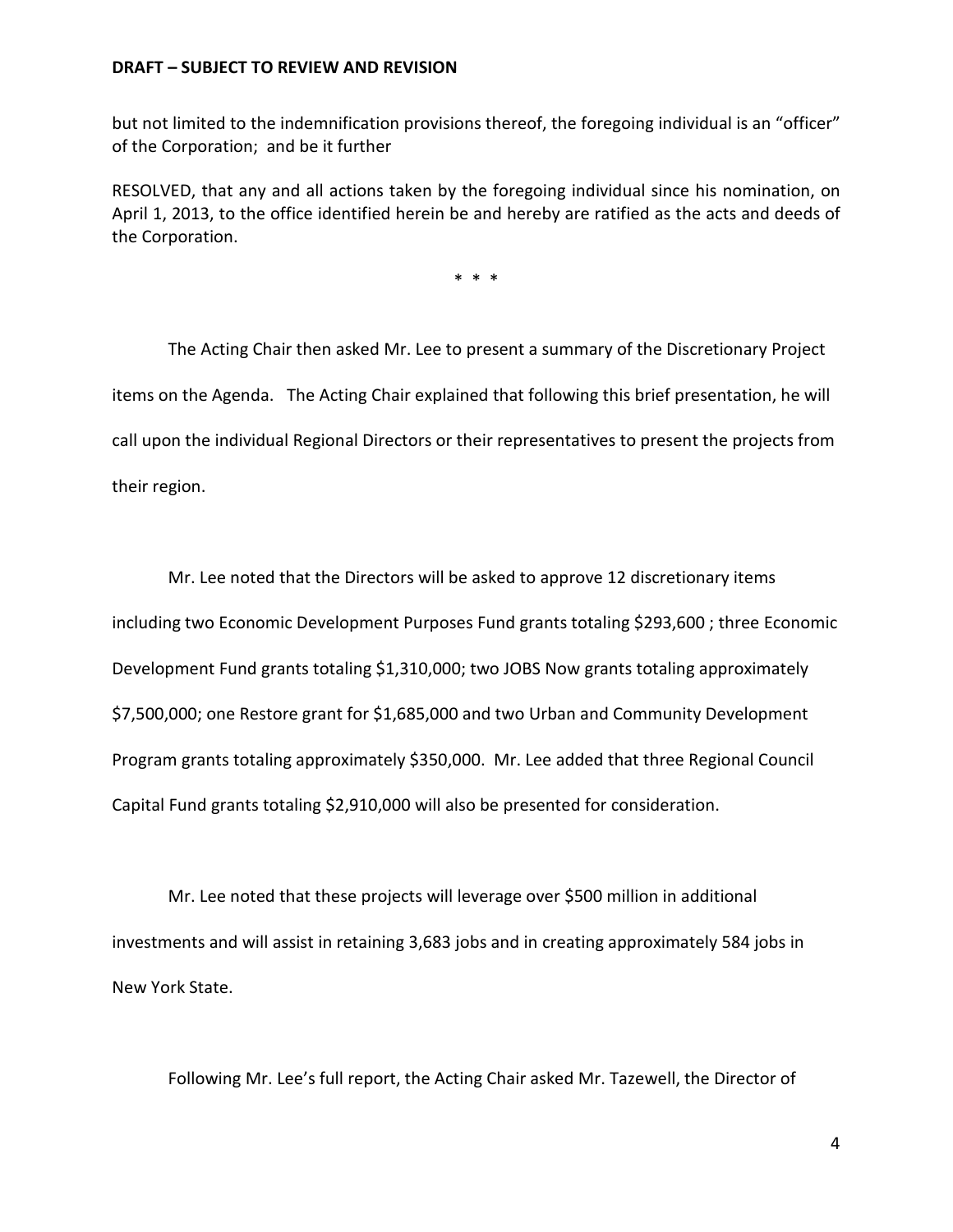**DRAFT – SUBJECT TO REVIEW AND REVISION**

but not limited to the indemnification provisions thereof, the foregoing individual is an "officer" of the Corporation; and be it further

RESOLVED, that any and all actions taken by the foregoing individual since his nomination, on April 1, 2013, to the office identified herein be and hereby are ratified as the acts and deeds of the Corporation.

\* \* \*

The Acting Chair then asked Mr. Lee to present a summary of the Discretionary Project items on the Agenda. The Acting Chair explained that following this brief presentation, he will call upon the individual Regional Directors or their representatives to present the projects from their region.

Mr. Lee noted that the Directors will be asked to approve 12 discretionary items including two Economic Development Purposes Fund grants totaling $293,600 ; three Economic Development Fund grants totaling $1,310,000; two JOBS Now grants totaling approximately $7,500,000; one Restore grant for $1,685,000 and two Urban and Community Development Program grants totaling approximately $350,000. Mr. Lee added that three Regional Council Capital Fund grants totaling $2,910,000 will also be presented for consideration.

Mr. Lee noted that these projects will leverage over $500 million in additional investments and will assist in retaining 3,683 jobs and in creating approximately 584 jobs in New York State.

Following Mr. Lee's full report, the Acting Chair asked Mr. Tazewell, the Director of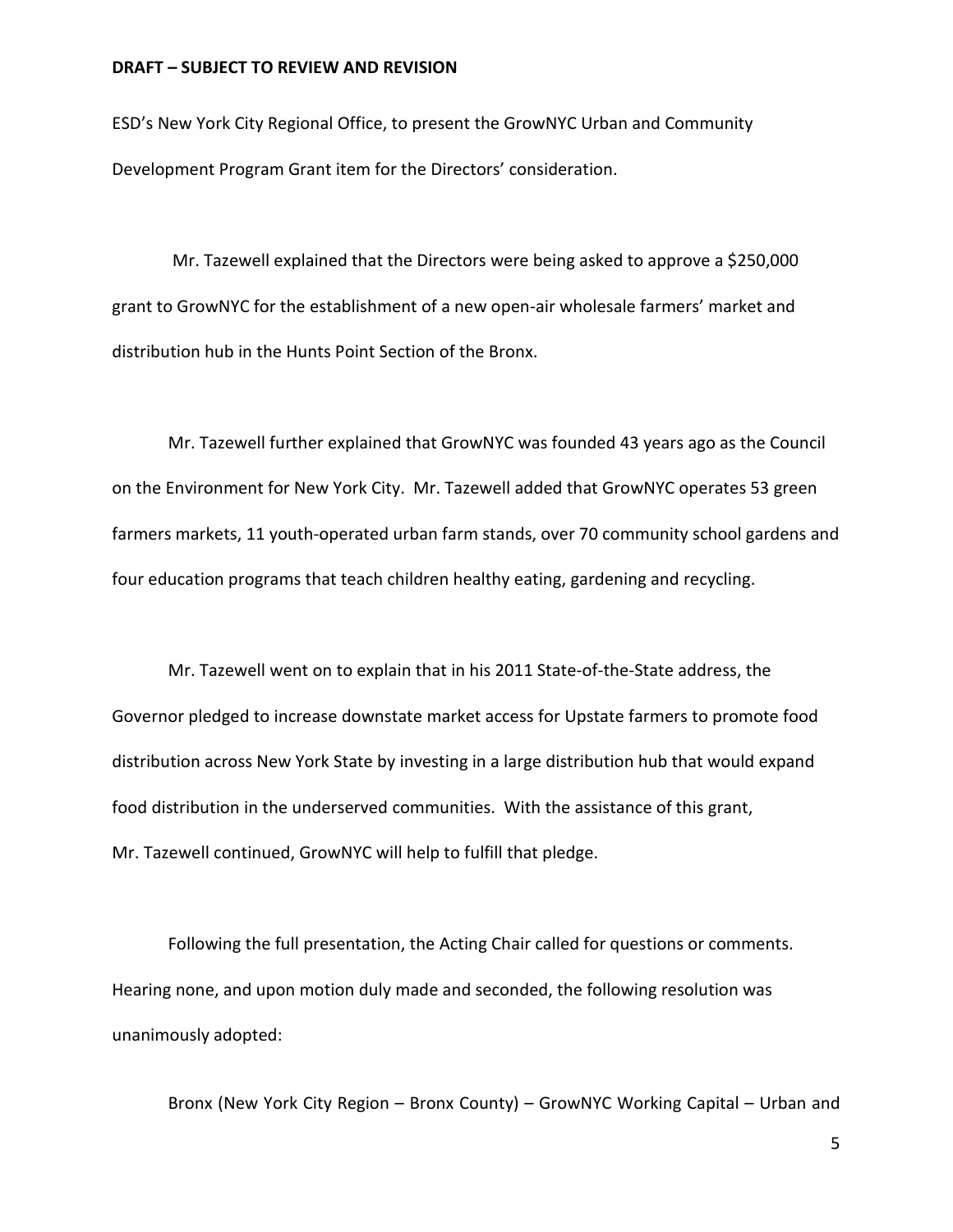**DRAFT – SUBJECT TO REVIEW AND REVISION**

ESD's New York City Regional Office, to present the GrowNYC Urban and Community Development Program Grant item for the Directors' consideration.

Mr. Tazewell explained that the Directors were being asked to approve a $250,000 grant to GrowNYC for the establishment of a new open-air wholesale farmers' market and distribution hub in the Hunts Point Section of the Bronx.

Mr. Tazewell further explained that GrowNYC was founded 43 years ago as the Council on the Environment for New York City. Mr. Tazewell added that GrowNYC operates 53 green farmers markets, 11 youth-operated urban farm stands, over 70 community school gardens and four education programs that teach children healthy eating, gardening and recycling.

Mr. Tazewell went on to explain that in his 2011 State-of-the-State address, the Governor pledged to increase downstate market access for Upstate farmers to promote food distribution across New York State by investing in a large distribution hub that would expand food distribution in the underserved communities. With the assistance of this grant, Mr. Tazewell continued, GrowNYC will help to fulfill that pledge.

Following the full presentation, the Acting Chair called for questions or comments. Hearing none, and upon motion duly made and seconded, the following resolution was unanimously adopted:

Bronx (New York City Region – Bronx County) – GrowNYC Working Capital – Urban and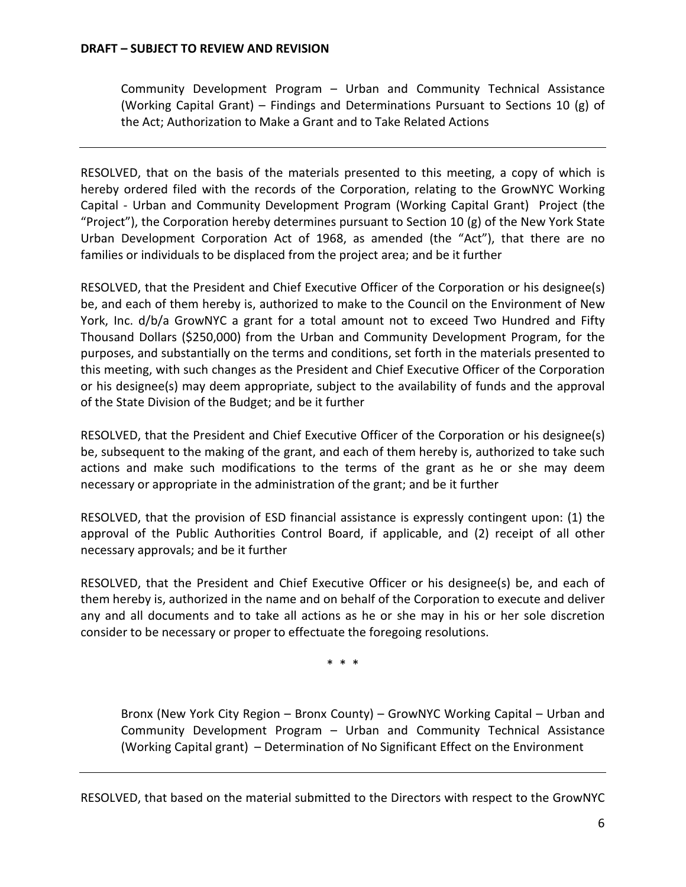**DRAFT – SUBJECT TO REVIEW AND REVISION**

Community Development Program – Urban and Community Technical Assistance (Working Capital Grant) – Findings and Determinations Pursuant to Sections 10 (g) of the Act; Authorization to Make a Grant and to Take Related Actions

---

RESOLVED, that on the basis of the materials presented to this meeting, a copy of which is hereby ordered filed with the records of the Corporation, relating to the GrowNYC Working Capital - Urban and Community Development Program (Working Capital Grant) Project (the "Project"), the Corporation hereby determines pursuant to Section 10 (g) of the New York State Urban Development Corporation Act of 1968, as amended (the "Act"), that there are no families or individuals to be displaced from the project area; and be it further

RESOLVED, that the President and Chief Executive Officer of the Corporation or his designee(s) be, and each of them hereby is, authorized to make to the Council on the Environment of New York, Inc. d/b/a GrowNYC a grant for a total amount not to exceed Two Hundred and Fifty Thousand Dollars ($250,000) from the Urban and Community Development Program, for the purposes, and substantially on the terms and conditions, set forth in the materials presented to this meeting, with such changes as the President and Chief Executive Officer of the Corporation or his designee(s) may deem appropriate, subject to the availability of funds and the approval of the State Division of the Budget; and be it further

RESOLVED, that the President and Chief Executive Officer of the Corporation or his designee(s) be, subsequent to the making of the grant, and each of them hereby is, authorized to take such actions and make such modifications to the terms of the grant as he or she may deem necessary or appropriate in the administration of the grant; and be it further

RESOLVED, that the provision of ESD financial assistance is expressly contingent upon: (1) the approval of the Public Authorities Control Board, if applicable, and (2) receipt of all other necessary approvals; and be it further

RESOLVED, that the President and Chief Executive Officer or his designee(s) be, and each of them hereby is, authorized in the name and on behalf of the Corporation to execute and deliver any and all documents and to take all actions as he or she may in his or her sole discretion consider to be necessary or proper to effectuate the foregoing resolutions.

\* \* \*

Bronx (New York City Region – Bronx County) – GrowNYC Working Capital – Urban and Community Development Program – Urban and Community Technical Assistance (Working Capital grant) – Determination of No Significant Effect on the Environment

---

RESOLVED, that based on the material submitted to the Directors with respect to the GrowNYC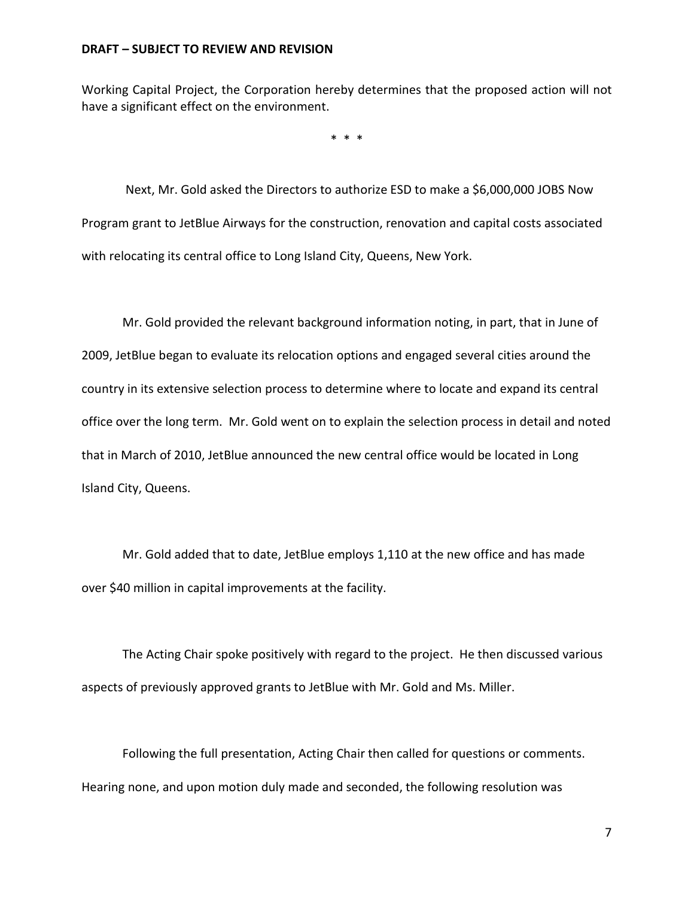Working Capital Project, the Corporation hereby determines that the proposed action will not have a significant effect on the environment.

\* \* \*

Next, Mr. Gold asked the Directors to authorize ESD to make a $6,000,000 JOBS Now Program grant to JetBlue Airways for the construction, renovation and capital costs associated with relocating its central office to Long Island City, Queens, New York.

Mr. Gold provided the relevant background information noting, in part, that in June of 2009, JetBlue began to evaluate its relocation options and engaged several cities around the country in its extensive selection process to determine where to locate and expand its central office over the long term. Mr. Gold went on to explain the selection process in detail and noted that in March of 2010, JetBlue announced the new central office would be located in Long Island City, Queens.

Mr. Gold added that to date, JetBlue employs 1,110 at the new office and has made over $40 million in capital improvements at the facility.

The Acting Chair spoke positively with regard to the project. He then discussed various aspects of previously approved grants to JetBlue with Mr. Gold and Ms. Miller.

Following the full presentation, Acting Chair then called for questions or comments. Hearing none, and upon motion duly made and seconded, the following resolution was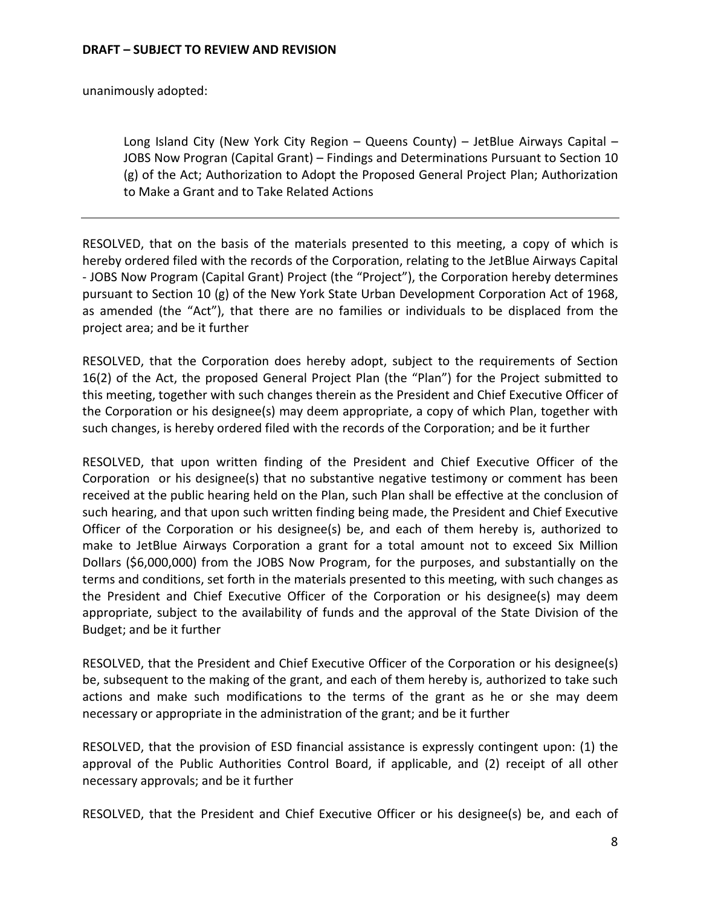unanimously adopted:

> Long Island City (New York City Region – Queens County) – JetBlue Airways Capital – JOBS Now Progran (Capital Grant) – Findings and Determinations Pursuant to Section 10 (g) of the Act; Authorization to Adopt the Proposed General Project Plan; Authorization to Make a Grant and to Take Related Actions

---

RESOLVED, that on the basis of the materials presented to this meeting, a copy of which is hereby ordered filed with the records of the Corporation, relating to the JetBlue Airways Capital - JOBS Now Program (Capital Grant) Project (the "Project"), the Corporation hereby determines pursuant to Section 10 (g) of the New York State Urban Development Corporation Act of 1968, as amended (the "Act"), that there are no families or individuals to be displaced from the project area; and be it further

RESOLVED, that the Corporation does hereby adopt, subject to the requirements of Section 16(2) of the Act, the proposed General Project Plan (the "Plan") for the Project submitted to this meeting, together with such changes therein as the President and Chief Executive Officer of the Corporation or his designee(s) may deem appropriate, a copy of which Plan, together with such changes, is hereby ordered filed with the records of the Corporation; and be it further

RESOLVED, that upon written finding of the President and Chief Executive Officer of the Corporation or his designee(s) that no substantive negative testimony or comment has been received at the public hearing held on the Plan, such Plan shall be effective at the conclusion of such hearing, and that upon such written finding being made, the President and Chief Executive Officer of the Corporation or his designee(s) be, and each of them hereby is, authorized to make to JetBlue Airways Corporation a grant for a total amount not to exceed Six Million Dollars ($6,000,000) from the JOBS Now Program, for the purposes, and substantially on the terms and conditions, set forth in the materials presented to this meeting, with such changes as the President and Chief Executive Officer of the Corporation or his designee(s) may deem appropriate, subject to the availability of funds and the approval of the State Division of the Budget; and be it further

RESOLVED, that the President and Chief Executive Officer of the Corporation or his designee(s) be, subsequent to the making of the grant, and each of them hereby is, authorized to take such actions and make such modifications to the terms of the grant as he or she may deem necessary or appropriate in the administration of the grant; and be it further

RESOLVED, that the provision of ESD financial assistance is expressly contingent upon: (1) the approval of the Public Authorities Control Board, if applicable, and (2) receipt of all other necessary approvals; and be it further

RESOLVED, that the President and Chief Executive Officer or his designee(s) be, and each of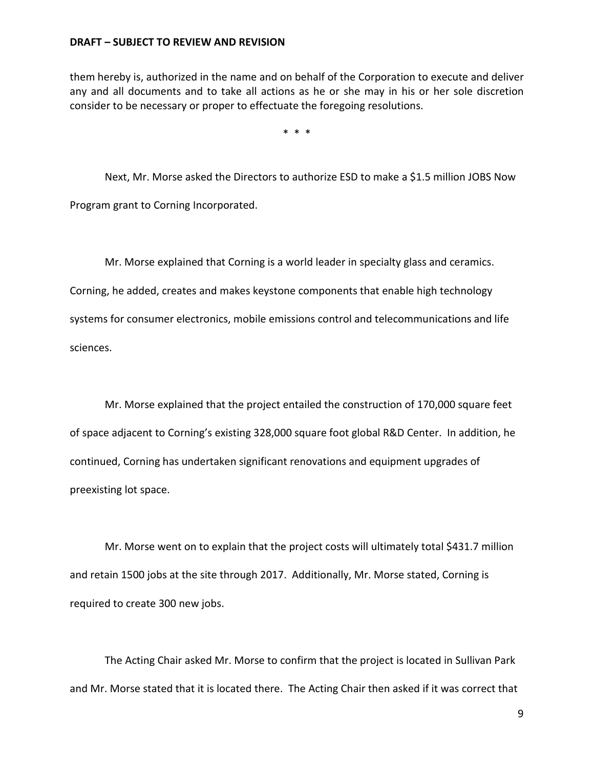them hereby is, authorized in the name and on behalf of the Corporation to execute and deliver any and all documents and to take all actions as he or she may in his or her sole discretion consider to be necessary or proper to effectuate the foregoing resolutions.

\* \* \*

Next, Mr. Morse asked the Directors to authorize ESD to make a $1.5 million JOBS Now Program grant to Corning Incorporated.

Mr. Morse explained that Corning is a world leader in specialty glass and ceramics. Corning, he added, creates and makes keystone components that enable high technology systems for consumer electronics, mobile emissions control and telecommunications and life sciences.

Mr. Morse explained that the project entailed the construction of 170,000 square feet of space adjacent to Corning's existing 328,000 square foot global R&D Center. In addition, he continued, Corning has undertaken significant renovations and equipment upgrades of preexisting lot space.

Mr. Morse went on to explain that the project costs will ultimately total $431.7 million and retain 1500 jobs at the site through 2017. Additionally, Mr. Morse stated, Corning is required to create 300 new jobs.

The Acting Chair asked Mr. Morse to confirm that the project is located in Sullivan Park and Mr. Morse stated that it is located there. The Acting Chair then asked if it was correct that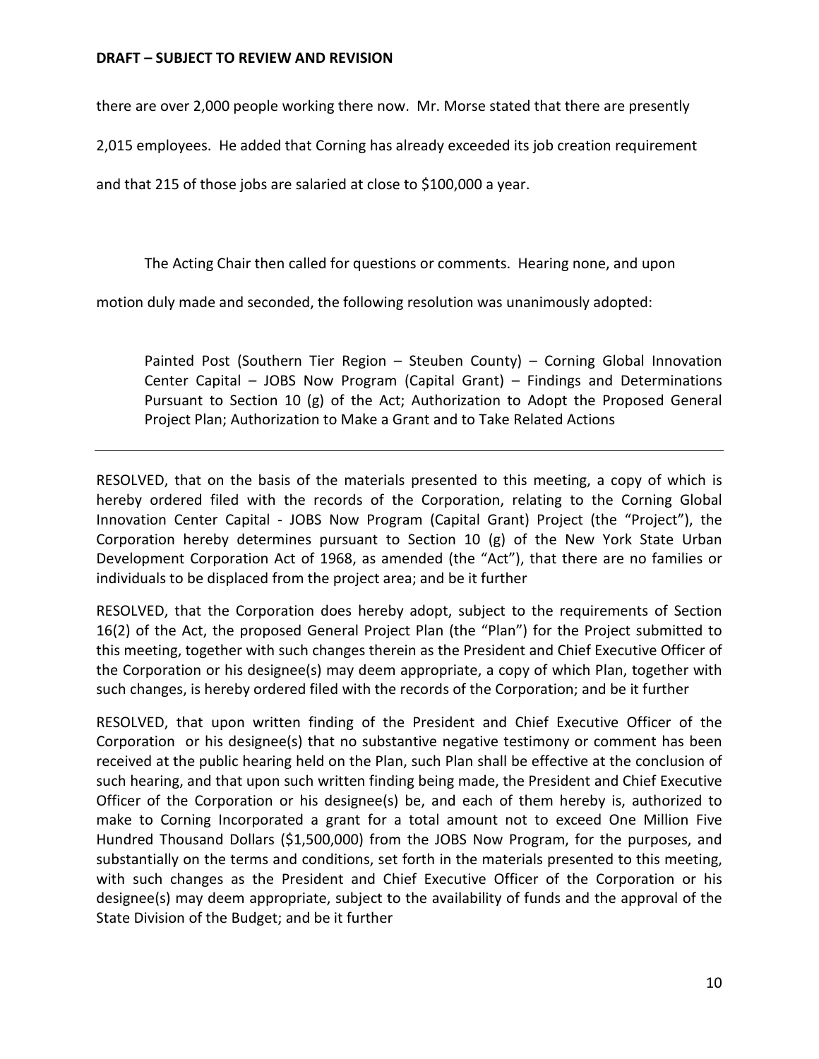there are over 2,000 people working there now. Mr. Morse stated that there are presently 2,015 employees. He added that Corning has already exceeded its job creation requirement and that 215 of those jobs are salaried at close to $100,000 a year.

The Acting Chair then called for questions or comments. Hearing none, and upon motion duly made and seconded, the following resolution was unanimously adopted:

Painted Post (Southern Tier Region – Steuben County) – Corning Global Innovation Center Capital – JOBS Now Program (Capital Grant) – Findings and Determinations Pursuant to Section 10 (g) of the Act; Authorization to Adopt the Proposed General Project Plan; Authorization to Make a Grant and to Take Related Actions

---

RESOLVED, that on the basis of the materials presented to this meeting, a copy of which is hereby ordered filed with the records of the Corporation, relating to the Corning Global Innovation Center Capital - JOBS Now Program (Capital Grant) Project (the "Project"), the Corporation hereby determines pursuant to Section 10 (g) of the New York State Urban Development Corporation Act of 1968, as amended (the "Act"), that there are no families or individuals to be displaced from the project area; and be it further

RESOLVED, that the Corporation does hereby adopt, subject to the requirements of Section 16(2) of the Act, the proposed General Project Plan (the "Plan") for the Project submitted to this meeting, together with such changes therein as the President and Chief Executive Officer of the Corporation or his designee(s) may deem appropriate, a copy of which Plan, together with such changes, is hereby ordered filed with the records of the Corporation; and be it further

RESOLVED, that upon written finding of the President and Chief Executive Officer of the Corporation or his designee(s) that no substantive negative testimony or comment has been received at the public hearing held on the Plan, such Plan shall be effective at the conclusion of such hearing, and that upon such written finding being made, the President and Chief Executive Officer of the Corporation or his designee(s) be, and each of them hereby is, authorized to make to Corning Incorporated a grant for a total amount not to exceed One Million Five Hundred Thousand Dollars ($1,500,000) from the JOBS Now Program, for the purposes, and substantially on the terms and conditions, set forth in the materials presented to this meeting, with such changes as the President and Chief Executive Officer of the Corporation or his designee(s) may deem appropriate, subject to the availability of funds and the approval of the State Division of the Budget; and be it further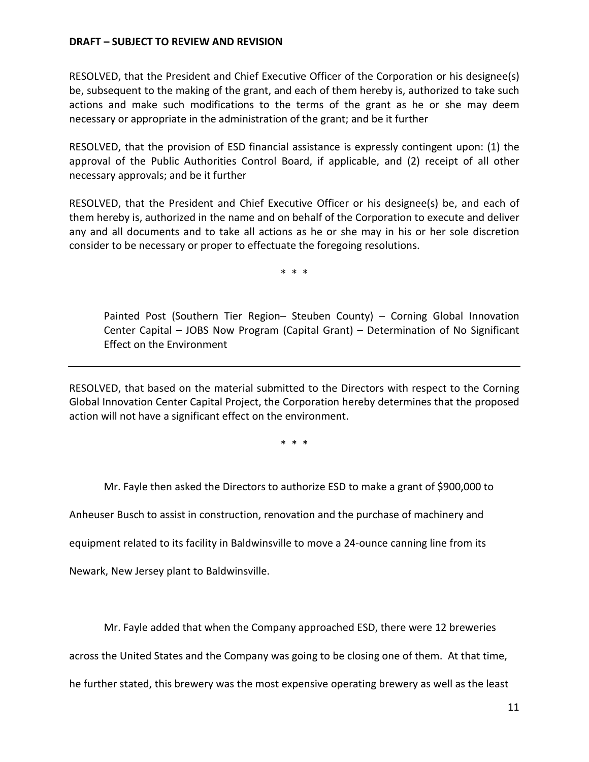**DRAFT – SUBJECT TO REVIEW AND REVISION**

RESOLVED, that the President and Chief Executive Officer of the Corporation or his designee(s) be, subsequent to the making of the grant, and each of them hereby is, authorized to take such actions and make such modifications to the terms of the grant as he or she may deem necessary or appropriate in the administration of the grant; and be it further

RESOLVED, that the provision of ESD financial assistance is expressly contingent upon: (1) the approval of the Public Authorities Control Board, if applicable, and (2) receipt of all other necessary approvals; and be it further

RESOLVED, that the President and Chief Executive Officer or his designee(s) be, and each of them hereby is, authorized in the name and on behalf of the Corporation to execute and deliver any and all documents and to take all actions as he or she may in his or her sole discretion consider to be necessary or proper to effectuate the foregoing resolutions.

\* \* \*

Painted Post (Southern Tier Region– Steuben County) – Corning Global Innovation Center Capital – JOBS Now Program (Capital Grant) – Determination of No Significant Effect on the Environment

---

RESOLVED, that based on the material submitted to the Directors with respect to the Corning Global Innovation Center Capital Project, the Corporation hereby determines that the proposed action will not have a significant effect on the environment.

\* \* \*

Mr. Fayle then asked the Directors to authorize ESD to make a grant of $900,000 to Anheuser Busch to assist in construction, renovation and the purchase of machinery and equipment related to its facility in Baldwinsville to move a 24-ounce canning line from its Newark, New Jersey plant to Baldwinsville.

Mr. Fayle added that when the Company approached ESD, there were 12 breweries across the United States and the Company was going to be closing one of them. At that time, he further stated, this brewery was the most expensive operating brewery as well as the least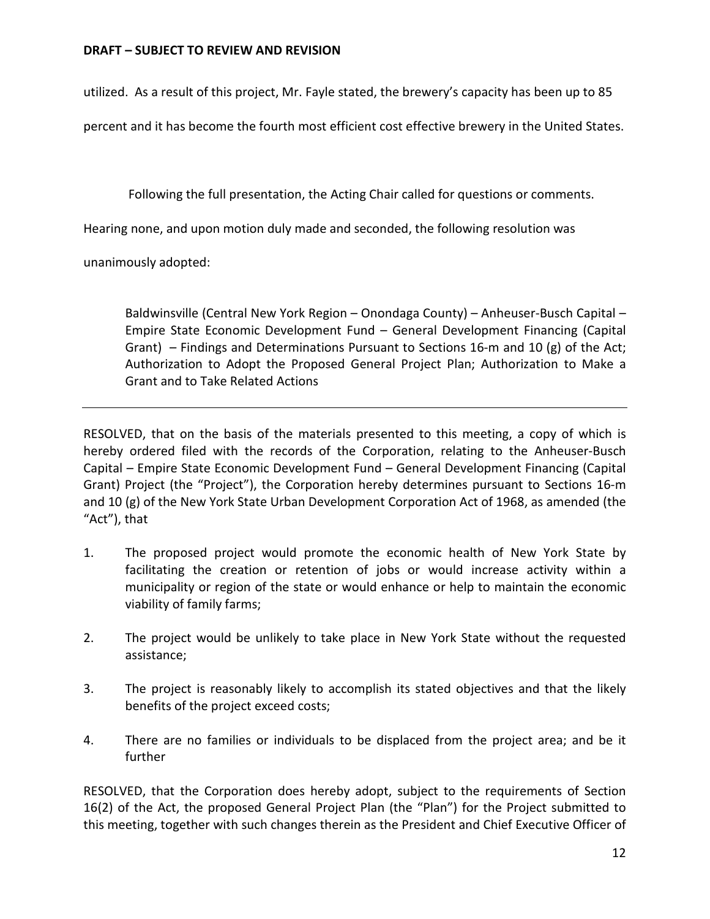**DRAFT – SUBJECT TO REVIEW AND REVISION**

utilized. As a result of this project, Mr. Fayle stated, the brewery's capacity has been up to 85 percent and it has become the fourth most efficient cost effective brewery in the United States.

Following the full presentation, the Acting Chair called for questions or comments. Hearing none, and upon motion duly made and seconded, the following resolution was unanimously adopted:

> Baldwinsville (Central New York Region – Onondaga County) – Anheuser-Busch Capital – Empire State Economic Development Fund – General Development Financing (Capital Grant) – Findings and Determinations Pursuant to Sections 16-m and 10 (g) of the Act; Authorization to Adopt the Proposed General Project Plan; Authorization to Make a Grant and to Take Related Actions

---

RESOLVED, that on the basis of the materials presented to this meeting, a copy of which is hereby ordered filed with the records of the Corporation, relating to the Anheuser-Busch Capital – Empire State Economic Development Fund – General Development Financing (Capital Grant) Project (the "Project"), the Corporation hereby determines pursuant to Sections 16-m and 10 (g) of the New York State Urban Development Corporation Act of 1968, as amended (the "Act"), that

1. The proposed project would promote the economic health of New York State by facilitating the creation or retention of jobs or would increase activity within a municipality or region of the state or would enhance or help to maintain the economic viability of family farms;

2. The project would be unlikely to take place in New York State without the requested assistance;

3. The project is reasonably likely to accomplish its stated objectives and that the likely benefits of the project exceed costs;

4. There are no families or individuals to be displaced from the project area; and be it further

RESOLVED, that the Corporation does hereby adopt, subject to the requirements of Section 16(2) of the Act, the proposed General Project Plan (the "Plan") for the Project submitted to this meeting, together with such changes therein as the President and Chief Executive Officer of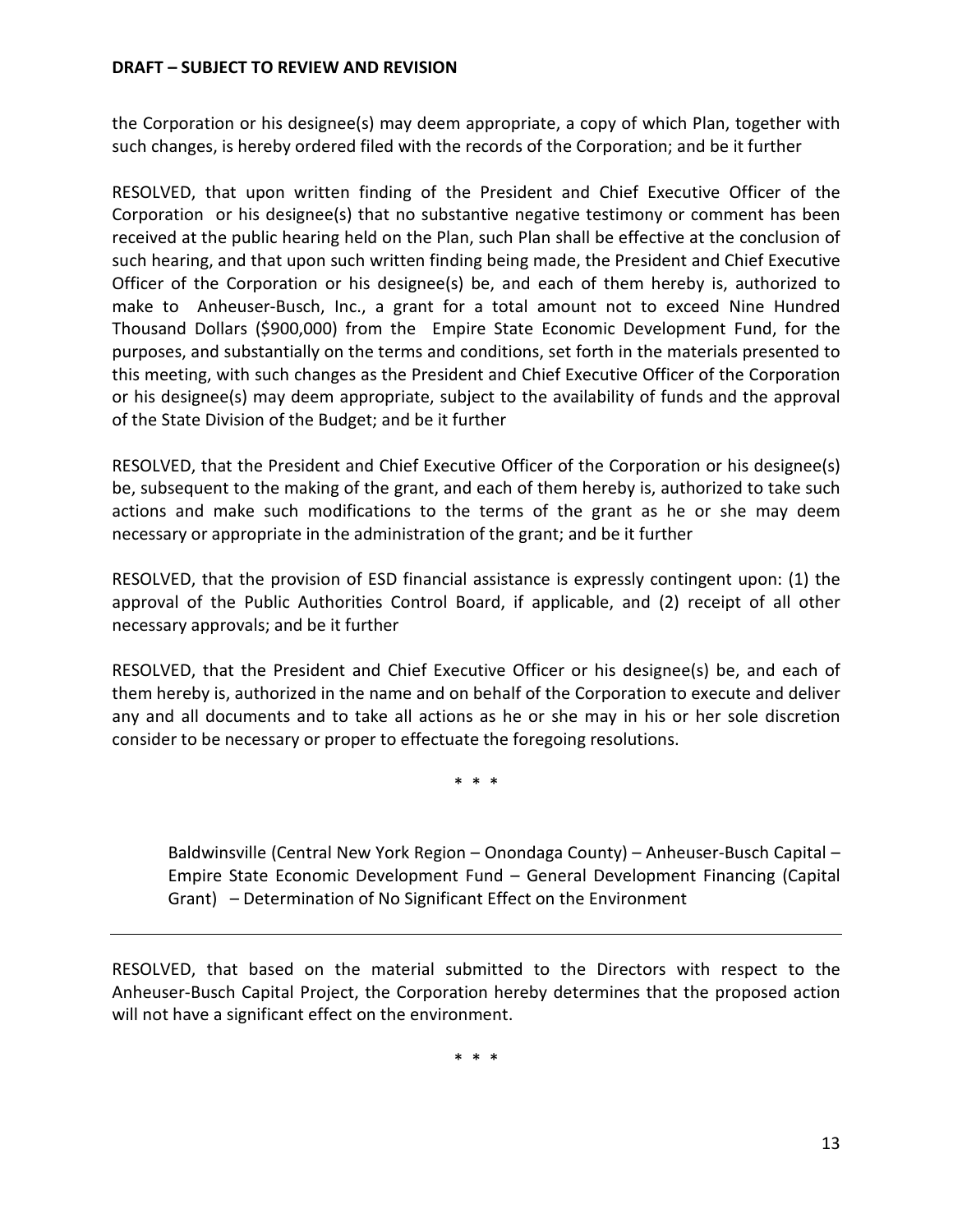the Corporation or his designee(s) may deem appropriate, a copy of which Plan, together with such changes, is hereby ordered filed with the records of the Corporation; and be it further

RESOLVED, that upon written finding of the President and Chief Executive Officer of the Corporation or his designee(s) that no substantive negative testimony or comment has been received at the public hearing held on the Plan, such Plan shall be effective at the conclusion of such hearing, and that upon such written finding being made, the President and Chief Executive Officer of the Corporation or his designee(s) be, and each of them hereby is, authorized to make to Anheuser-Busch, Inc., a grant for a total amount not to exceed Nine Hundred Thousand Dollars ($900,000) from the Empire State Economic Development Fund, for the purposes, and substantially on the terms and conditions, set forth in the materials presented to this meeting, with such changes as the President and Chief Executive Officer of the Corporation or his designee(s) may deem appropriate, subject to the availability of funds and the approval of the State Division of the Budget; and be it further

RESOLVED, that the President and Chief Executive Officer of the Corporation or his designee(s) be, subsequent to the making of the grant, and each of them hereby is, authorized to take such actions and make such modifications to the terms of the grant as he or she may deem necessary or appropriate in the administration of the grant; and be it further

RESOLVED, that the provision of ESD financial assistance is expressly contingent upon: (1) the approval of the Public Authorities Control Board, if applicable, and (2) receipt of all other necessary approvals; and be it further

RESOLVED, that the President and Chief Executive Officer or his designee(s) be, and each of them hereby is, authorized in the name and on behalf of the Corporation to execute and deliver any and all documents and to take all actions as he or she may in his or her sole discretion consider to be necessary or proper to effectuate the foregoing resolutions.

\* \* \*

Baldwinsville (Central New York Region – Onondaga County) – Anheuser-Busch Capital – Empire State Economic Development Fund – General Development Financing (Capital Grant) – Determination of No Significant Effect on the Environment

---

RESOLVED, that based on the material submitted to the Directors with respect to the Anheuser-Busch Capital Project, the Corporation hereby determines that the proposed action will not have a significant effect on the environment.

\* \* \*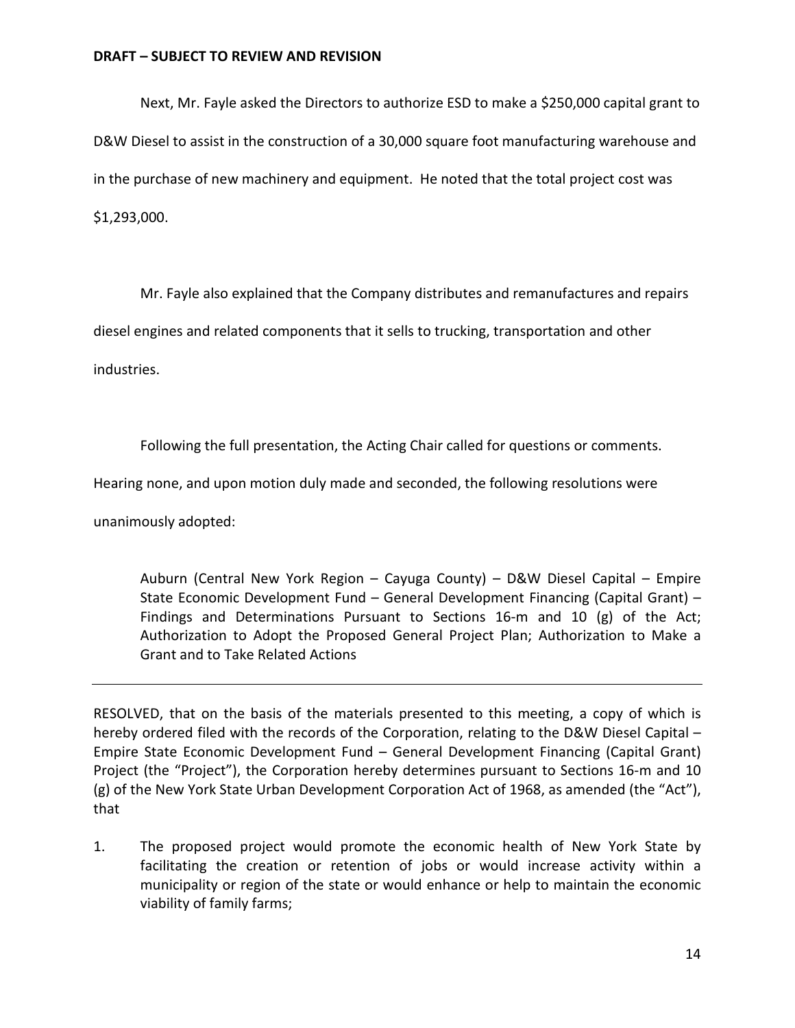**DRAFT – SUBJECT TO REVIEW AND REVISION**

Next, Mr. Fayle asked the Directors to authorize ESD to make a $250,000 capital grant to D&W Diesel to assist in the construction of a 30,000 square foot manufacturing warehouse and in the purchase of new machinery and equipment. He noted that the total project cost was $1,293,000.

Mr. Fayle also explained that the Company distributes and remanufactures and repairs diesel engines and related components that it sells to trucking, transportation and other industries.

Following the full presentation, the Acting Chair called for questions or comments. Hearing none, and upon motion duly made and seconded, the following resolutions were unanimously adopted:

> Auburn (Central New York Region – Cayuga County) – D&W Diesel Capital – Empire State Economic Development Fund – General Development Financing (Capital Grant) – Findings and Determinations Pursuant to Sections 16-m and 10 (g) of the Act; Authorization to Adopt the Proposed General Project Plan; Authorization to Make a Grant and to Take Related Actions

---

RESOLVED, that on the basis of the materials presented to this meeting, a copy of which is hereby ordered filed with the records of the Corporation, relating to the D&W Diesel Capital – Empire State Economic Development Fund – General Development Financing (Capital Grant) Project (the "Project"), the Corporation hereby determines pursuant to Sections 16-m and 10 (g) of the New York State Urban Development Corporation Act of 1968, as amended (the "Act"), that

1. The proposed project would promote the economic health of New York State by facilitating the creation or retention of jobs or would increase activity within a municipality or region of the state or would enhance or help to maintain the economic viability of family farms;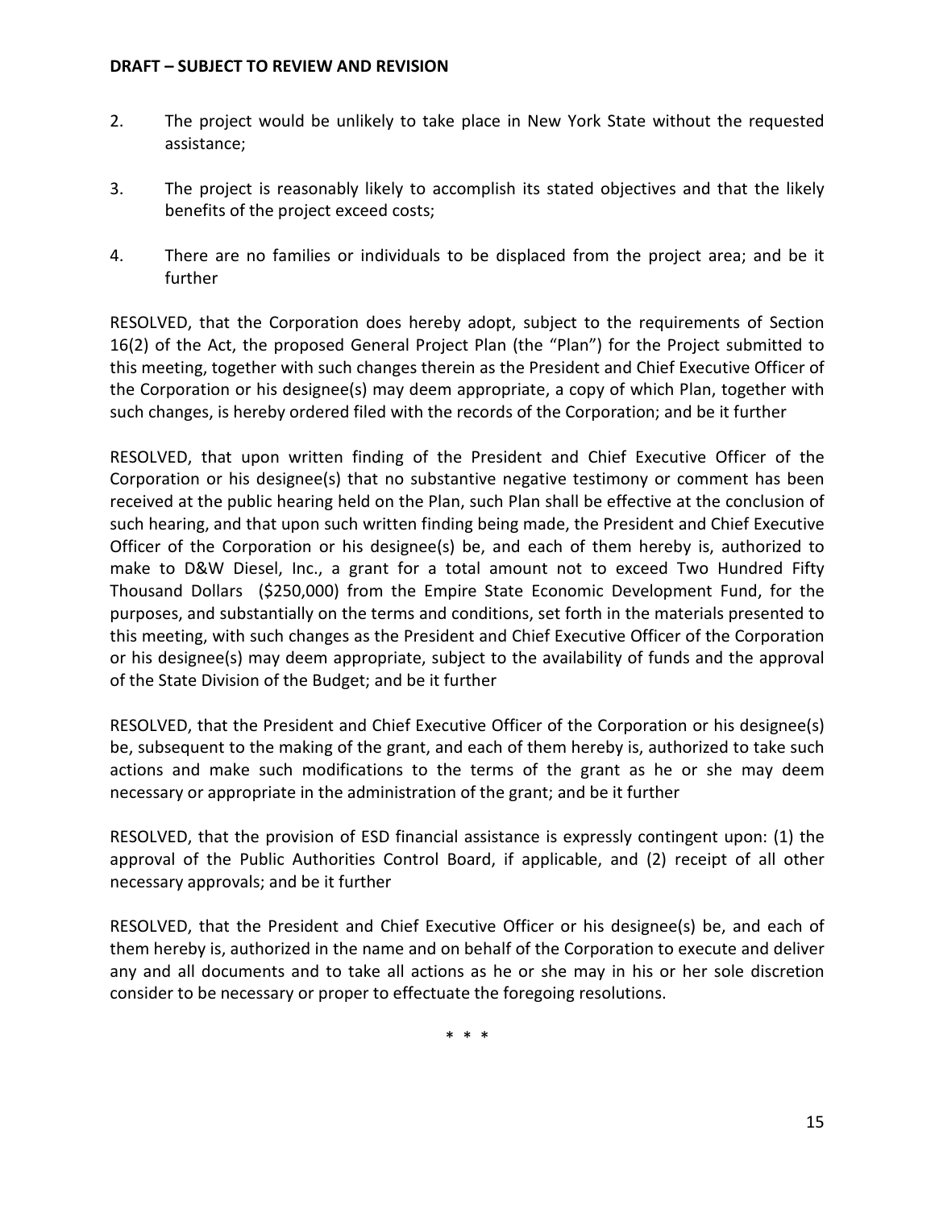2. The project would be unlikely to take place in New York State without the requested assistance;

3. The project is reasonably likely to accomplish its stated objectives and that the likely benefits of the project exceed costs;

4. There are no families or individuals to be displaced from the project area; and be it further

RESOLVED, that the Corporation does hereby adopt, subject to the requirements of Section 16(2) of the Act, the proposed General Project Plan (the "Plan") for the Project submitted to this meeting, together with such changes therein as the President and Chief Executive Officer of the Corporation or his designee(s) may deem appropriate, a copy of which Plan, together with such changes, is hereby ordered filed with the records of the Corporation; and be it further

RESOLVED, that upon written finding of the President and Chief Executive Officer of the Corporation or his designee(s) that no substantive negative testimony or comment has been received at the public hearing held on the Plan, such Plan shall be effective at the conclusion of such hearing, and that upon such written finding being made, the President and Chief Executive Officer of the Corporation or his designee(s) be, and each of them hereby is, authorized to make to D&W Diesel, Inc., a grant for a total amount not to exceed Two Hundred Fifty Thousand Dollars ($250,000) from the Empire State Economic Development Fund, for the purposes, and substantially on the terms and conditions, set forth in the materials presented to this meeting, with such changes as the President and Chief Executive Officer of the Corporation or his designee(s) may deem appropriate, subject to the availability of funds and the approval of the State Division of the Budget; and be it further

RESOLVED, that the President and Chief Executive Officer of the Corporation or his designee(s) be, subsequent to the making of the grant, and each of them hereby is, authorized to take such actions and make such modifications to the terms of the grant as he or she may deem necessary or appropriate in the administration of the grant; and be it further

RESOLVED, that the provision of ESD financial assistance is expressly contingent upon: (1) the approval of the Public Authorities Control Board, if applicable, and (2) receipt of all other necessary approvals; and be it further

RESOLVED, that the President and Chief Executive Officer or his designee(s) be, and each of them hereby is, authorized in the name and on behalf of the Corporation to execute and deliver any and all documents and to take all actions as he or she may in his or her sole discretion consider to be necessary or proper to effectuate the foregoing resolutions.

\* \* \*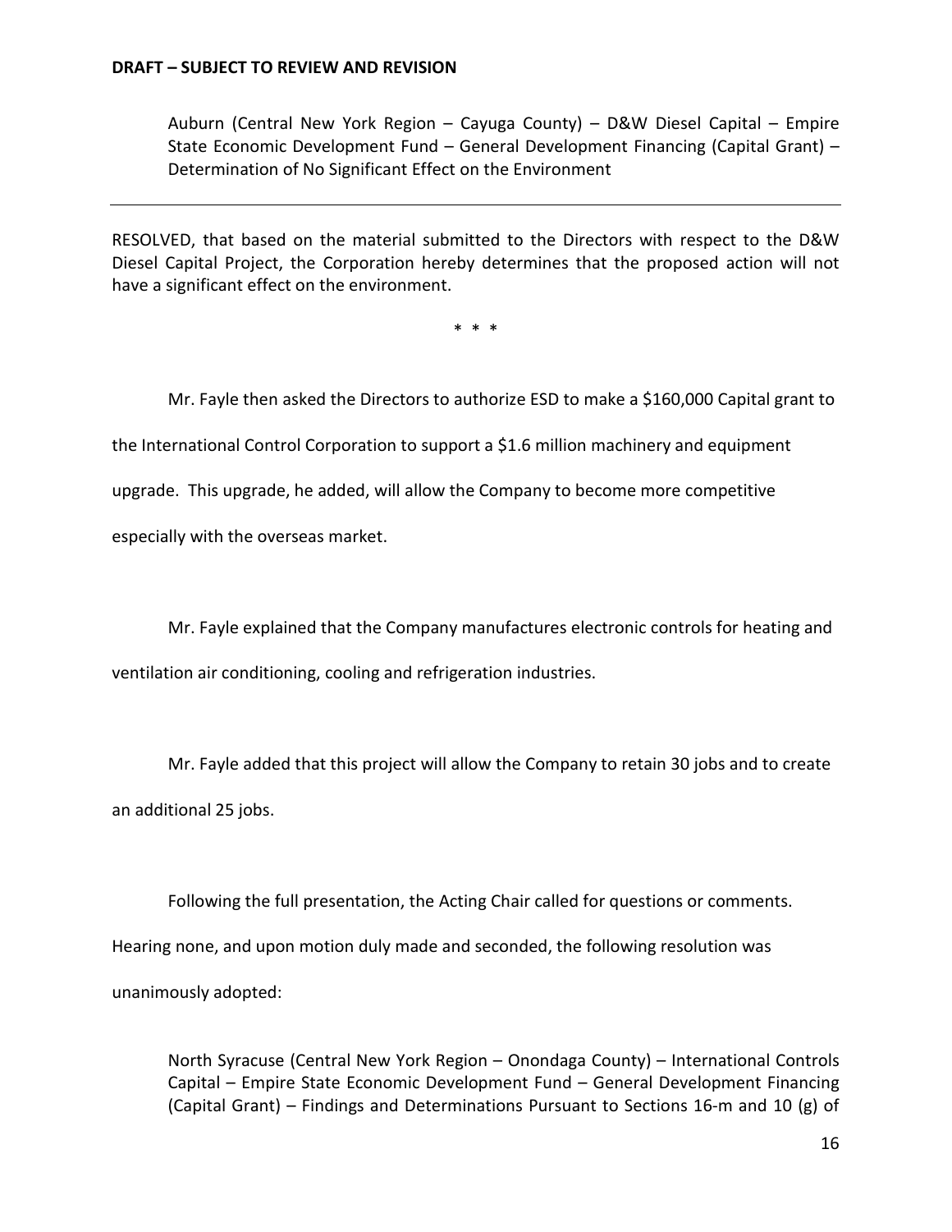**DRAFT – SUBJECT TO REVIEW AND REVISION**

Auburn (Central New York Region – Cayuga County) – D&W Diesel Capital – Empire State Economic Development Fund – General Development Financing (Capital Grant) – Determination of No Significant Effect on the Environment

---

RESOLVED, that based on the material submitted to the Directors with respect to the D&W Diesel Capital Project, the Corporation hereby determines that the proposed action will not have a significant effect on the environment.

\* \* \*

Mr. Fayle then asked the Directors to authorize ESD to make a $160,000 Capital grant to the International Control Corporation to support a $1.6 million machinery and equipment upgrade. This upgrade, he added, will allow the Company to become more competitive especially with the overseas market.

Mr. Fayle explained that the Company manufactures electronic controls for heating and ventilation air conditioning, cooling and refrigeration industries.

Mr. Fayle added that this project will allow the Company to retain 30 jobs and to create an additional 25 jobs.

Following the full presentation, the Acting Chair called for questions or comments. Hearing none, and upon motion duly made and seconded, the following resolution was unanimously adopted:

North Syracuse (Central New York Region – Onondaga County) – International Controls Capital – Empire State Economic Development Fund – General Development Financing (Capital Grant) – Findings and Determinations Pursuant to Sections 16-m and 10 (g) of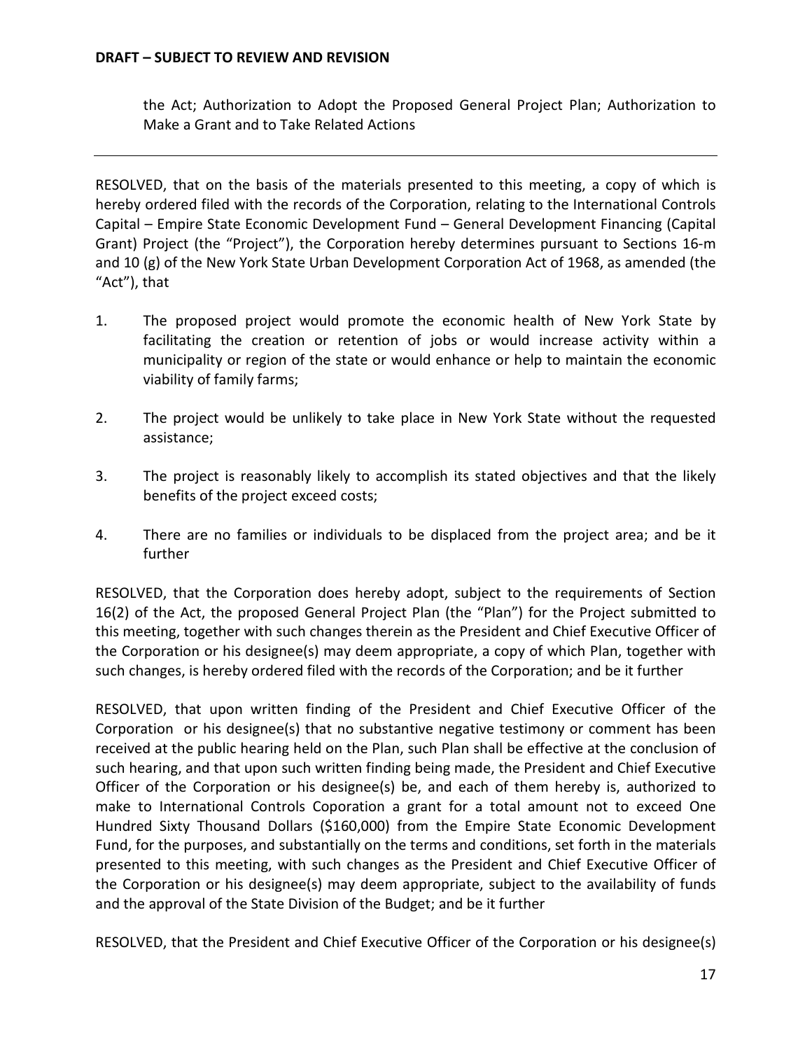the Act; Authorization to Adopt the Proposed General Project Plan; Authorization to Make a Grant and to Take Related Actions

---

RESOLVED, that on the basis of the materials presented to this meeting, a copy of which is hereby ordered filed with the records of the Corporation, relating to the International Controls Capital – Empire State Economic Development Fund – General Development Financing (Capital Grant) Project (the "Project"), the Corporation hereby determines pursuant to Sections 16-m and 10 (g) of the New York State Urban Development Corporation Act of 1968, as amended (the "Act"), that

1. The proposed project would promote the economic health of New York State by facilitating the creation or retention of jobs or would increase activity within a municipality or region of the state or would enhance or help to maintain the economic viability of family farms;

2. The project would be unlikely to take place in New York State without the requested assistance;

3. The project is reasonably likely to accomplish its stated objectives and that the likely benefits of the project exceed costs;

4. There are no families or individuals to be displaced from the project area; and be it further

RESOLVED, that the Corporation does hereby adopt, subject to the requirements of Section 16(2) of the Act, the proposed General Project Plan (the "Plan") for the Project submitted to this meeting, together with such changes therein as the President and Chief Executive Officer of the Corporation or his designee(s) may deem appropriate, a copy of which Plan, together with such changes, is hereby ordered filed with the records of the Corporation; and be it further

RESOLVED, that upon written finding of the President and Chief Executive Officer of the Corporation or his designee(s) that no substantive negative testimony or comment has been received at the public hearing held on the Plan, such Plan shall be effective at the conclusion of such hearing, and that upon such written finding being made, the President and Chief Executive Officer of the Corporation or his designee(s) be, and each of them hereby is, authorized to make to International Controls Coporation a grant for a total amount not to exceed One Hundred Sixty Thousand Dollars ($160,000) from the Empire State Economic Development Fund, for the purposes, and substantially on the terms and conditions, set forth in the materials presented to this meeting, with such changes as the President and Chief Executive Officer of the Corporation or his designee(s) may deem appropriate, subject to the availability of funds and the approval of the State Division of the Budget; and be it further

RESOLVED, that the President and Chief Executive Officer of the Corporation or his designee(s)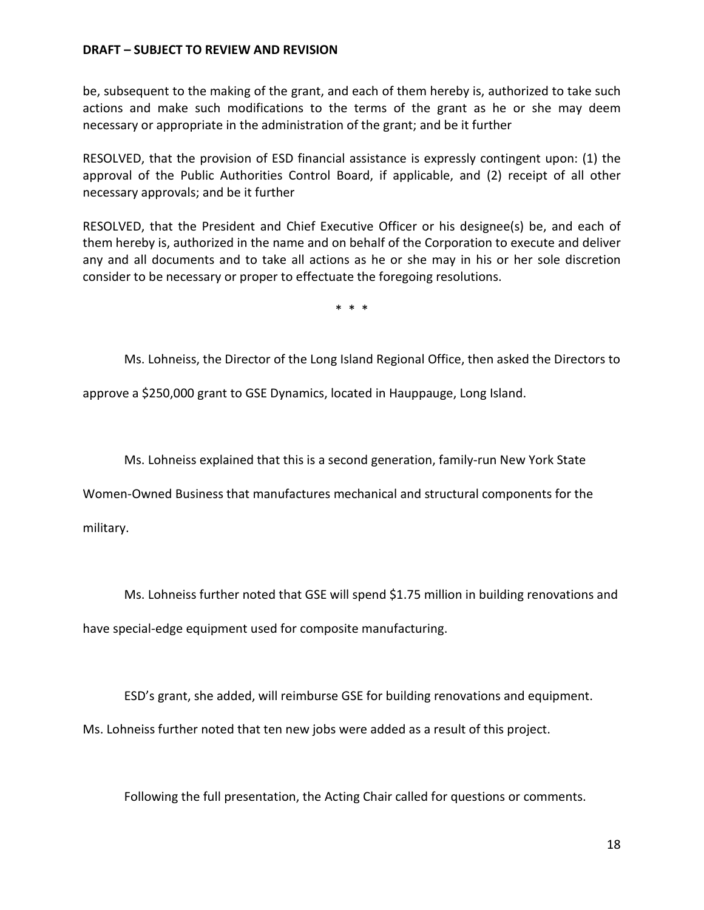be, subsequent to the making of the grant, and each of them hereby is, authorized to take such actions and make such modifications to the terms of the grant as he or she may deem necessary or appropriate in the administration of the grant; and be it further

RESOLVED, that the provision of ESD financial assistance is expressly contingent upon: (1) the approval of the Public Authorities Control Board, if applicable, and (2) receipt of all other necessary approvals; and be it further

RESOLVED, that the President and Chief Executive Officer or his designee(s) be, and each of them hereby is, authorized in the name and on behalf of the Corporation to execute and deliver any and all documents and to take all actions as he or she may in his or her sole discretion consider to be necessary or proper to effectuate the foregoing resolutions.

\* \* \*

Ms. Lohneiss, the Director of the Long Island Regional Office, then asked the Directors to approve a $250,000 grant to GSE Dynamics, located in Hauppauge, Long Island.

Ms. Lohneiss explained that this is a second generation, family-run New York State Women-Owned Business that manufactures mechanical and structural components for the military.

Ms. Lohneiss further noted that GSE will spend $1.75 million in building renovations and have special-edge equipment used for composite manufacturing.

ESD's grant, she added, will reimburse GSE for building renovations and equipment. Ms. Lohneiss further noted that ten new jobs were added as a result of this project.

Following the full presentation, the Acting Chair called for questions or comments.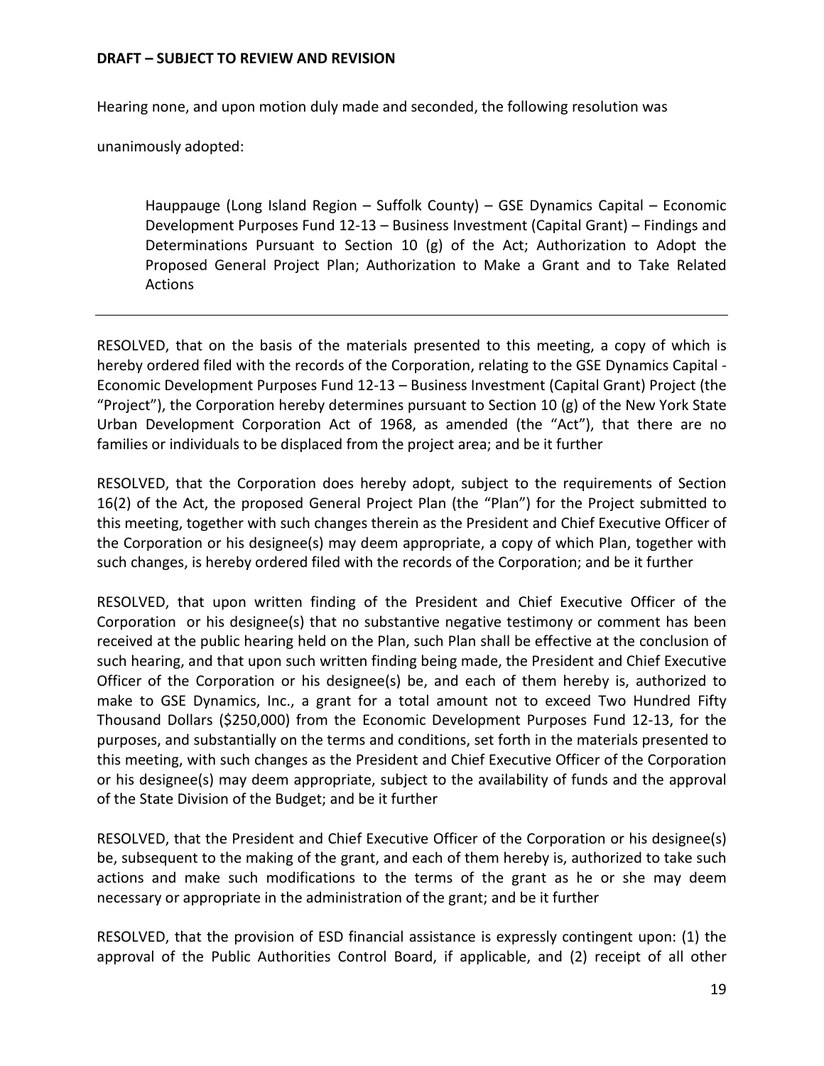**DRAFT – SUBJECT TO REVIEW AND REVISION**

Hearing none, and upon motion duly made and seconded, the following resolution was unanimously adopted:

> Hauppauge (Long Island Region – Suffolk County) – GSE Dynamics Capital – Economic Development Purposes Fund 12-13 – Business Investment (Capital Grant) – Findings and Determinations Pursuant to Section 10 (g) of the Act; Authorization to Adopt the Proposed General Project Plan; Authorization to Make a Grant and to Take Related Actions

---

RESOLVED, that on the basis of the materials presented to this meeting, a copy of which is hereby ordered filed with the records of the Corporation, relating to the GSE Dynamics Capital - Economic Development Purposes Fund 12-13 – Business Investment (Capital Grant) Project (the "Project"), the Corporation hereby determines pursuant to Section 10 (g) of the New York State Urban Development Corporation Act of 1968, as amended (the "Act"), that there are no families or individuals to be displaced from the project area; and be it further

RESOLVED, that the Corporation does hereby adopt, subject to the requirements of Section 16(2) of the Act, the proposed General Project Plan (the "Plan") for the Project submitted to this meeting, together with such changes therein as the President and Chief Executive Officer of the Corporation or his designee(s) may deem appropriate, a copy of which Plan, together with such changes, is hereby ordered filed with the records of the Corporation; and be it further

RESOLVED, that upon written finding of the President and Chief Executive Officer of the Corporation or his designee(s) that no substantive negative testimony or comment has been received at the public hearing held on the Plan, such Plan shall be effective at the conclusion of such hearing, and that upon such written finding being made, the President and Chief Executive Officer of the Corporation or his designee(s) be, and each of them hereby is, authorized to make to GSE Dynamics, Inc., a grant for a total amount not to exceed Two Hundred Fifty Thousand Dollars ($250,000) from the Economic Development Purposes Fund 12-13, for the purposes, and substantially on the terms and conditions, set forth in the materials presented to this meeting, with such changes as the President and Chief Executive Officer of the Corporation or his designee(s) may deem appropriate, subject to the availability of funds and the approval of the State Division of the Budget; and be it further

RESOLVED, that the President and Chief Executive Officer of the Corporation or his designee(s) be, subsequent to the making of the grant, and each of them hereby is, authorized to take such actions and make such modifications to the terms of the grant as he or she may deem necessary or appropriate in the administration of the grant; and be it further

RESOLVED, that the provision of ESD financial assistance is expressly contingent upon: (1) the approval of the Public Authorities Control Board, if applicable, and (2) receipt of all other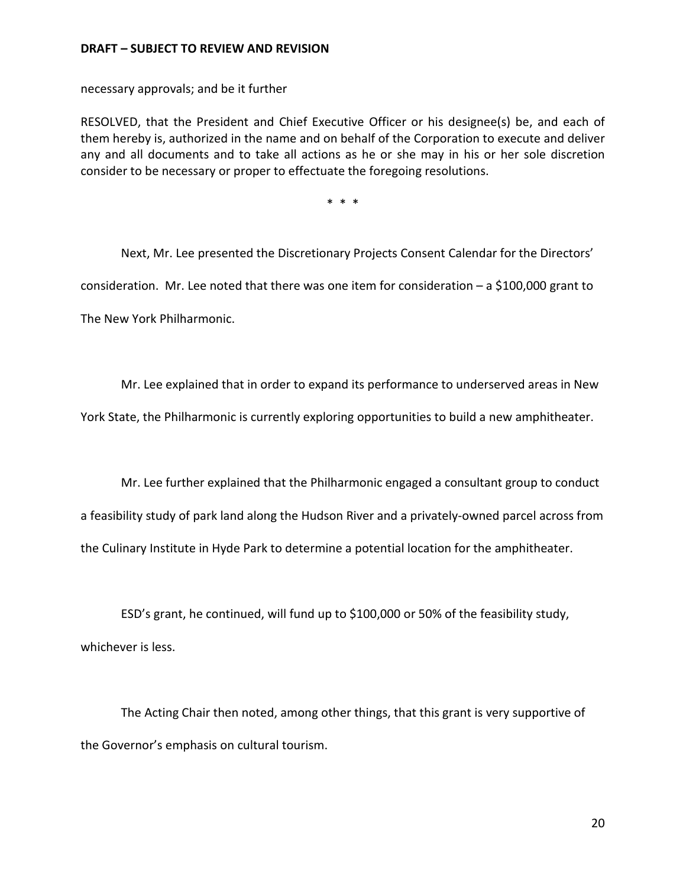necessary approvals; and be it further

RESOLVED, that the President and Chief Executive Officer or his designee(s) be, and each of them hereby is, authorized in the name and on behalf of the Corporation to execute and deliver any and all documents and to take all actions as he or she may in his or her sole discretion consider to be necessary or proper to effectuate the foregoing resolutions.

\* \* \*

Next, Mr. Lee presented the Discretionary Projects Consent Calendar for the Directors' consideration. Mr. Lee noted that there was one item for consideration – a $100,000 grant to The New York Philharmonic.

Mr. Lee explained that in order to expand its performance to underserved areas in New York State, the Philharmonic is currently exploring opportunities to build a new amphitheater.

Mr. Lee further explained that the Philharmonic engaged a consultant group to conduct a feasibility study of park land along the Hudson River and a privately-owned parcel across from the Culinary Institute in Hyde Park to determine a potential location for the amphitheater.

ESD's grant, he continued, will fund up to $100,000 or 50% of the feasibility study, whichever is less.

The Acting Chair then noted, among other things, that this grant is very supportive of the Governor's emphasis on cultural tourism.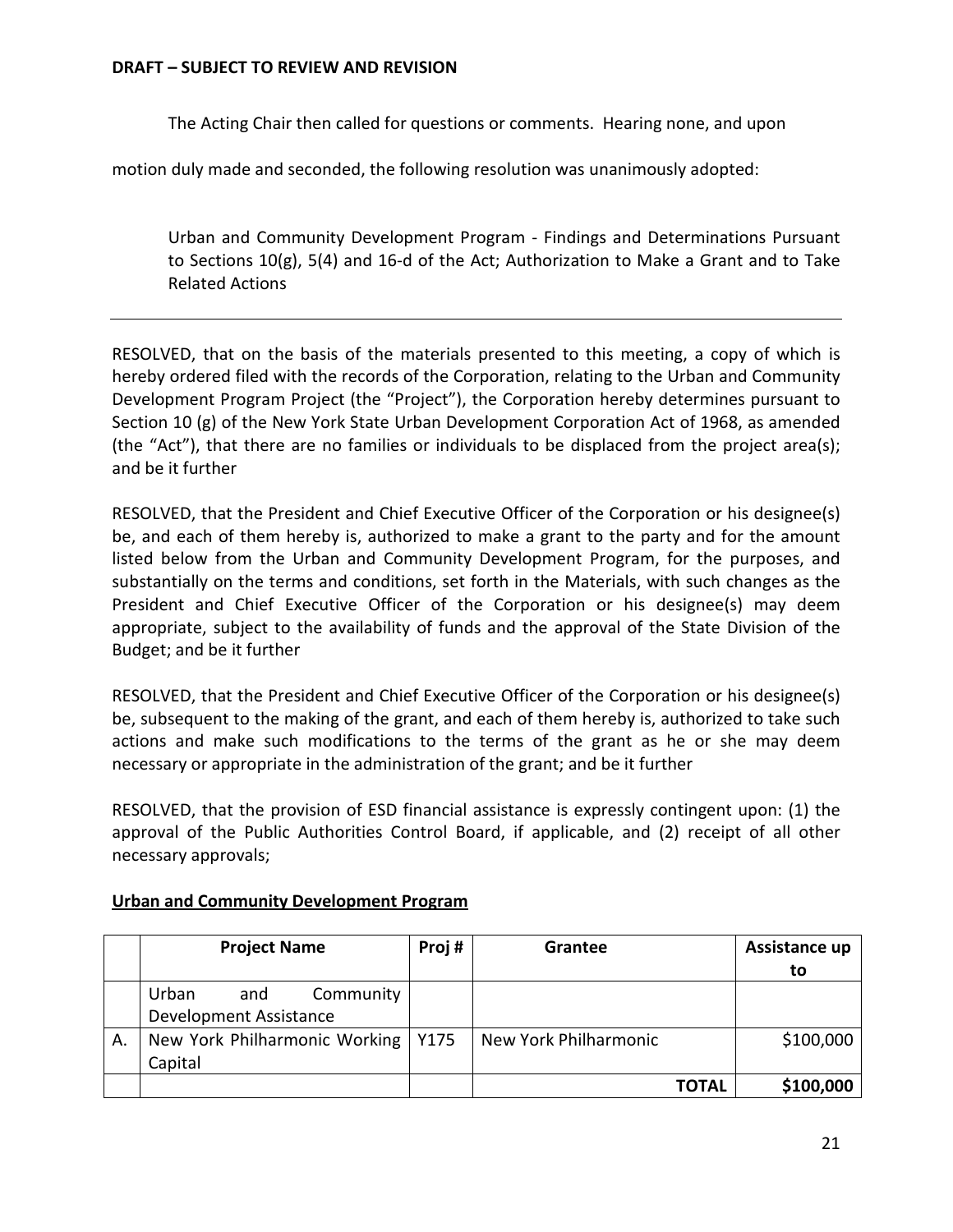**DRAFT – SUBJECT TO REVIEW AND REVISION**

The Acting Chair then called for questions or comments. Hearing none, and upon motion duly made and seconded, the following resolution was unanimously adopted:

Urban and Community Development Program - Findings and Determinations Pursuant to Sections 10(g), 5(4) and 16-d of the Act; Authorization to Make a Grant and to Take Related Actions

---

RESOLVED, that on the basis of the materials presented to this meeting, a copy of which is hereby ordered filed with the records of the Corporation, relating to the Urban and Community Development Program Project (the "Project"), the Corporation hereby determines pursuant to Section 10 (g) of the New York State Urban Development Corporation Act of 1968, as amended (the "Act"), that there are no families or individuals to be displaced from the project area(s); and be it further

RESOLVED, that the President and Chief Executive Officer of the Corporation or his designee(s) be, and each of them hereby is, authorized to make a grant to the party and for the amount listed below from the Urban and Community Development Program, for the purposes, and substantially on the terms and conditions, set forth in the Materials, with such changes as the President and Chief Executive Officer of the Corporation or his designee(s) may deem appropriate, subject to the availability of funds and the approval of the State Division of the Budget; and be it further

RESOLVED, that the President and Chief Executive Officer of the Corporation or his designee(s) be, subsequent to the making of the grant, and each of them hereby is, authorized to take such actions and make such modifications to the terms of the grant as he or she may deem necessary or appropriate in the administration of the grant; and be it further

RESOLVED, that the provision of ESD financial assistance is expressly contingent upon: (1) the approval of the Public Authorities Control Board, if applicable, and (2) receipt of all other necessary approvals;

**Urban and Community Development Program**

| | Project Name | Proj # | Grantee | Assistance up to |
|---|---|---|---|---|
| | Urban and Community Development Assistance | | | |
| A. | New York Philharmonic Working Capital | Y175 | New York Philharmonic | $100,000 |
| | | | **TOTAL** | **$100,000** |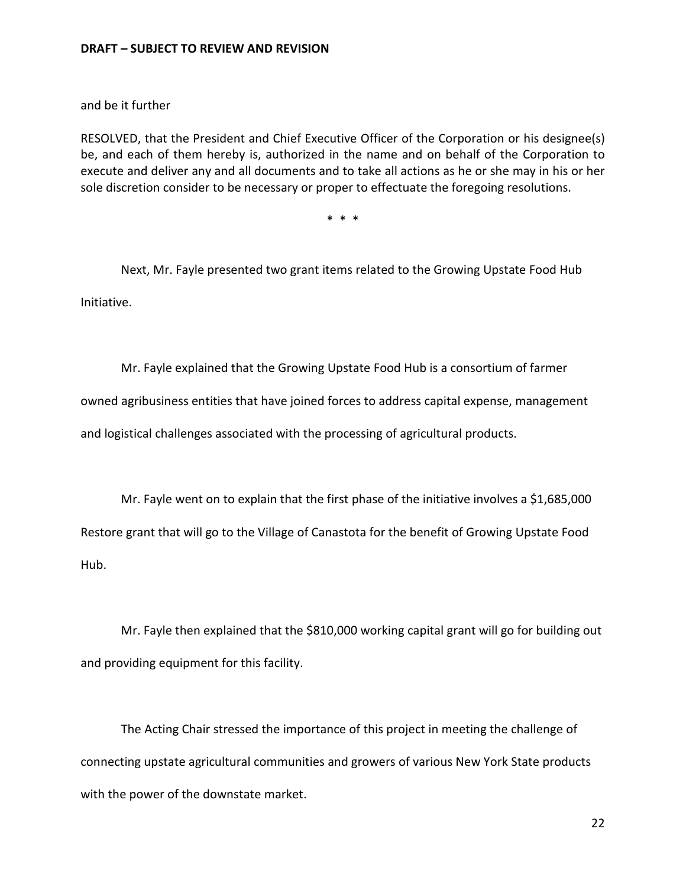and be it further

RESOLVED, that the President and Chief Executive Officer of the Corporation or his designee(s) be, and each of them hereby is, authorized in the name and on behalf of the Corporation to execute and deliver any and all documents and to take all actions as he or she may in his or her sole discretion consider to be necessary or proper to effectuate the foregoing resolutions.

\* \* \*

Next, Mr. Fayle presented two grant items related to the Growing Upstate Food Hub Initiative.

Mr. Fayle explained that the Growing Upstate Food Hub is a consortium of farmer owned agribusiness entities that have joined forces to address capital expense, management and logistical challenges associated with the processing of agricultural products.

Mr. Fayle went on to explain that the first phase of the initiative involves a $1,685,000 Restore grant that will go to the Village of Canastota for the benefit of Growing Upstate Food Hub.

Mr. Fayle then explained that the $810,000 working capital grant will go for building out and providing equipment for this facility.

The Acting Chair stressed the importance of this project in meeting the challenge of connecting upstate agricultural communities and growers of various New York State products with the power of the downstate market.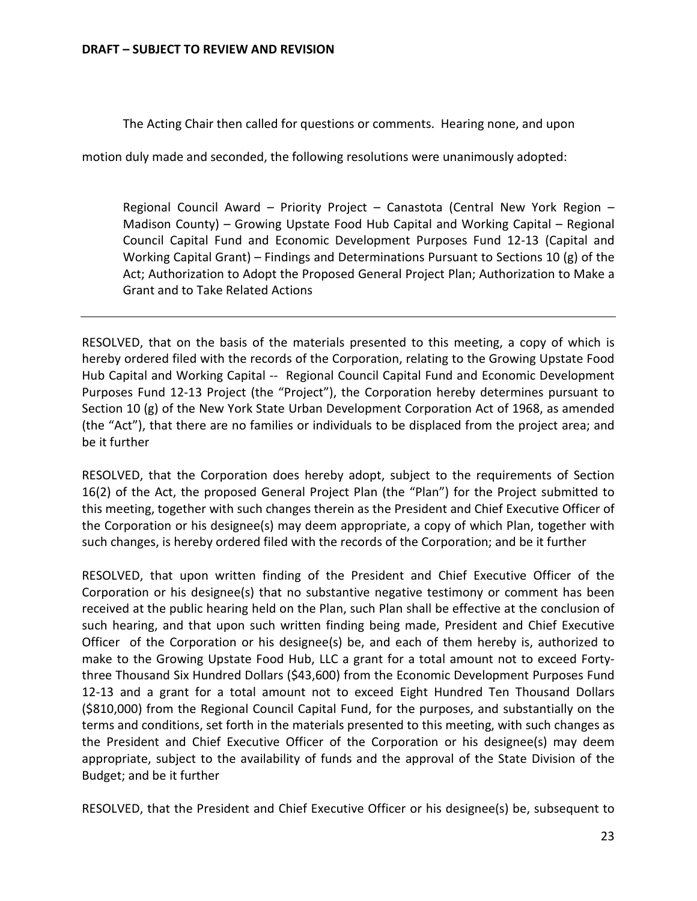**DRAFT – SUBJECT TO REVIEW AND REVISION**

The Acting Chair then called for questions or comments. Hearing none, and upon motion duly made and seconded, the following resolutions were unanimously adopted:

> Regional Council Award – Priority Project – Canastota (Central New York Region – Madison County) – Growing Upstate Food Hub Capital and Working Capital – Regional Council Capital Fund and Economic Development Purposes Fund 12-13 (Capital and Working Capital Grant) – Findings and Determinations Pursuant to Sections 10 (g) of the Act; Authorization to Adopt the Proposed General Project Plan; Authorization to Make a Grant and to Take Related Actions

---

RESOLVED, that on the basis of the materials presented to this meeting, a copy of which is hereby ordered filed with the records of the Corporation, relating to the Growing Upstate Food Hub Capital and Working Capital -- Regional Council Capital Fund and Economic Development Purposes Fund 12-13 Project (the "Project"), the Corporation hereby determines pursuant to Section 10 (g) of the New York State Urban Development Corporation Act of 1968, as amended (the "Act"), that there are no families or individuals to be displaced from the project area; and be it further

RESOLVED, that the Corporation does hereby adopt, subject to the requirements of Section 16(2) of the Act, the proposed General Project Plan (the "Plan") for the Project submitted to this meeting, together with such changes therein as the President and Chief Executive Officer of the Corporation or his designee(s) may deem appropriate, a copy of which Plan, together with such changes, is hereby ordered filed with the records of the Corporation; and be it further

RESOLVED, that upon written finding of the President and Chief Executive Officer of the Corporation or his designee(s) that no substantive negative testimony or comment has been received at the public hearing held on the Plan, such Plan shall be effective at the conclusion of such hearing, and that upon such written finding being made, President and Chief Executive Officer of the Corporation or his designee(s) be, and each of them hereby is, authorized to make to the Growing Upstate Food Hub, LLC a grant for a total amount not to exceed Forty-three Thousand Six Hundred Dollars ($43,600) from the Economic Development Purposes Fund 12-13 and a grant for a total amount not to exceed Eight Hundred Ten Thousand Dollars ($810,000) from the Regional Council Capital Fund, for the purposes, and substantially on the terms and conditions, set forth in the materials presented to this meeting, with such changes as the President and Chief Executive Officer of the Corporation or his designee(s) may deem appropriate, subject to the availability of funds and the approval of the State Division of the Budget; and be it further

RESOLVED, that the President and Chief Executive Officer or his designee(s) be, subsequent to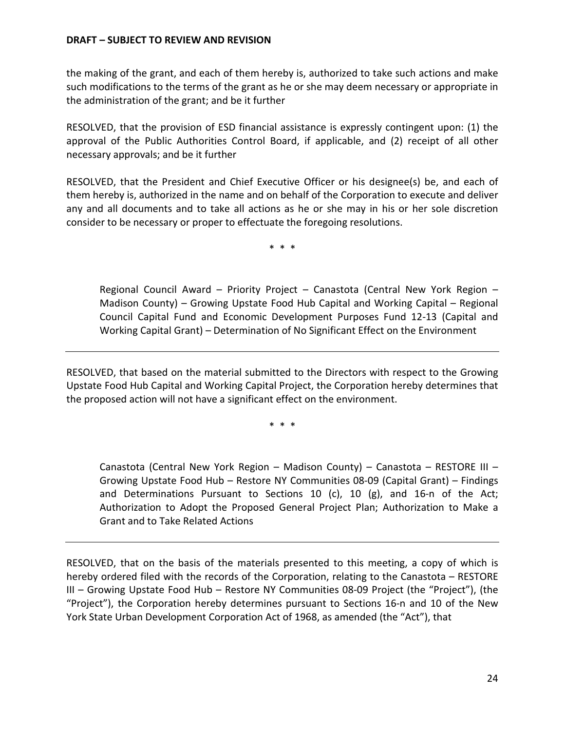**DRAFT – SUBJECT TO REVIEW AND REVISION**

the making of the grant, and each of them hereby is, authorized to take such actions and make such modifications to the terms of the grant as he or she may deem necessary or appropriate in the administration of the grant; and be it further

RESOLVED, that the provision of ESD financial assistance is expressly contingent upon: (1) the approval of the Public Authorities Control Board, if applicable, and (2) receipt of all other necessary approvals; and be it further

RESOLVED, that the President and Chief Executive Officer or his designee(s) be, and each of them hereby is, authorized in the name and on behalf of the Corporation to execute and deliver any and all documents and to take all actions as he or she may in his or her sole discretion consider to be necessary or proper to effectuate the foregoing resolutions.

\* \* \*

Regional Council Award – Priority Project – Canastota (Central New York Region – Madison County) – Growing Upstate Food Hub Capital and Working Capital – Regional Council Capital Fund and Economic Development Purposes Fund 12-13 (Capital and Working Capital Grant) – Determination of No Significant Effect on the Environment

---

RESOLVED, that based on the material submitted to the Directors with respect to the Growing Upstate Food Hub Capital and Working Capital Project, the Corporation hereby determines that the proposed action will not have a significant effect on the environment.

\* \* \*

Canastota (Central New York Region – Madison County) – Canastota – RESTORE III – Growing Upstate Food Hub – Restore NY Communities 08-09 (Capital Grant) – Findings and Determinations Pursuant to Sections 10 (c), 10 (g), and 16-n of the Act; Authorization to Adopt the Proposed General Project Plan; Authorization to Make a Grant and to Take Related Actions

---

RESOLVED, that on the basis of the materials presented to this meeting, a copy of which is hereby ordered filed with the records of the Corporation, relating to the Canastota – RESTORE III – Growing Upstate Food Hub – Restore NY Communities 08-09 Project (the "Project"), (the "Project"), the Corporation hereby determines pursuant to Sections 16-n and 10 of the New York State Urban Development Corporation Act of 1968, as amended (the "Act"), that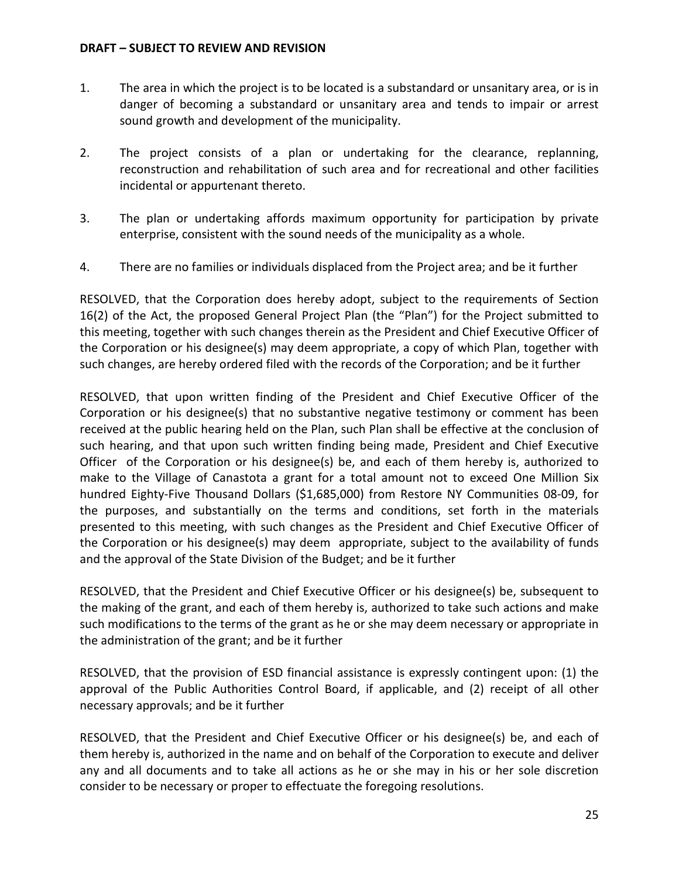**DRAFT – SUBJECT TO REVIEW AND REVISION**

1. The area in which the project is to be located is a substandard or unsanitary area, or is in danger of becoming a substandard or unsanitary area and tends to impair or arrest sound growth and development of the municipality.

2. The project consists of a plan or undertaking for the clearance, replanning, reconstruction and rehabilitation of such area and for recreational and other facilities incidental or appurtenant thereto.

3. The plan or undertaking affords maximum opportunity for participation by private enterprise, consistent with the sound needs of the municipality as a whole.

4. There are no families or individuals displaced from the Project area; and be it further

RESOLVED, that the Corporation does hereby adopt, subject to the requirements of Section 16(2) of the Act, the proposed General Project Plan (the "Plan") for the Project submitted to this meeting, together with such changes therein as the President and Chief Executive Officer of the Corporation or his designee(s) may deem appropriate, a copy of which Plan, together with such changes, are hereby ordered filed with the records of the Corporation; and be it further

RESOLVED, that upon written finding of the President and Chief Executive Officer of the Corporation or his designee(s) that no substantive negative testimony or comment has been received at the public hearing held on the Plan, such Plan shall be effective at the conclusion of such hearing, and that upon such written finding being made, President and Chief Executive Officer of the Corporation or his designee(s) be, and each of them hereby is, authorized to make to the Village of Canastota a grant for a total amount not to exceed One Million Six hundred Eighty-Five Thousand Dollars ($1,685,000) from Restore NY Communities 08-09, for the purposes, and substantially on the terms and conditions, set forth in the materials presented to this meeting, with such changes as the President and Chief Executive Officer of the Corporation or his designee(s) may deem appropriate, subject to the availability of funds and the approval of the State Division of the Budget; and be it further

RESOLVED, that the President and Chief Executive Officer or his designee(s) be, subsequent to the making of the grant, and each of them hereby is, authorized to take such actions and make such modifications to the terms of the grant as he or she may deem necessary or appropriate in the administration of the grant; and be it further

RESOLVED, that the provision of ESD financial assistance is expressly contingent upon: (1) the approval of the Public Authorities Control Board, if applicable, and (2) receipt of all other necessary approvals; and be it further

RESOLVED, that the President and Chief Executive Officer or his designee(s) be, and each of them hereby is, authorized in the name and on behalf of the Corporation to execute and deliver any and all documents and to take all actions as he or she may in his or her sole discretion consider to be necessary or proper to effectuate the foregoing resolutions.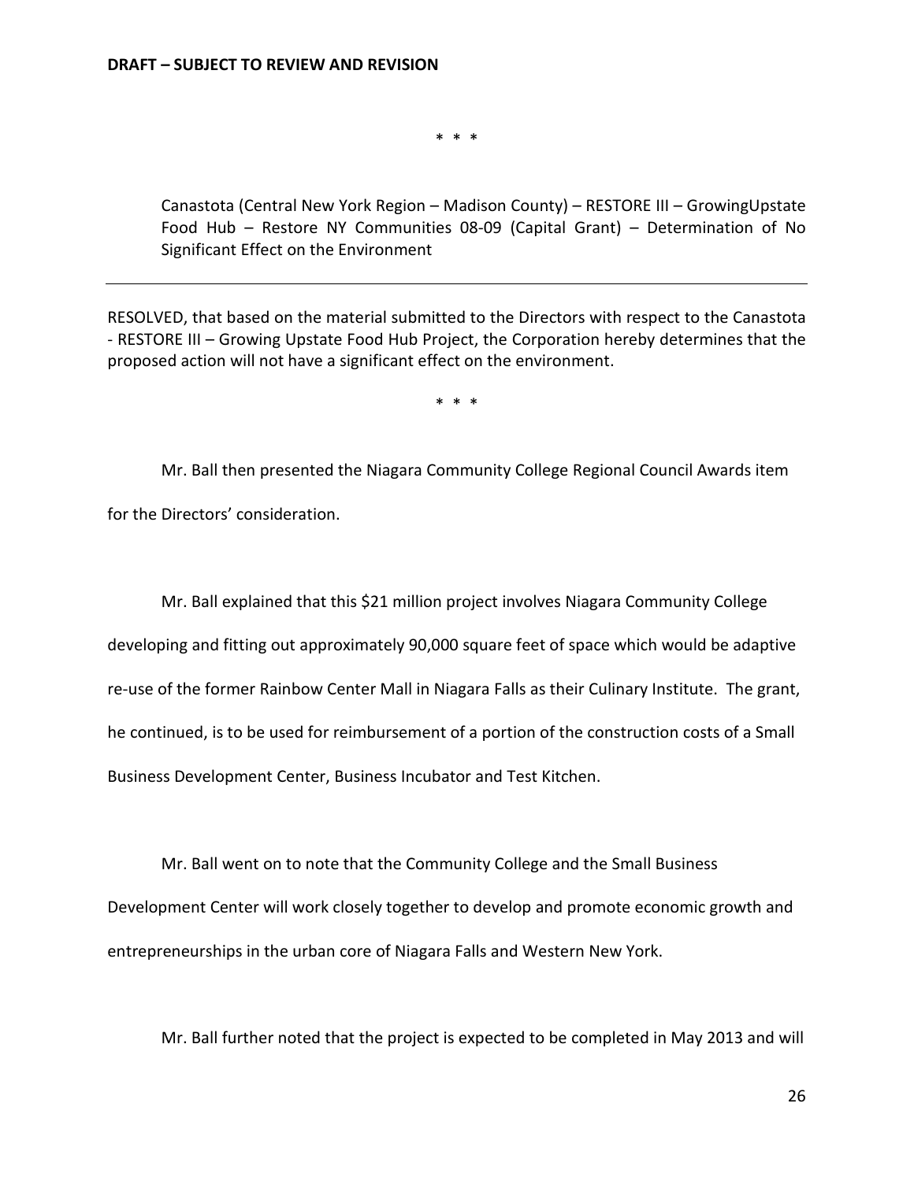**DRAFT – SUBJECT TO REVIEW AND REVISION**

* * *

Canastota (Central New York Region – Madison County) – RESTORE III – GrowingUpstate Food Hub – Restore NY Communities 08-09 (Capital Grant) – Determination of No Significant Effect on the Environment

---

RESOLVED, that based on the material submitted to the Directors with respect to the Canastota - RESTORE III – Growing Upstate Food Hub Project, the Corporation hereby determines that the proposed action will not have a significant effect on the environment.

* * *

Mr. Ball then presented the Niagara Community College Regional Council Awards item for the Directors' consideration.

Mr. Ball explained that this $21 million project involves Niagara Community College developing and fitting out approximately 90,000 square feet of space which would be adaptive re-use of the former Rainbow Center Mall in Niagara Falls as their Culinary Institute. The grant, he continued, is to be used for reimbursement of a portion of the construction costs of a Small Business Development Center, Business Incubator and Test Kitchen.

Mr. Ball went on to note that the Community College and the Small Business Development Center will work closely together to develop and promote economic growth and entrepreneurships in the urban core of Niagara Falls and Western New York.

Mr. Ball further noted that the project is expected to be completed in May 2013 and will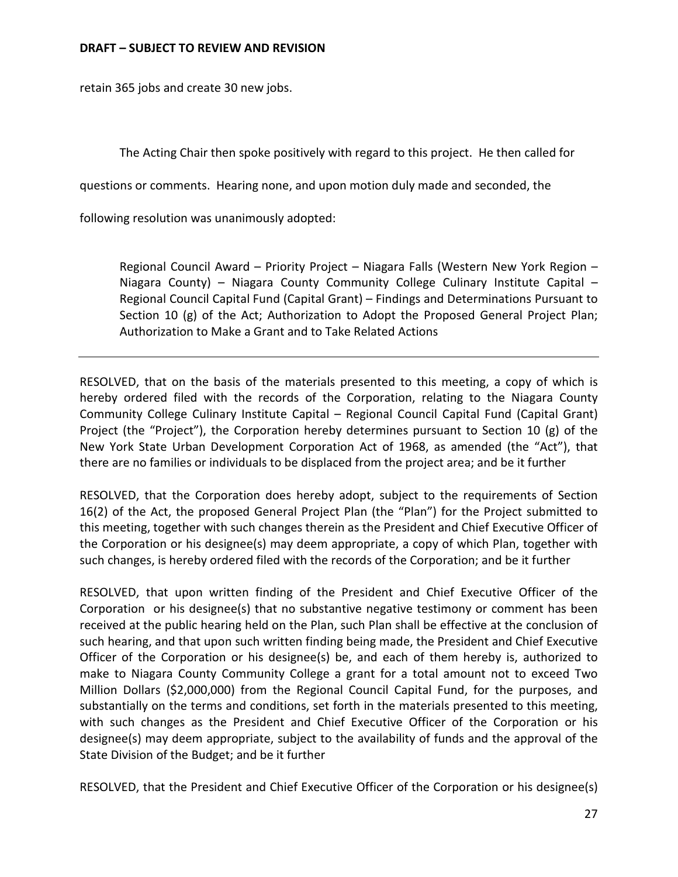**DRAFT – SUBJECT TO REVIEW AND REVISION**

retain 365 jobs and create 30 new jobs.

The Acting Chair then spoke positively with regard to this project. He then called for questions or comments. Hearing none, and upon motion duly made and seconded, the following resolution was unanimously adopted:

> Regional Council Award – Priority Project – Niagara Falls (Western New York Region – Niagara County) – Niagara County Community College Culinary Institute Capital – Regional Council Capital Fund (Capital Grant) – Findings and Determinations Pursuant to Section 10 (g) of the Act; Authorization to Adopt the Proposed General Project Plan; Authorization to Make a Grant and to Take Related Actions

---

RESOLVED, that on the basis of the materials presented to this meeting, a copy of which is hereby ordered filed with the records of the Corporation, relating to the Niagara County Community College Culinary Institute Capital – Regional Council Capital Fund (Capital Grant) Project (the "Project"), the Corporation hereby determines pursuant to Section 10 (g) of the New York State Urban Development Corporation Act of 1968, as amended (the "Act"), that there are no families or individuals to be displaced from the project area; and be it further

RESOLVED, that the Corporation does hereby adopt, subject to the requirements of Section 16(2) of the Act, the proposed General Project Plan (the "Plan") for the Project submitted to this meeting, together with such changes therein as the President and Chief Executive Officer of the Corporation or his designee(s) may deem appropriate, a copy of which Plan, together with such changes, is hereby ordered filed with the records of the Corporation; and be it further

RESOLVED, that upon written finding of the President and Chief Executive Officer of the Corporation or his designee(s) that no substantive negative testimony or comment has been received at the public hearing held on the Plan, such Plan shall be effective at the conclusion of such hearing, and that upon such written finding being made, the President and Chief Executive Officer of the Corporation or his designee(s) be, and each of them hereby is, authorized to make to Niagara County Community College a grant for a total amount not to exceed Two Million Dollars ($2,000,000) from the Regional Council Capital Fund, for the purposes, and substantially on the terms and conditions, set forth in the materials presented to this meeting, with such changes as the President and Chief Executive Officer of the Corporation or his designee(s) may deem appropriate, subject to the availability of funds and the approval of the State Division of the Budget; and be it further

RESOLVED, that the President and Chief Executive Officer of the Corporation or his designee(s)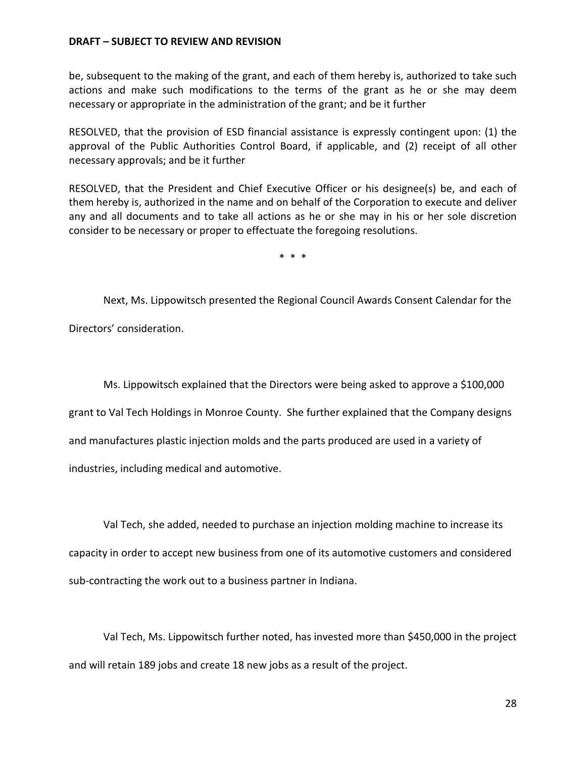be, subsequent to the making of the grant, and each of them hereby is, authorized to take such actions and make such modifications to the terms of the grant as he or she may deem necessary or appropriate in the administration of the grant; and be it further

RESOLVED, that the provision of ESD financial assistance is expressly contingent upon: (1) the approval of the Public Authorities Control Board, if applicable, and (2) receipt of all other necessary approvals; and be it further

RESOLVED, that the President and Chief Executive Officer or his designee(s) be, and each of them hereby is, authorized in the name and on behalf of the Corporation to execute and deliver any and all documents and to take all actions as he or she may in his or her sole discretion consider to be necessary or proper to effectuate the foregoing resolutions.

\* \* \*

Next, Ms. Lippowitsch presented the Regional Council Awards Consent Calendar for the Directors' consideration.

Ms. Lippowitsch explained that the Directors were being asked to approve a $100,000 grant to Val Tech Holdings in Monroe County. She further explained that the Company designs and manufactures plastic injection molds and the parts produced are used in a variety of industries, including medical and automotive.

Val Tech, she added, needed to purchase an injection molding machine to increase its capacity in order to accept new business from one of its automotive customers and considered sub-contracting the work out to a business partner in Indiana.

Val Tech, Ms. Lippowitsch further noted, has invested more than $450,000 in the project and will retain 189 jobs and create 18 new jobs as a result of the project.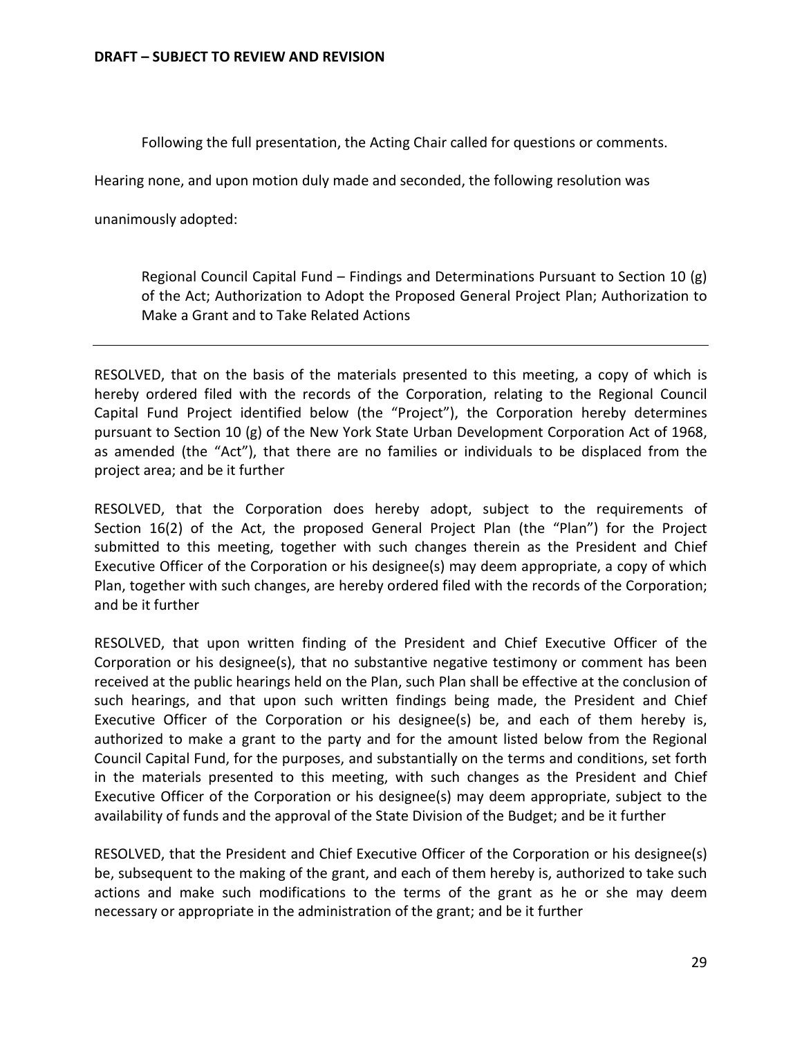**DRAFT – SUBJECT TO REVIEW AND REVISION**

Following the full presentation, the Acting Chair called for questions or comments.

Hearing none, and upon motion duly made and seconded, the following resolution was unanimously adopted:

Regional Council Capital Fund – Findings and Determinations Pursuant to Section 10 (g) of the Act; Authorization to Adopt the Proposed General Project Plan; Authorization to Make a Grant and to Take Related Actions

---

RESOLVED, that on the basis of the materials presented to this meeting, a copy of which is hereby ordered filed with the records of the Corporation, relating to the Regional Council Capital Fund Project identified below (the "Project"), the Corporation hereby determines pursuant to Section 10 (g) of the New York State Urban Development Corporation Act of 1968, as amended (the "Act"), that there are no families or individuals to be displaced from the project area; and be it further

RESOLVED, that the Corporation does hereby adopt, subject to the requirements of Section 16(2) of the Act, the proposed General Project Plan (the "Plan") for the Project submitted to this meeting, together with such changes therein as the President and Chief Executive Officer of the Corporation or his designee(s) may deem appropriate, a copy of which Plan, together with such changes, are hereby ordered filed with the records of the Corporation; and be it further

RESOLVED, that upon written finding of the President and Chief Executive Officer of the Corporation or his designee(s), that no substantive negative testimony or comment has been received at the public hearings held on the Plan, such Plan shall be effective at the conclusion of such hearings, and that upon such written findings being made, the President and Chief Executive Officer of the Corporation or his designee(s) be, and each of them hereby is, authorized to make a grant to the party and for the amount listed below from the Regional Council Capital Fund, for the purposes, and substantially on the terms and conditions, set forth in the materials presented to this meeting, with such changes as the President and Chief Executive Officer of the Corporation or his designee(s) may deem appropriate, subject to the availability of funds and the approval of the State Division of the Budget; and be it further

RESOLVED, that the President and Chief Executive Officer of the Corporation or his designee(s) be, subsequent to the making of the grant, and each of them hereby is, authorized to take such actions and make such modifications to the terms of the grant as he or she may deem necessary or appropriate in the administration of the grant; and be it further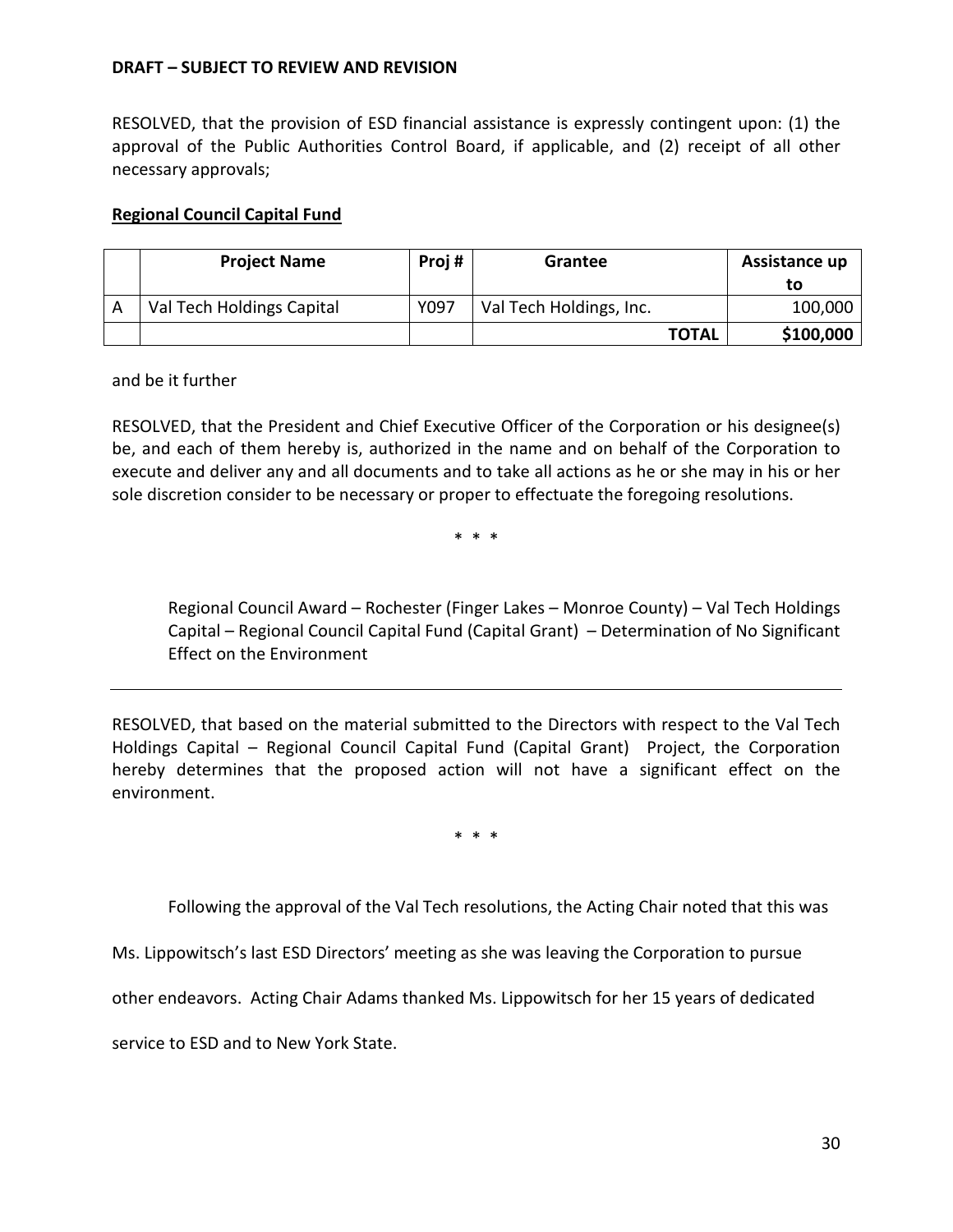**DRAFT – SUBJECT TO REVIEW AND REVISION**

RESOLVED, that the provision of ESD financial assistance is expressly contingent upon: (1) the approval of the Public Authorities Control Board, if applicable, and (2) receipt of all other necessary approvals;

**Regional Council Capital Fund**

| | Project Name | Proj # | Grantee | Assistance up to |
|---|---|---|---|---|
| A | Val Tech Holdings Capital | Y097 | Val Tech Holdings, Inc. | 100,000 |
| | | | **TOTAL** | **$100,000** |

and be it further

RESOLVED, that the President and Chief Executive Officer of the Corporation or his designee(s) be, and each of them hereby is, authorized in the name and on behalf of the Corporation to execute and deliver any and all documents and to take all actions as he or she may in his or her sole discretion consider to be necessary or proper to effectuate the foregoing resolutions.

\* \* \*

Regional Council Award – Rochester (Finger Lakes – Monroe County) – Val Tech Holdings Capital – Regional Council Capital Fund (Capital Grant) – Determination of No Significant Effect on the Environment

---

RESOLVED, that based on the material submitted to the Directors with respect to the Val Tech Holdings Capital – Regional Council Capital Fund (Capital Grant) Project, the Corporation hereby determines that the proposed action will not have a significant effect on the environment.

\* \* \*

Following the approval of the Val Tech resolutions, the Acting Chair noted that this was Ms. Lippowitsch's last ESD Directors' meeting as she was leaving the Corporation to pursue other endeavors. Acting Chair Adams thanked Ms. Lippowitsch for her 15 years of dedicated service to ESD and to New York State.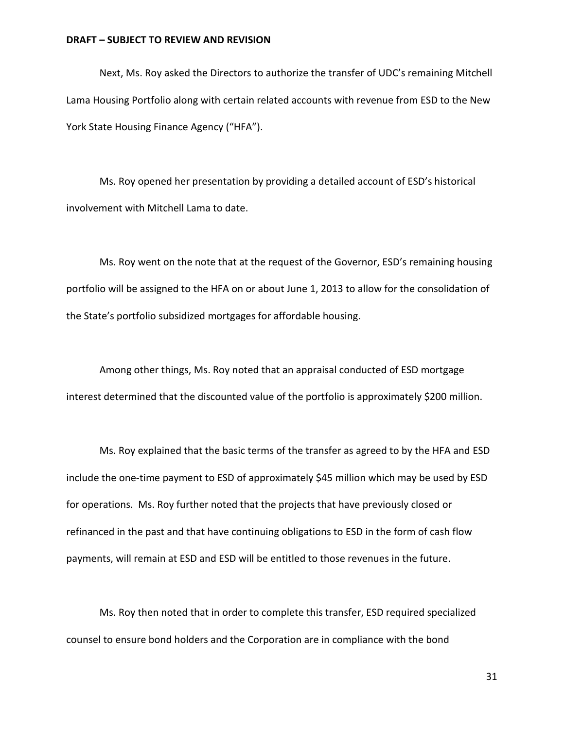Next, Ms. Roy asked the Directors to authorize the transfer of UDC's remaining Mitchell Lama Housing Portfolio along with certain related accounts with revenue from ESD to the New York State Housing Finance Agency ("HFA").

Ms. Roy opened her presentation by providing a detailed account of ESD's historical involvement with Mitchell Lama to date.

Ms. Roy went on the note that at the request of the Governor, ESD's remaining housing portfolio will be assigned to the HFA on or about June 1, 2013 to allow for the consolidation of the State's portfolio subsidized mortgages for affordable housing.

Among other things, Ms. Roy noted that an appraisal conducted of ESD mortgage interest determined that the discounted value of the portfolio is approximately $200 million.

Ms. Roy explained that the basic terms of the transfer as agreed to by the HFA and ESD include the one-time payment to ESD of approximately $45 million which may be used by ESD for operations. Ms. Roy further noted that the projects that have previously closed or refinanced in the past and that have continuing obligations to ESD in the form of cash flow payments, will remain at ESD and ESD will be entitled to those revenues in the future.

Ms. Roy then noted that in order to complete this transfer, ESD required specialized counsel to ensure bond holders and the Corporation are in compliance with the bond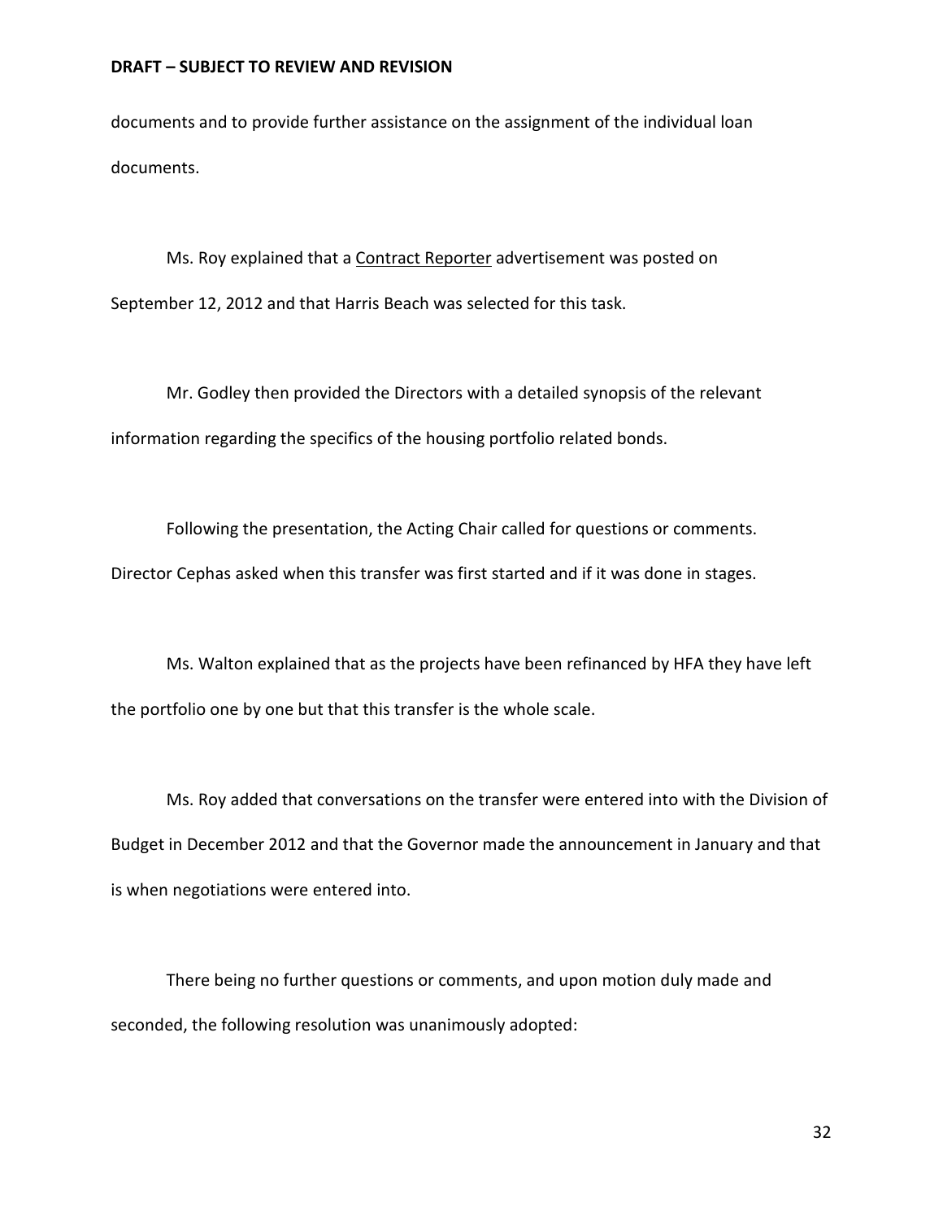documents and to provide further assistance on the assignment of the individual loan documents.

Ms. Roy explained that a Contract Reporter advertisement was posted on September 12, 2012 and that Harris Beach was selected for this task.

Mr. Godley then provided the Directors with a detailed synopsis of the relevant information regarding the specifics of the housing portfolio related bonds.

Following the presentation, the Acting Chair called for questions or comments. Director Cephas asked when this transfer was first started and if it was done in stages.

Ms. Walton explained that as the projects have been refinanced by HFA they have left the portfolio one by one but that this transfer is the whole scale.

Ms. Roy added that conversations on the transfer were entered into with the Division of Budget in December 2012 and that the Governor made the announcement in January and that is when negotiations were entered into.

There being no further questions or comments, and upon motion duly made and seconded, the following resolution was unanimously adopted: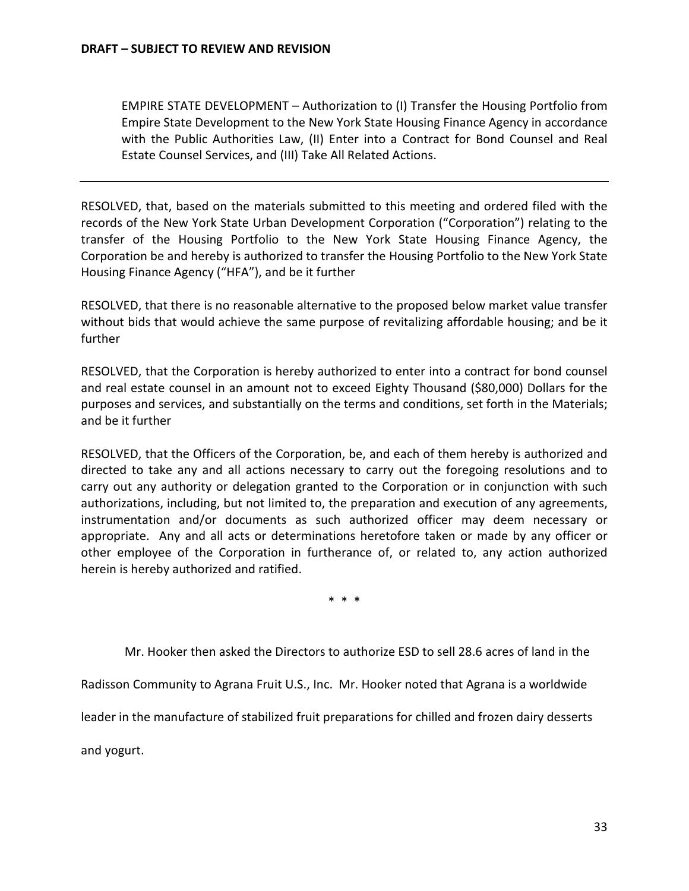**DRAFT – SUBJECT TO REVIEW AND REVISION**

EMPIRE STATE DEVELOPMENT – Authorization to (I) Transfer the Housing Portfolio from Empire State Development to the New York State Housing Finance Agency in accordance with the Public Authorities Law, (II) Enter into a Contract for Bond Counsel and Real Estate Counsel Services, and (III) Take All Related Actions.

---

RESOLVED, that, based on the materials submitted to this meeting and ordered filed with the records of the New York State Urban Development Corporation ("Corporation") relating to the transfer of the Housing Portfolio to the New York State Housing Finance Agency, the Corporation be and hereby is authorized to transfer the Housing Portfolio to the New York State Housing Finance Agency ("HFA"), and be it further

RESOLVED, that there is no reasonable alternative to the proposed below market value transfer without bids that would achieve the same purpose of revitalizing affordable housing; and be it further

RESOLVED, that the Corporation is hereby authorized to enter into a contract for bond counsel and real estate counsel in an amount not to exceed Eighty Thousand ($80,000) Dollars for the purposes and services, and substantially on the terms and conditions, set forth in the Materials; and be it further

RESOLVED, that the Officers of the Corporation, be, and each of them hereby is authorized and directed to take any and all actions necessary to carry out the foregoing resolutions and to carry out any authority or delegation granted to the Corporation or in conjunction with such authorizations, including, but not limited to, the preparation and execution of any agreements, instrumentation and/or documents as such authorized officer may deem necessary or appropriate. Any and all acts or determinations heretofore taken or made by any officer or other employee of the Corporation in furtherance of, or related to, any action authorized herein is hereby authorized and ratified.

\* \* \*

Mr. Hooker then asked the Directors to authorize ESD to sell 28.6 acres of land in the Radisson Community to Agrana Fruit U.S., Inc. Mr. Hooker noted that Agrana is a worldwide leader in the manufacture of stabilized fruit preparations for chilled and frozen dairy desserts and yogurt.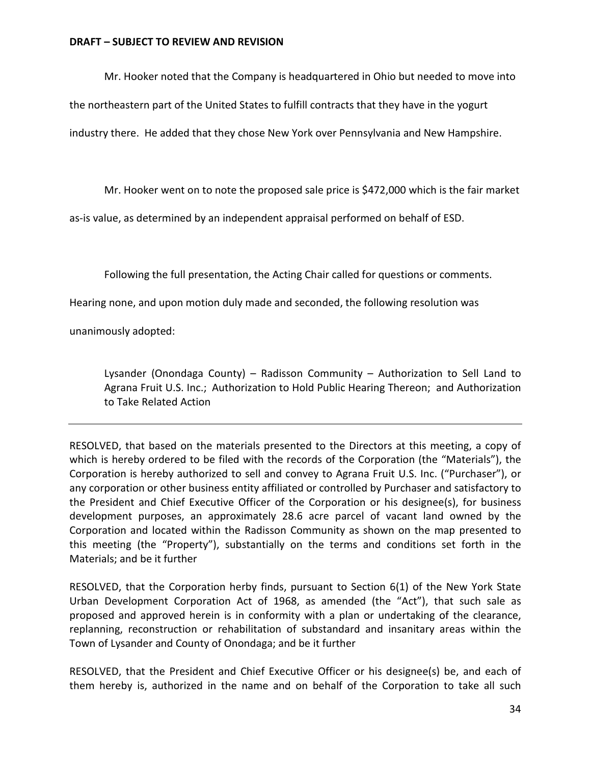**DRAFT – SUBJECT TO REVIEW AND REVISION**

Mr. Hooker noted that the Company is headquartered in Ohio but needed to move into the northeastern part of the United States to fulfill contracts that they have in the yogurt industry there. He added that they chose New York over Pennsylvania and New Hampshire.

Mr. Hooker went on to note the proposed sale price is $472,000 which is the fair market as-is value, as determined by an independent appraisal performed on behalf of ESD.

Following the full presentation, the Acting Chair called for questions or comments. Hearing none, and upon motion duly made and seconded, the following resolution was unanimously adopted:

> Lysander (Onondaga County) – Radisson Community – Authorization to Sell Land to Agrana Fruit U.S. Inc.; Authorization to Hold Public Hearing Thereon; and Authorization to Take Related Action

---

RESOLVED, that based on the materials presented to the Directors at this meeting, a copy of which is hereby ordered to be filed with the records of the Corporation (the "Materials"), the Corporation is hereby authorized to sell and convey to Agrana Fruit U.S. Inc. ("Purchaser"), or any corporation or other business entity affiliated or controlled by Purchaser and satisfactory to the President and Chief Executive Officer of the Corporation or his designee(s), for business development purposes, an approximately 28.6 acre parcel of vacant land owned by the Corporation and located within the Radisson Community as shown on the map presented to this meeting (the "Property"), substantially on the terms and conditions set forth in the Materials; and be it further

RESOLVED, that the Corporation herby finds, pursuant to Section 6(1) of the New York State Urban Development Corporation Act of 1968, as amended (the "Act"), that such sale as proposed and approved herein is in conformity with a plan or undertaking of the clearance, replanning, reconstruction or rehabilitation of substandard and insanitary areas within the Town of Lysander and County of Onondaga; and be it further

RESOLVED, that the President and Chief Executive Officer or his designee(s) be, and each of them hereby is, authorized in the name and on behalf of the Corporation to take all such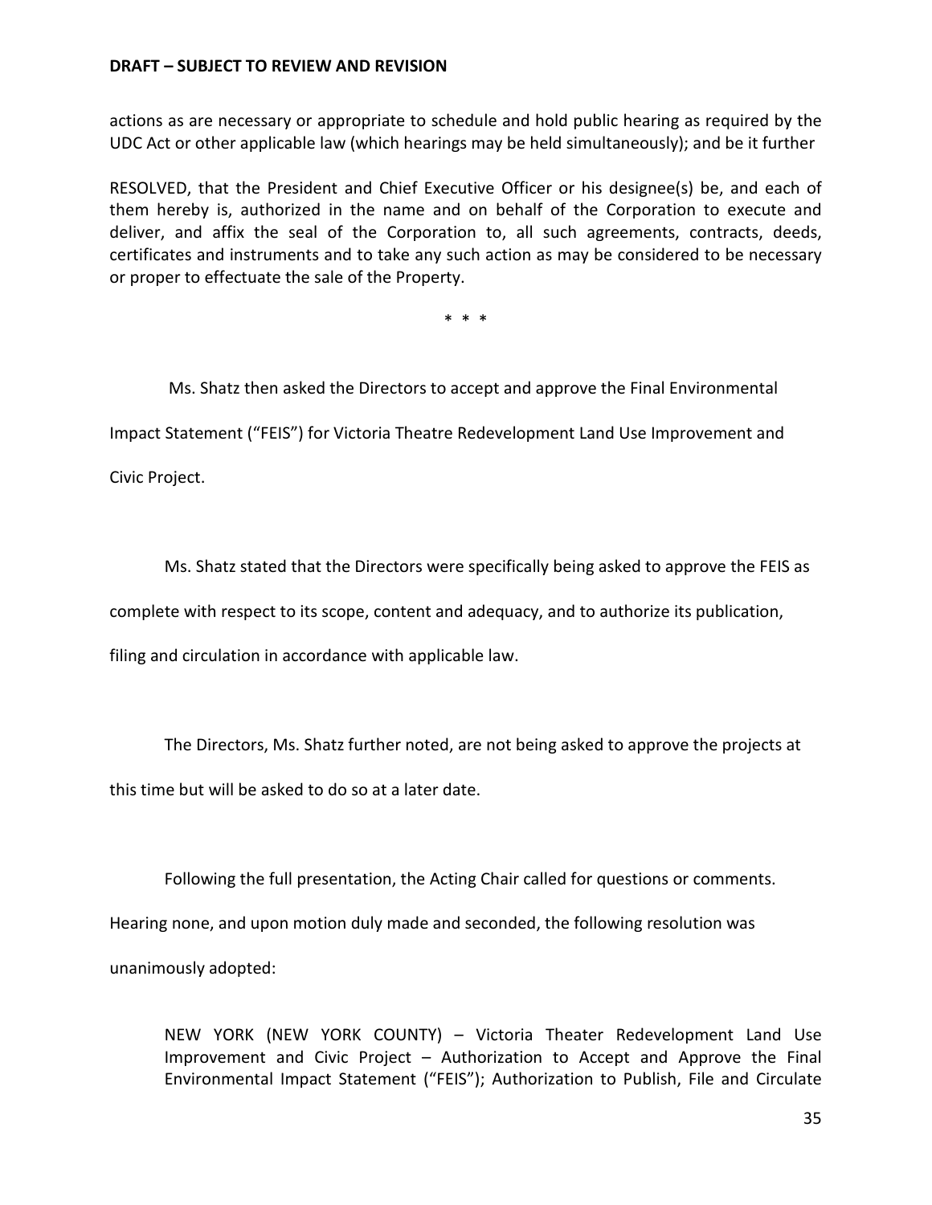**DRAFT – SUBJECT TO REVIEW AND REVISION**

actions as are necessary or appropriate to schedule and hold public hearing as required by the UDC Act or other applicable law (which hearings may be held simultaneously); and be it further

RESOLVED, that the President and Chief Executive Officer or his designee(s) be, and each of them hereby is, authorized in the name and on behalf of the Corporation to execute and deliver, and affix the seal of the Corporation to, all such agreements, contracts, deeds, certificates and instruments and to take any such action as may be considered to be necessary or proper to effectuate the sale of the Property.

\* \* \*

Ms. Shatz then asked the Directors to accept and approve the Final Environmental Impact Statement ("FEIS") for Victoria Theatre Redevelopment Land Use Improvement and Civic Project.

Ms. Shatz stated that the Directors were specifically being asked to approve the FEIS as complete with respect to its scope, content and adequacy, and to authorize its publication, filing and circulation in accordance with applicable law.

The Directors, Ms. Shatz further noted, are not being asked to approve the projects at this time but will be asked to do so at a later date.

Following the full presentation, the Acting Chair called for questions or comments. Hearing none, and upon motion duly made and seconded, the following resolution was unanimously adopted:

NEW YORK (NEW YORK COUNTY) – Victoria Theater Redevelopment Land Use Improvement and Civic Project – Authorization to Accept and Approve the Final Environmental Impact Statement ("FEIS"); Authorization to Publish, File and Circulate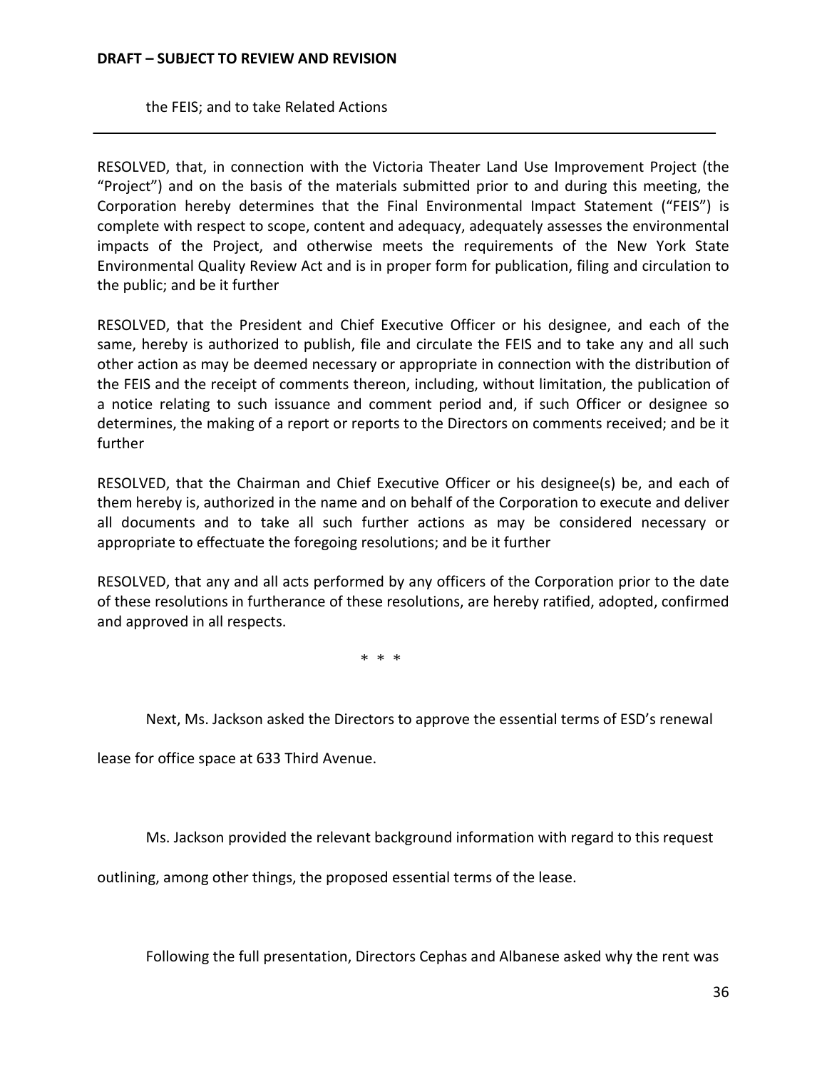DRAFT – SUBJECT TO REVIEW AND REVISION

the FEIS; and to take Related Actions

---

RESOLVED, that, in connection with the Victoria Theater Land Use Improvement Project (the "Project") and on the basis of the materials submitted prior to and during this meeting, the Corporation hereby determines that the Final Environmental Impact Statement ("FEIS") is complete with respect to scope, content and adequacy, adequately assesses the environmental impacts of the Project, and otherwise meets the requirements of the New York State Environmental Quality Review Act and is in proper form for publication, filing and circulation to the public; and be it further

RESOLVED, that the President and Chief Executive Officer or his designee, and each of the same, hereby is authorized to publish, file and circulate the FEIS and to take any and all such other action as may be deemed necessary or appropriate in connection with the distribution of the FEIS and the receipt of comments thereon, including, without limitation, the publication of a notice relating to such issuance and comment period and, if such Officer or designee so determines, the making of a report or reports to the Directors on comments received; and be it further

RESOLVED, that the Chairman and Chief Executive Officer or his designee(s) be, and each of them hereby is, authorized in the name and on behalf of the Corporation to execute and deliver all documents and to take all such further actions as may be considered necessary or appropriate to effectuate the foregoing resolutions; and be it further

RESOLVED, that any and all acts performed by any officers of the Corporation prior to the date of these resolutions in furtherance of these resolutions, are hereby ratified, adopted, confirmed and approved in all respects.

\* \* \*

Next, Ms. Jackson asked the Directors to approve the essential terms of ESD's renewal lease for office space at 633 Third Avenue.

Ms. Jackson provided the relevant background information with regard to this request outlining, among other things, the proposed essential terms of the lease.

Following the full presentation, Directors Cephas and Albanese asked why the rent was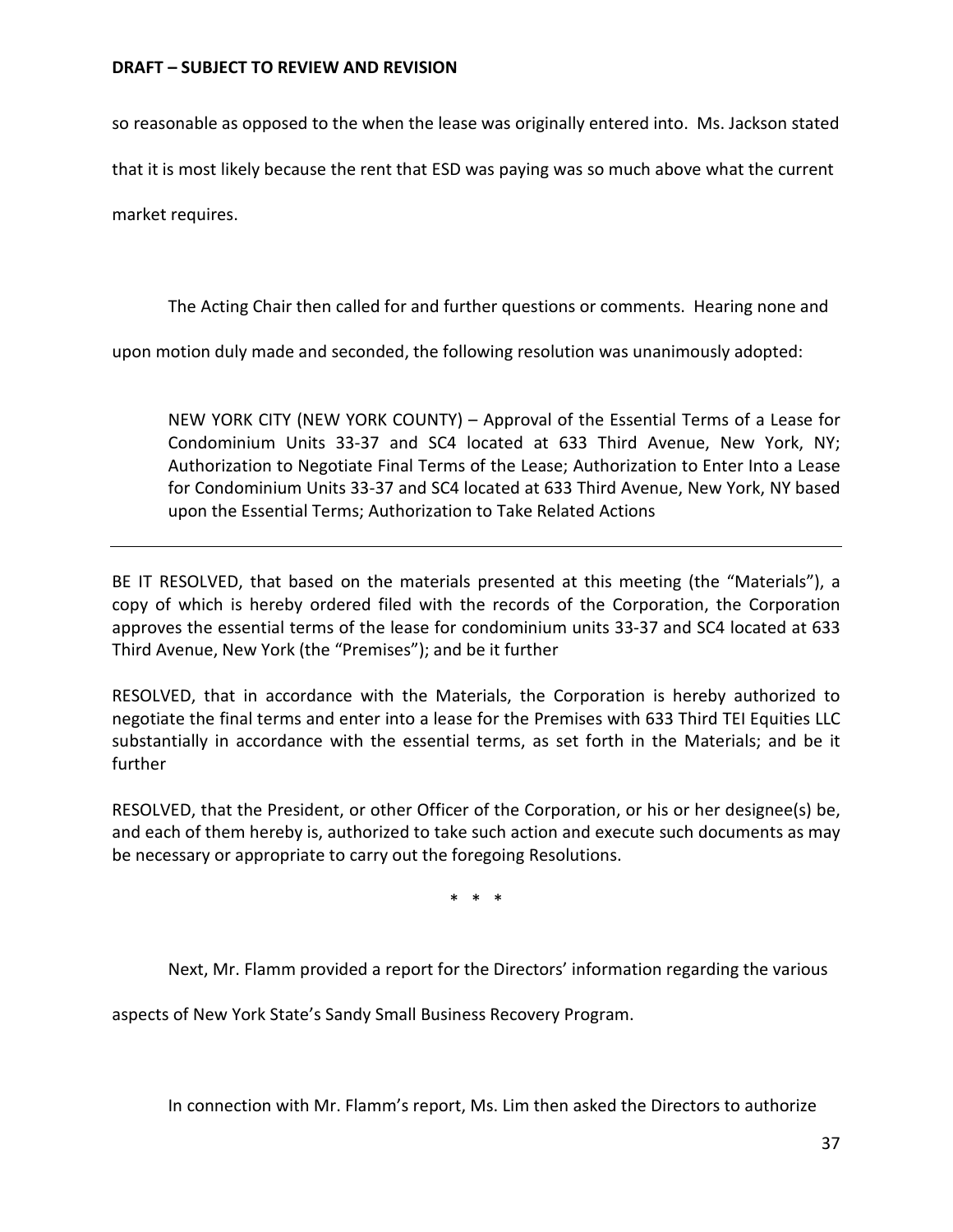so reasonable as opposed to the when the lease was originally entered into. Ms. Jackson stated that it is most likely because the rent that ESD was paying was so much above what the current market requires.

The Acting Chair then called for and further questions or comments. Hearing none and upon motion duly made and seconded, the following resolution was unanimously adopted:

> NEW YORK CITY (NEW YORK COUNTY) – Approval of the Essential Terms of a Lease for Condominium Units 33-37 and SC4 located at 633 Third Avenue, New York, NY; Authorization to Negotiate Final Terms of the Lease; Authorization to Enter Into a Lease for Condominium Units 33-37 and SC4 located at 633 Third Avenue, New York, NY based upon the Essential Terms; Authorization to Take Related Actions

---

BE IT RESOLVED, that based on the materials presented at this meeting (the "Materials"), a copy of which is hereby ordered filed with the records of the Corporation, the Corporation approves the essential terms of the lease for condominium units 33-37 and SC4 located at 633 Third Avenue, New York (the "Premises"); and be it further

RESOLVED, that in accordance with the Materials, the Corporation is hereby authorized to negotiate the final terms and enter into a lease for the Premises with 633 Third TEI Equities LLC substantially in accordance with the essential terms, as set forth in the Materials; and be it further

RESOLVED, that the President, or other Officer of the Corporation, or his or her designee(s) be, and each of them hereby is, authorized to take such action and execute such documents as may be necessary or appropriate to carry out the foregoing Resolutions.

\* \* \*

Next, Mr. Flamm provided a report for the Directors' information regarding the various aspects of New York State's Sandy Small Business Recovery Program.

In connection with Mr. Flamm's report, Ms. Lim then asked the Directors to authorize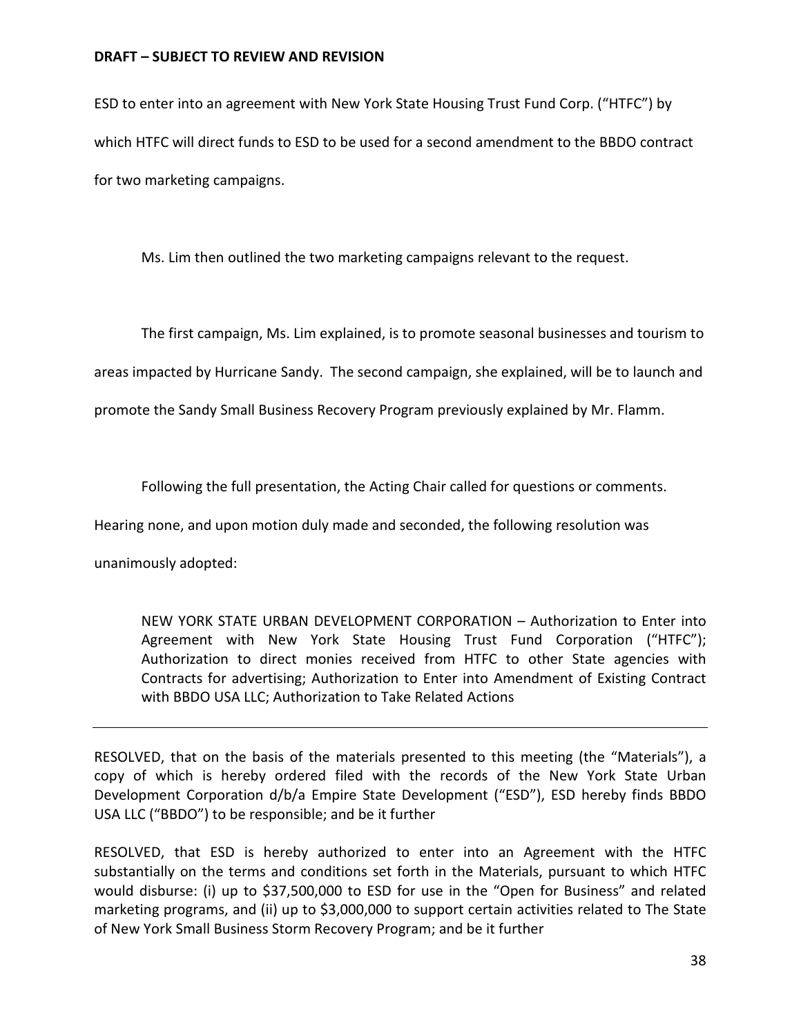**DRAFT – SUBJECT TO REVIEW AND REVISION**

ESD to enter into an agreement with New York State Housing Trust Fund Corp. ("HTFC") by which HTFC will direct funds to ESD to be used for a second amendment to the BBDO contract for two marketing campaigns.

Ms. Lim then outlined the two marketing campaigns relevant to the request.

The first campaign, Ms. Lim explained, is to promote seasonal businesses and tourism to areas impacted by Hurricane Sandy. The second campaign, she explained, will be to launch and promote the Sandy Small Business Recovery Program previously explained by Mr. Flamm.

Following the full presentation, the Acting Chair called for questions or comments. Hearing none, and upon motion duly made and seconded, the following resolution was unanimously adopted:

> NEW YORK STATE URBAN DEVELOPMENT CORPORATION – Authorization to Enter into Agreement with New York State Housing Trust Fund Corporation ("HTFC"); Authorization to direct monies received from HTFC to other State agencies with Contracts for advertising; Authorization to Enter into Amendment of Existing Contract with BBDO USA LLC; Authorization to Take Related Actions

---

RESOLVED, that on the basis of the materials presented to this meeting (the "Materials"), a copy of which is hereby ordered filed with the records of the New York State Urban Development Corporation d/b/a Empire State Development ("ESD"), ESD hereby finds BBDO USA LLC ("BBDO") to be responsible; and be it further

RESOLVED, that ESD is hereby authorized to enter into an Agreement with the HTFC substantially on the terms and conditions set forth in the Materials, pursuant to which HTFC would disburse: (i) up to $37,500,000 to ESD for use in the "Open for Business" and related marketing programs, and (ii) up to $3,000,000 to support certain activities related to The State of New York Small Business Storm Recovery Program; and be it further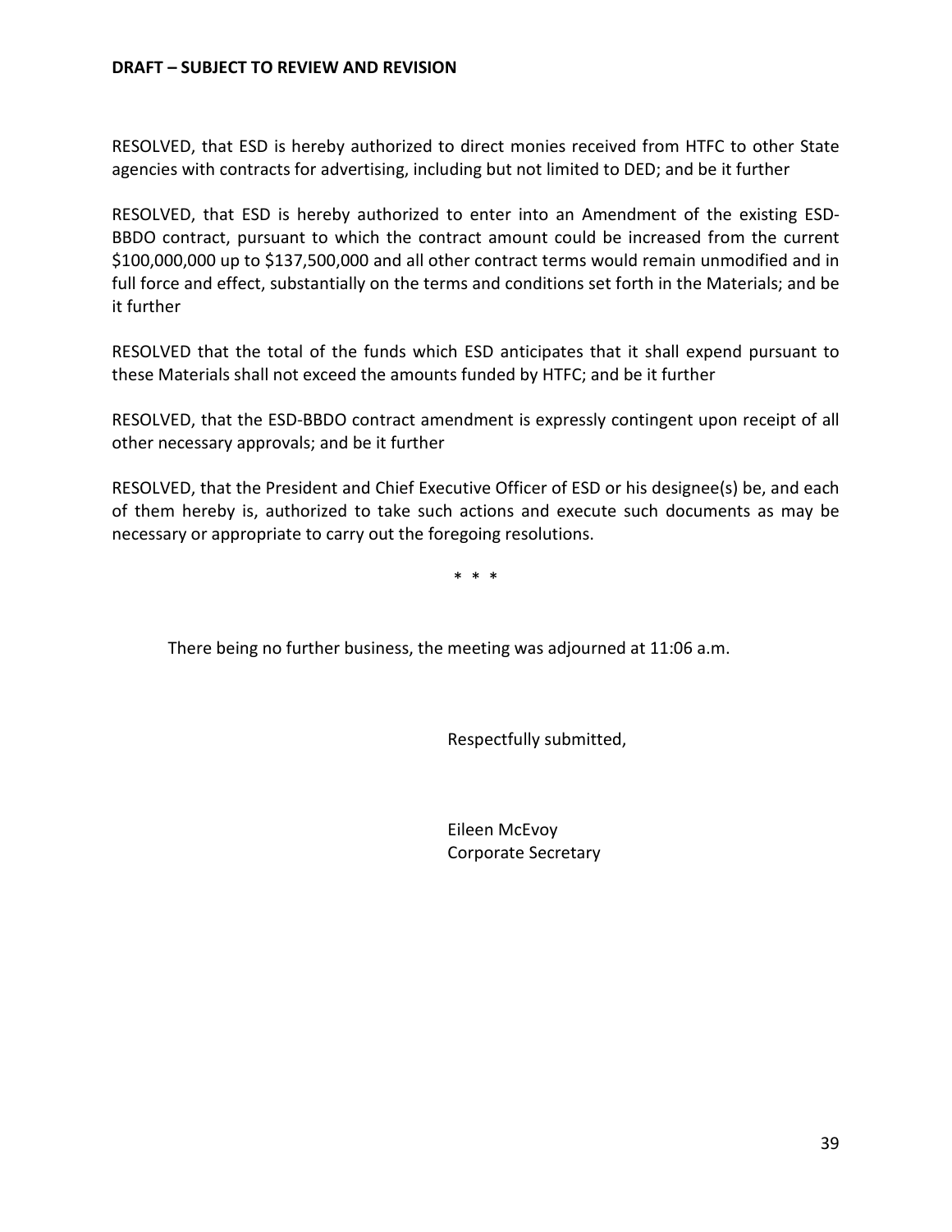**DRAFT – SUBJECT TO REVIEW AND REVISION**

RESOLVED, that ESD is hereby authorized to direct monies received from HTFC to other State agencies with contracts for advertising, including but not limited to DED; and be it further

RESOLVED, that ESD is hereby authorized to enter into an Amendment of the existing ESD-BBDO contract, pursuant to which the contract amount could be increased from the current $100,000,000 up to $137,500,000 and all other contract terms would remain unmodified and in full force and effect, substantially on the terms and conditions set forth in the Materials; and be it further

RESOLVED that the total of the funds which ESD anticipates that it shall expend pursuant to these Materials shall not exceed the amounts funded by HTFC; and be it further

RESOLVED, that the ESD-BBDO contract amendment is expressly contingent upon receipt of all other necessary approvals; and be it further

RESOLVED, that the President and Chief Executive Officer of ESD or his designee(s) be, and each of them hereby is, authorized to take such actions and execute such documents as may be necessary or appropriate to carry out the foregoing resolutions.

\* \* \*

There being no further business, the meeting was adjourned at 11:06 a.m.

Respectfully submitted,

Eileen McEvoy
Corporate Secretary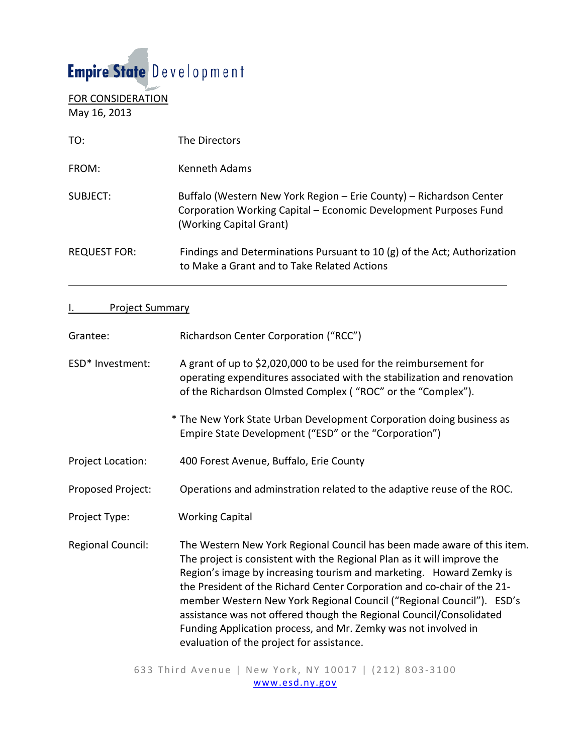Empire State Development

FOR CONSIDERATION
May 16, 2013

| | |
|---|---|
| TO: | The Directors |
| FROM: | Kenneth Adams |
| SUBJECT: | Buffalo (Western New York Region – Erie County) – Richardson Center Corporation Working Capital – Economic Development Purposes Fund (Working Capital Grant) |
| REQUEST FOR: | Findings and Determinations Pursuant to 10 (g) of the Act; Authorization to Make a Grant and to Take Related Actions |

---

## I. Project Summary

| | |
|---|---|
| Grantee: | Richardson Center Corporation ("RCC") |
| ESD* Investment: | A grant of up to $2,020,000 to be used for the reimbursement for operating expenditures associated with the stabilization and renovation of the Richardson Olmsted Complex ( "ROC" or the "Complex"). |
| | * The New York State Urban Development Corporation doing business as Empire State Development ("ESD" or the "Corporation") |
| Project Location: | 400 Forest Avenue, Buffalo, Erie County |
| Proposed Project: | Operations and adminstration related to the adaptive reuse of the ROC. |
| Project Type: | Working Capital |
| Regional Council: | The Western New York Regional Council has been made aware of this item. The project is consistent with the Regional Plan as it will improve the Region's image by increasing tourism and marketing. Howard Zemky is the President of the Richard Center Corporation and co-chair of the 21-member Western New York Regional Council ("Regional Council"). ESD's assistance was not offered though the Regional Council/Consolidated Funding Application process, and Mr. Zemky was not involved in evaluation of the project for assistance. |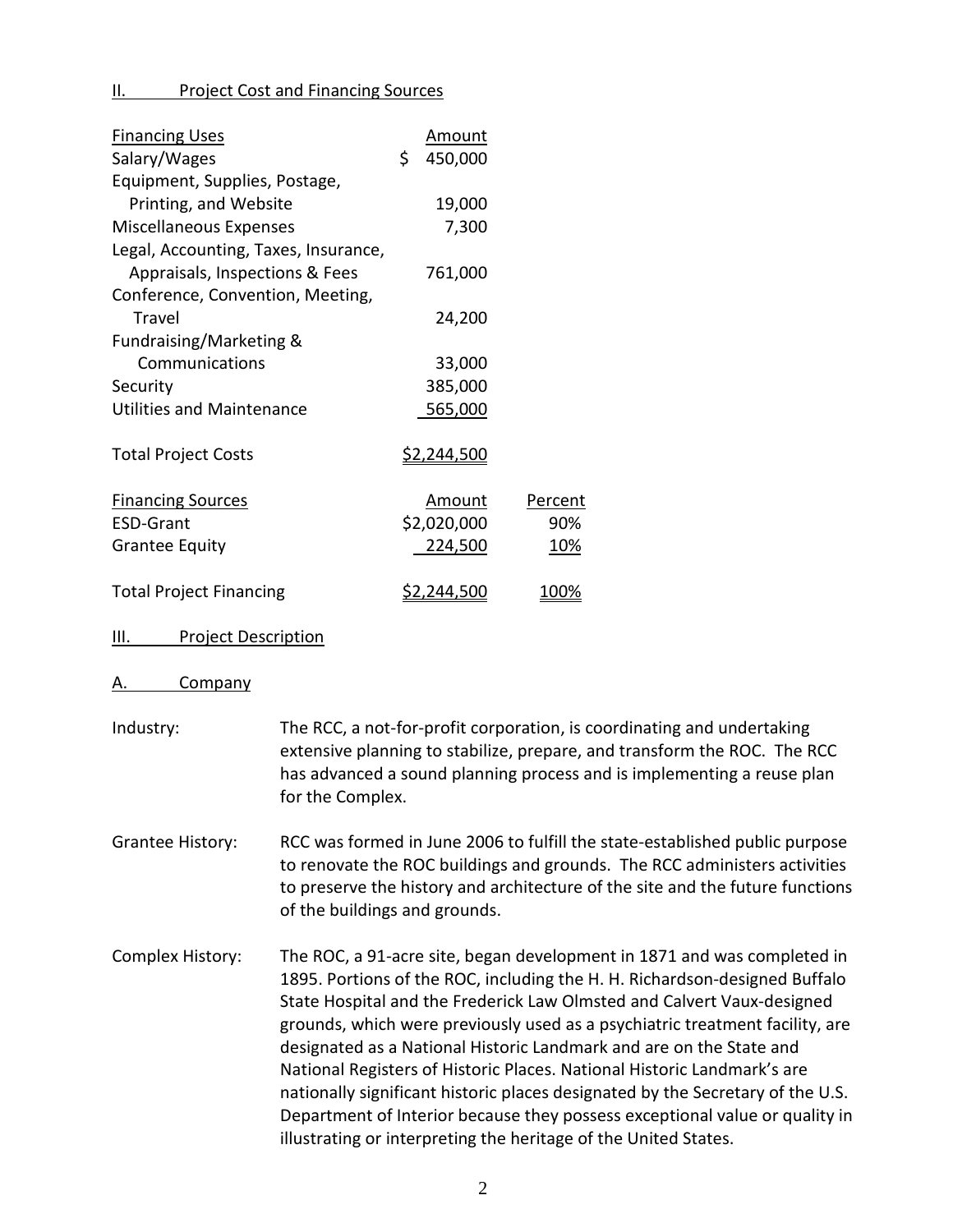## II. Project Cost and Financing Sources

| Financing Uses | Amount |
|---|---|
| Salary/Wages | $ 450,000 |
| Equipment, Supplies, Postage, Printing, and Website | 19,000 |
| Miscellaneous Expenses | 7,300 |
| Legal, Accounting, Taxes, Insurance, Appraisals, Inspections & Fees | 761,000 |
| Conference, Convention, Meeting, Travel | 24,200 |
| Fundraising/Marketing & Communications | 33,000 |
| Security | 385,000 |
| Utilities and Maintenance | 565,000 |
| Total Project Costs | $2,244,500 |

| Financing Sources | Amount | Percent |
|---|---|---|
| ESD-Grant | $2,020,000 | 90% |
| Grantee Equity | 224,500 | 10% |
| Total Project Financing | $2,244,500 | 100% |

## III. Project Description

### A. Company

Industry: The RCC, a not-for-profit corporation, is coordinating and undertaking extensive planning to stabilize, prepare, and transform the ROC. The RCC has advanced a sound planning process and is implementing a reuse plan for the Complex.

Grantee History: RCC was formed in June 2006 to fulfill the state-established public purpose to renovate the ROC buildings and grounds. The RCC administers activities to preserve the history and architecture of the site and the future functions of the buildings and grounds.

Complex History: The ROC, a 91-acre site, began development in 1871 and was completed in 1895. Portions of the ROC, including the H. H. Richardson-designed Buffalo State Hospital and the Frederick Law Olmsted and Calvert Vaux-designed grounds, which were previously used as a psychiatric treatment facility, are designated as a National Historic Landmark and are on the State and National Registers of Historic Places. National Historic Landmark's are nationally significant historic places designated by the Secretary of the U.S. Department of Interior because they possess exceptional value or quality in illustrating or interpreting the heritage of the United States.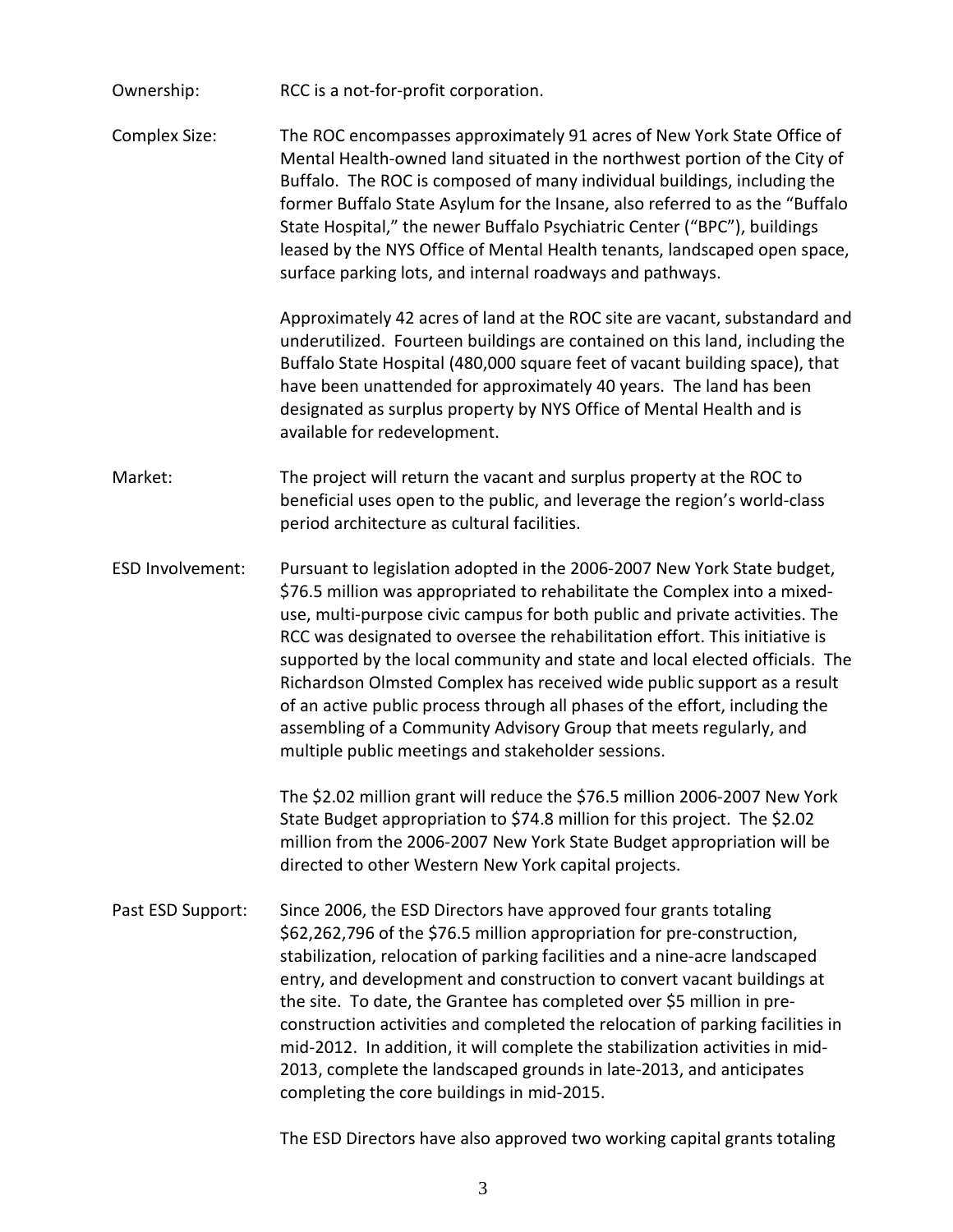Ownership: RCC is a not-for-profit corporation.

Complex Size: The ROC encompasses approximately 91 acres of New York State Office of Mental Health-owned land situated in the northwest portion of the City of Buffalo. The ROC is composed of many individual buildings, including the former Buffalo State Asylum for the Insane, also referred to as the "Buffalo State Hospital," the newer Buffalo Psychiatric Center ("BPC"), buildings leased by the NYS Office of Mental Health tenants, landscaped open space, surface parking lots, and internal roadways and pathways.

Approximately 42 acres of land at the ROC site are vacant, substandard and underutilized. Fourteen buildings are contained on this land, including the Buffalo State Hospital (480,000 square feet of vacant building space), that have been unattended for approximately 40 years. The land has been designated as surplus property by NYS Office of Mental Health and is available for redevelopment.

Market: The project will return the vacant and surplus property at the ROC to beneficial uses open to the public, and leverage the region's world-class period architecture as cultural facilities.

ESD Involvement: Pursuant to legislation adopted in the 2006-2007 New York State budget, \$76.5 million was appropriated to rehabilitate the Complex into a mixed-use, multi-purpose civic campus for both public and private activities. The RCC was designated to oversee the rehabilitation effort. This initiative is supported by the local community and state and local elected officials. The Richardson Olmsted Complex has received wide public support as a result of an active public process through all phases of the effort, including the assembling of a Community Advisory Group that meets regularly, and multiple public meetings and stakeholder sessions.

The \$2.02 million grant will reduce the \$76.5 million 2006-2007 New York State Budget appropriation to \$74.8 million for this project. The \$2.02 million from the 2006-2007 New York State Budget appropriation will be directed to other Western New York capital projects.

Past ESD Support: Since 2006, the ESD Directors have approved four grants totaling \$62,262,796 of the \$76.5 million appropriation for pre-construction, stabilization, relocation of parking facilities and a nine-acre landscaped entry, and development and construction to convert vacant buildings at the site. To date, the Grantee has completed over \$5 million in pre-construction activities and completed the relocation of parking facilities in mid-2012. In addition, it will complete the stabilization activities in mid-2013, complete the landscaped grounds in late-2013, and anticipates completing the core buildings in mid-2015.

The ESD Directors have also approved two working capital grants totaling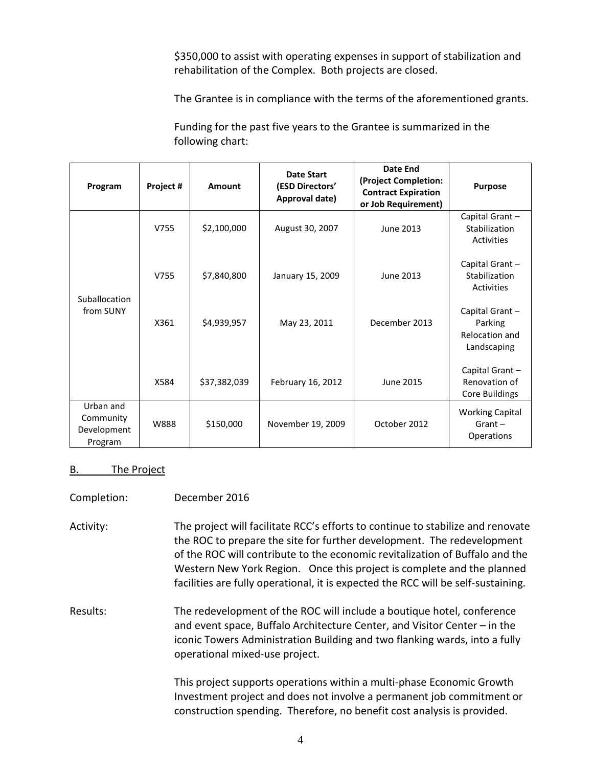$350,000 to assist with operating expenses in support of stabilization and rehabilitation of the Complex. Both projects are closed.

The Grantee is in compliance with the terms of the aforementioned grants.

Funding for the past five years to the Grantee is summarized in the following chart:

| Program | Project # | Amount | Date Start (ESD Directors' Approval date) | Date End (Project Completion: Contract Expiration or Job Requirement) | Purpose |
|---|---|---|---|---|---|
| Suballocation from SUNY | V755 | $2,100,000 | August 30, 2007 | June 2013 | Capital Grant – Stabilization Activities |
| | V755 | $7,840,800 | January 15, 2009 | June 2013 | Capital Grant – Stabilization Activities |
| | X361 | $4,939,957 | May 23, 2011 | December 2013 | Capital Grant – Parking Relocation and Landscaping |
| | X584 | $37,382,039 | February 16, 2012 | June 2015 | Capital Grant – Renovation of Core Buildings |
| Urban and Community Development Program | W888 | $150,000 | November 19, 2009 | October 2012 | Working Capital Grant – Operations |

## B. The Project

Completion: December 2016

Activity: The project will facilitate RCC's efforts to continue to stabilize and renovate the ROC to prepare the site for further development. The redevelopment of the ROC will contribute to the economic revitalization of Buffalo and the Western New York Region. Once this project is complete and the planned facilities are fully operational, it is expected the RCC will be self-sustaining.

Results: The redevelopment of the ROC will include a boutique hotel, conference and event space, Buffalo Architecture Center, and Visitor Center – in the iconic Towers Administration Building and two flanking wards, into a fully operational mixed-use project.

This project supports operations within a multi-phase Economic Growth Investment project and does not involve a permanent job commitment or construction spending. Therefore, no benefit cost analysis is provided.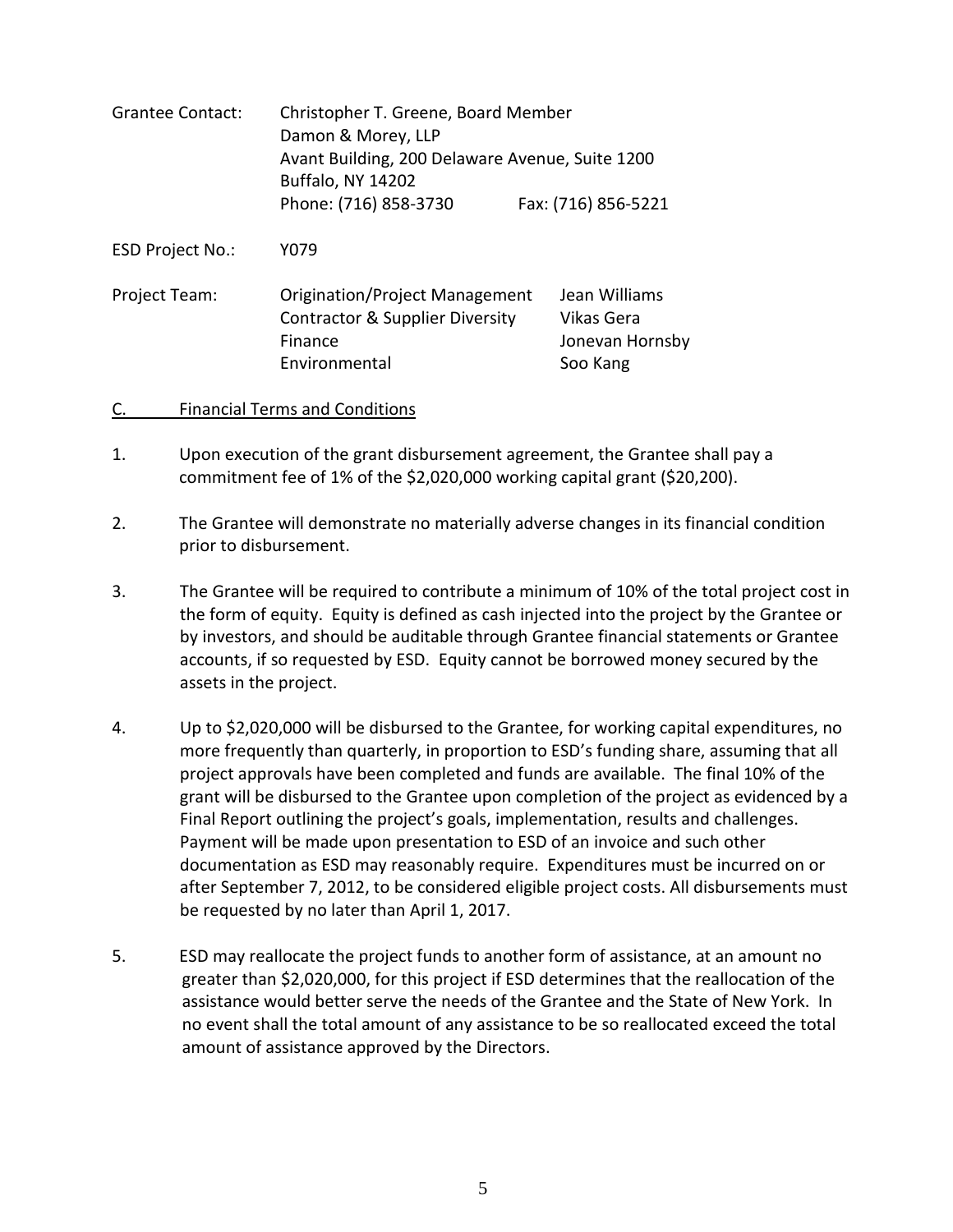| | | |
|---|---|---|
| Grantee Contact: | Christopher T. Greene, Board Member<br>Damon & Morey, LLP<br>Avant Building, 200 Delaware Avenue, Suite 1200<br>Buffalo, NY 14202<br>Phone: (716) 858-3730 Fax: (716) 856-5221 | |
| ESD Project No.: | Y079 | |
| Project Team: | Origination/Project Management | Jean Williams |
| | Contractor & Supplier Diversity | Vikas Gera |
| | Finance | Jonevan Hornsby |
| | Environmental | Soo Kang |

C. Financial Terms and Conditions

1. Upon execution of the grant disbursement agreement, the Grantee shall pay a commitment fee of 1% of the $2,020,000 working capital grant ($20,200).

2. The Grantee will demonstrate no materially adverse changes in its financial condition prior to disbursement.

3. The Grantee will be required to contribute a minimum of 10% of the total project cost in the form of equity. Equity is defined as cash injected into the project by the Grantee or by investors, and should be auditable through Grantee financial statements or Grantee accounts, if so requested by ESD. Equity cannot be borrowed money secured by the assets in the project.

4. Up to $2,020,000 will be disbursed to the Grantee, for working capital expenditures, no more frequently than quarterly, in proportion to ESD's funding share, assuming that all project approvals have been completed and funds are available. The final 10% of the grant will be disbursed to the Grantee upon completion of the project as evidenced by a Final Report outlining the project's goals, implementation, results and challenges. Payment will be made upon presentation to ESD of an invoice and such other documentation as ESD may reasonably require. Expenditures must be incurred on or after September 7, 2012, to be considered eligible project costs. All disbursements must be requested by no later than April 1, 2017.

5. ESD may reallocate the project funds to another form of assistance, at an amount no greater than $2,020,000, for this project if ESD determines that the reallocation of the assistance would better serve the needs of the Grantee and the State of New York. In no event shall the total amount of any assistance to be so reallocated exceed the total amount of assistance approved by the Directors.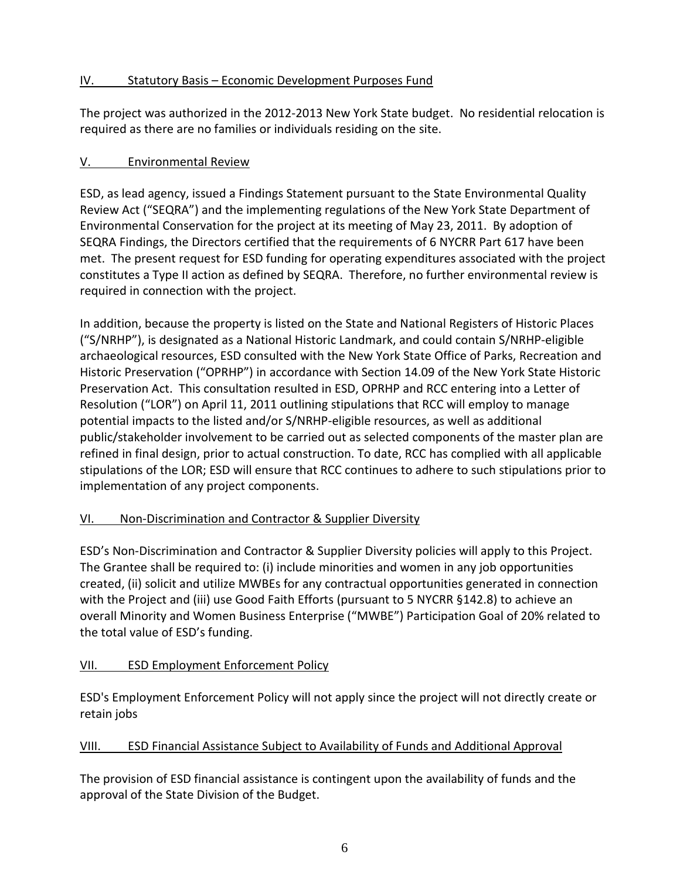## IV. Statutory Basis – Economic Development Purposes Fund

The project was authorized in the 2012-2013 New York State budget. No residential relocation is required as there are no families or individuals residing on the site.

## V. Environmental Review

ESD, as lead agency, issued a Findings Statement pursuant to the State Environmental Quality Review Act ("SEQRA") and the implementing regulations of the New York State Department of Environmental Conservation for the project at its meeting of May 23, 2011. By adoption of SEQRA Findings, the Directors certified that the requirements of 6 NYCRR Part 617 have been met. The present request for ESD funding for operating expenditures associated with the project constitutes a Type II action as defined by SEQRA. Therefore, no further environmental review is required in connection with the project.

In addition, because the property is listed on the State and National Registers of Historic Places ("S/NRHP"), is designated as a National Historic Landmark, and could contain S/NRHP-eligible archaeological resources, ESD consulted with the New York State Office of Parks, Recreation and Historic Preservation ("OPRHP") in accordance with Section 14.09 of the New York State Historic Preservation Act. This consultation resulted in ESD, OPRHP and RCC entering into a Letter of Resolution ("LOR") on April 11, 2011 outlining stipulations that RCC will employ to manage potential impacts to the listed and/or S/NRHP-eligible resources, as well as additional public/stakeholder involvement to be carried out as selected components of the master plan are refined in final design, prior to actual construction. To date, RCC has complied with all applicable stipulations of the LOR; ESD will ensure that RCC continues to adhere to such stipulations prior to implementation of any project components.

## VI. Non-Discrimination and Contractor & Supplier Diversity

ESD's Non-Discrimination and Contractor & Supplier Diversity policies will apply to this Project. The Grantee shall be required to: (i) include minorities and women in any job opportunities created, (ii) solicit and utilize MWBEs for any contractual opportunities generated in connection with the Project and (iii) use Good Faith Efforts (pursuant to 5 NYCRR §142.8) to achieve an overall Minority and Women Business Enterprise ("MWBE") Participation Goal of 20% related to the total value of ESD's funding.

## VII. ESD Employment Enforcement Policy

ESD's Employment Enforcement Policy will not apply since the project will not directly create or retain jobs

## VIII. ESD Financial Assistance Subject to Availability of Funds and Additional Approval

The provision of ESD financial assistance is contingent upon the availability of funds and the approval of the State Division of the Budget.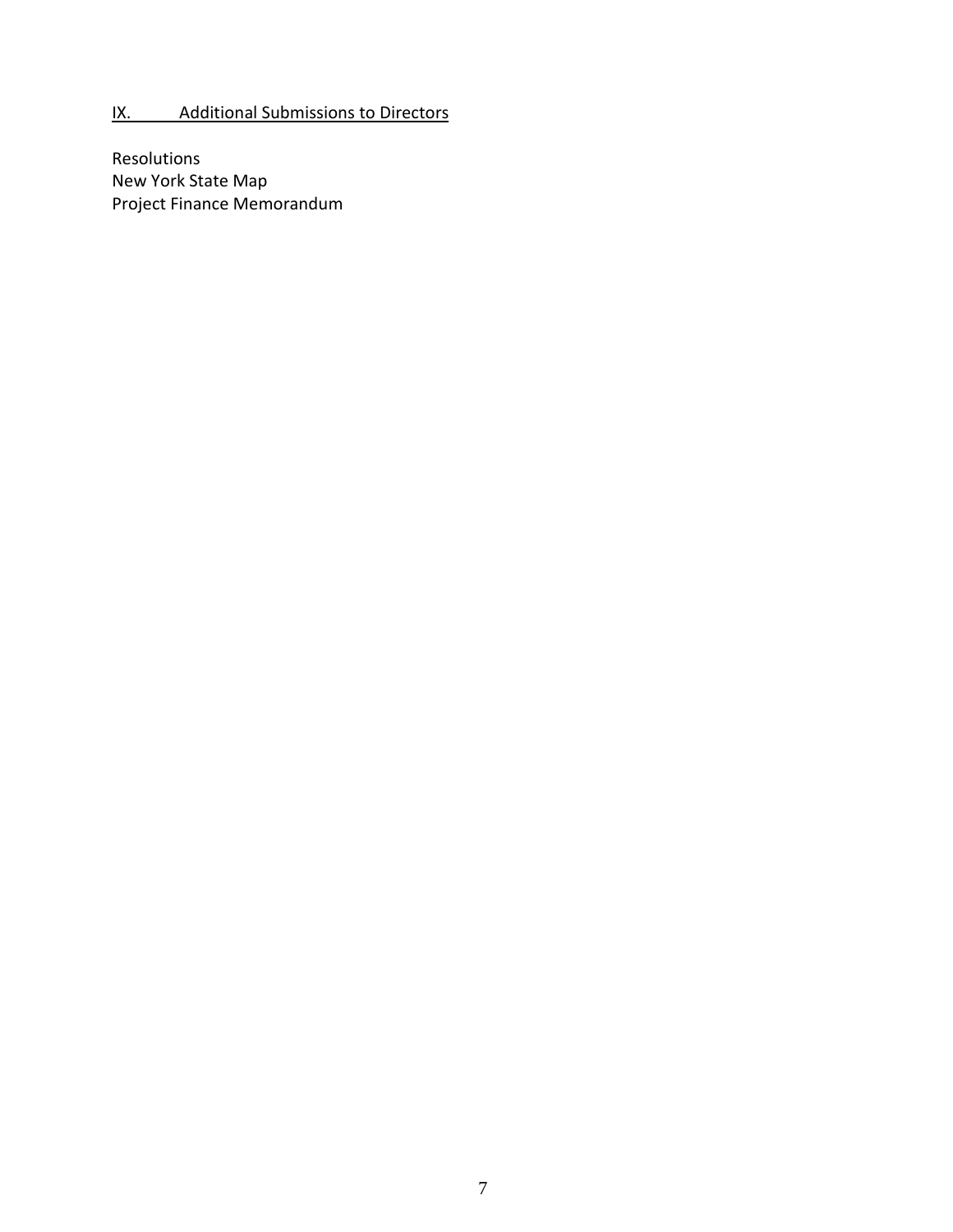## IX. Additional Submissions to Directors

Resolutions
New York State Map
Project Finance Memorandum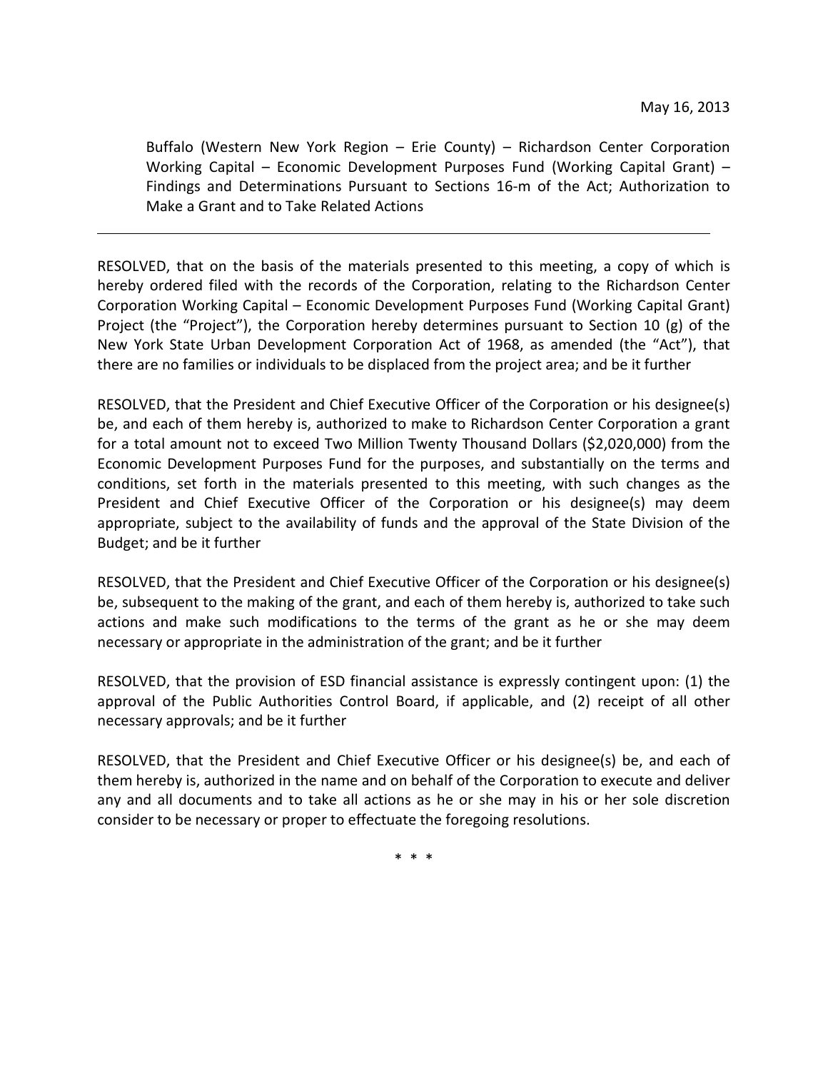May 16, 2013

Buffalo (Western New York Region – Erie County) – Richardson Center Corporation Working Capital – Economic Development Purposes Fund (Working Capital Grant) – Findings and Determinations Pursuant to Sections 16-m of the Act; Authorization to Make a Grant and to Take Related Actions

---

RESOLVED, that on the basis of the materials presented to this meeting, a copy of which is hereby ordered filed with the records of the Corporation, relating to the Richardson Center Corporation Working Capital – Economic Development Purposes Fund (Working Capital Grant) Project (the "Project"), the Corporation hereby determines pursuant to Section 10 (g) of the New York State Urban Development Corporation Act of 1968, as amended (the "Act"), that there are no families or individuals to be displaced from the project area; and be it further

RESOLVED, that the President and Chief Executive Officer of the Corporation or his designee(s) be, and each of them hereby is, authorized to make to Richardson Center Corporation a grant for a total amount not to exceed Two Million Twenty Thousand Dollars ($2,020,000) from the Economic Development Purposes Fund for the purposes, and substantially on the terms and conditions, set forth in the materials presented to this meeting, with such changes as the President and Chief Executive Officer of the Corporation or his designee(s) may deem appropriate, subject to the availability of funds and the approval of the State Division of the Budget; and be it further

RESOLVED, that the President and Chief Executive Officer of the Corporation or his designee(s) be, subsequent to the making of the grant, and each of them hereby is, authorized to take such actions and make such modifications to the terms of the grant as he or she may deem necessary or appropriate in the administration of the grant; and be it further

RESOLVED, that the provision of ESD financial assistance is expressly contingent upon: (1) the approval of the Public Authorities Control Board, if applicable, and (2) receipt of all other necessary approvals; and be it further

RESOLVED, that the President and Chief Executive Officer or his designee(s) be, and each of them hereby is, authorized in the name and on behalf of the Corporation to execute and deliver any and all documents and to take all actions as he or she may in his or her sole discretion consider to be necessary or proper to effectuate the foregoing resolutions.

\* \* \*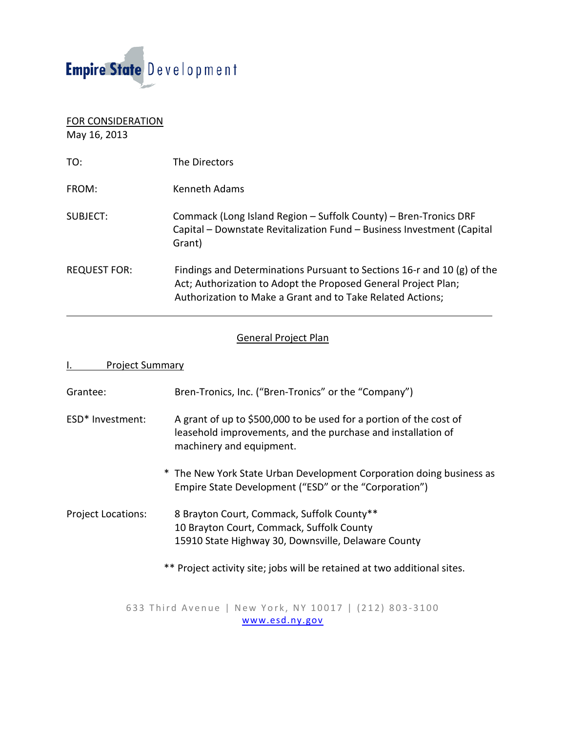Empire State Development

FOR CONSIDERATION
May 16, 2013

TO: The Directors

FROM: Kenneth Adams

SUBJECT: Commack (Long Island Region – Suffolk County) – Bren-Tronics DRF Capital – Downstate Revitalization Fund – Business Investment (Capital Grant)

REQUEST FOR: Findings and Determinations Pursuant to Sections 16-r and 10 (g) of the Act; Authorization to Adopt the Proposed General Project Plan; Authorization to Make a Grant and to Take Related Actions;

---

## General Project Plan

### I. Project Summary

Grantee: Bren-Tronics, Inc. ("Bren-Tronics" or the "Company")

ESD* Investment: A grant of up to $500,000 to be used for a portion of the cost of leasehold improvements, and the purchase and installation of machinery and equipment.

\* The New York State Urban Development Corporation doing business as Empire State Development ("ESD" or the "Corporation")

Project Locations: 8 Brayton Court, Commack, Suffolk County**
10 Brayton Court, Commack, Suffolk County
15910 State Highway 30, Downsville, Delaware County

** Project activity site; jobs will be retained at two additional sites.

633 Third Avenue | New York, NY 10017 | (212) 803-3100
www.esd.ny.gov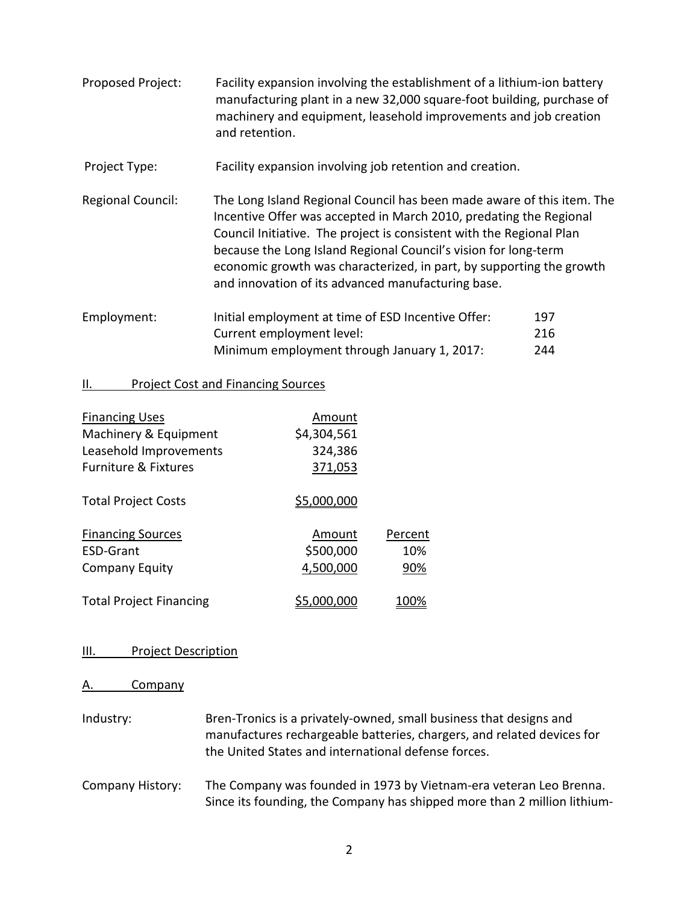Proposed Project: Facility expansion involving the establishment of a lithium-ion battery manufacturing plant in a new 32,000 square-foot building, purchase of machinery and equipment, leasehold improvements and job creation and retention.

Project Type: Facility expansion involving job retention and creation.

Regional Council: The Long Island Regional Council has been made aware of this item. The Incentive Offer was accepted in March 2010, predating the Regional Council Initiative. The project is consistent with the Regional Plan because the Long Island Regional Council's vision for long-term economic growth was characterized, in part, by supporting the growth and innovation of its advanced manufacturing base.

| Employment: | | |
|---|---|---|
| | Initial employment at time of ESD Incentive Offer: | 197 |
| | Current employment level: | 216 |
| | Minimum employment through January 1, 2017: | 244 |

## II. Project Cost and Financing Sources

| Financing Uses | Amount | |
|---|---|---|
| Machinery & Equipment | \$4,304,561 | |
| Leasehold Improvements | 324,386 | |
| Furniture & Fixtures | 371,053 | |
| Total Project Costs | \$5,000,000 | |
| | | |
| Financing Sources | Amount | Percent |
| ESD-Grant | \$500,000 | 10% |
| Company Equity | 4,500,000 | 90% |
| Total Project Financing | \$5,000,000 | 100% |

## III. Project Description

### A. Company

Industry: Bren-Tronics is a privately-owned, small business that designs and manufactures rechargeable batteries, chargers, and related devices for the United States and international defense forces.

Company History: The Company was founded in 1973 by Vietnam-era veteran Leo Brenna. Since its founding, the Company has shipped more than 2 million lithium-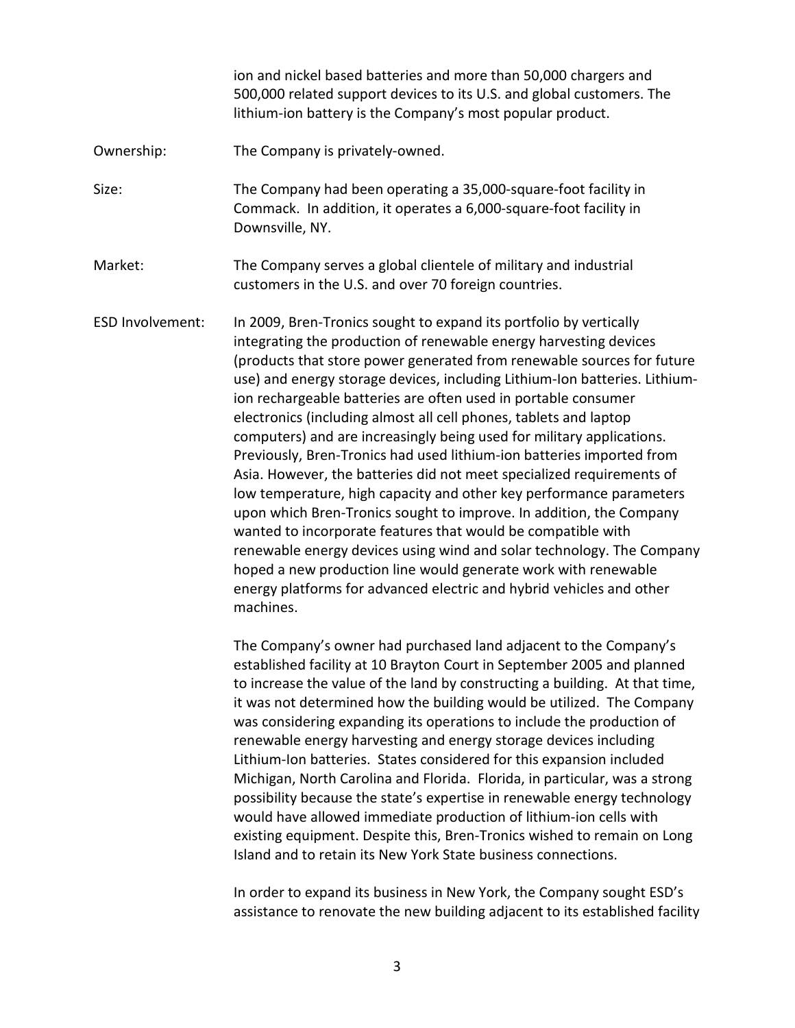ion and nickel based batteries and more than 50,000 chargers and 500,000 related support devices to its U.S. and global customers. The lithium-ion battery is the Company's most popular product.

Ownership: The Company is privately-owned.

Size: The Company had been operating a 35,000-square-foot facility in Commack. In addition, it operates a 6,000-square-foot facility in Downsville, NY.

Market: The Company serves a global clientele of military and industrial customers in the U.S. and over 70 foreign countries.

ESD Involvement: In 2009, Bren-Tronics sought to expand its portfolio by vertically integrating the production of renewable energy harvesting devices (products that store power generated from renewable sources for future use) and energy storage devices, including Lithium-Ion batteries. Lithium-ion rechargeable batteries are often used in portable consumer electronics (including almost all cell phones, tablets and laptop computers) and are increasingly being used for military applications. Previously, Bren-Tronics had used lithium-ion batteries imported from Asia. However, the batteries did not meet specialized requirements of low temperature, high capacity and other key performance parameters upon which Bren-Tronics sought to improve. In addition, the Company wanted to incorporate features that would be compatible with renewable energy devices using wind and solar technology. The Company hoped a new production line would generate work with renewable energy platforms for advanced electric and hybrid vehicles and other machines.

The Company's owner had purchased land adjacent to the Company's established facility at 10 Brayton Court in September 2005 and planned to increase the value of the land by constructing a building. At that time, it was not determined how the building would be utilized. The Company was considering expanding its operations to include the production of renewable energy harvesting and energy storage devices including Lithium-Ion batteries. States considered for this expansion included Michigan, North Carolina and Florida. Florida, in particular, was a strong possibility because the state's expertise in renewable energy technology would have allowed immediate production of lithium-ion cells with existing equipment. Despite this, Bren-Tronics wished to remain on Long Island and to retain its New York State business connections.

In order to expand its business in New York, the Company sought ESD's assistance to renovate the new building adjacent to its established facility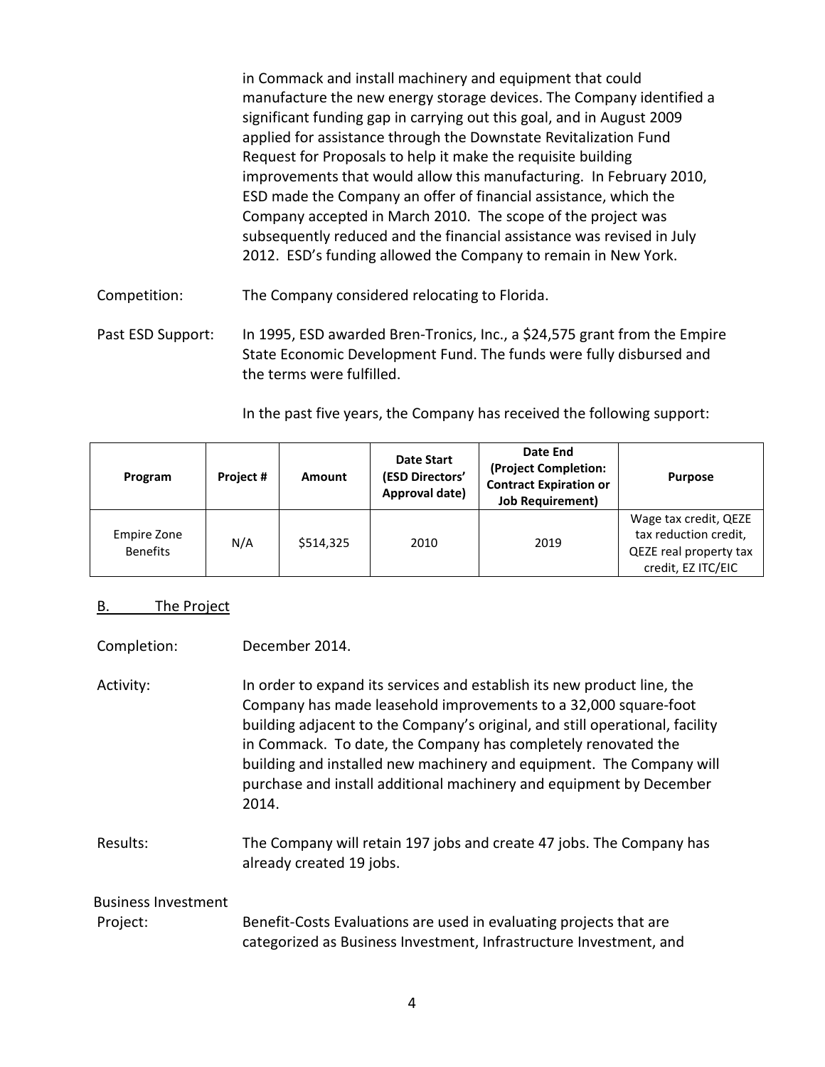in Commack and install machinery and equipment that could manufacture the new energy storage devices. The Company identified a significant funding gap in carrying out this goal, and in August 2009 applied for assistance through the Downstate Revitalization Fund Request for Proposals to help it make the requisite building improvements that would allow this manufacturing. In February 2010, ESD made the Company an offer of financial assistance, which the Company accepted in March 2010. The scope of the project was subsequently reduced and the financial assistance was revised in July 2012. ESD's funding allowed the Company to remain in New York.

Competition: The Company considered relocating to Florida.

Past ESD Support: In 1995, ESD awarded Bren-Tronics, Inc., a $24,575 grant from the Empire State Economic Development Fund. The funds were fully disbursed and the terms were fulfilled.

In the past five years, the Company has received the following support:

| Program | Project # | Amount | Date Start (ESD Directors' Approval date) | Date End (Project Completion: Contract Expiration or Job Requirement) | Purpose |
|---|---|---|---|---|---|
| Empire Zone Benefits | N/A | $514,325 | 2010 | 2019 | Wage tax credit, QEZE tax reduction credit, QEZE real property tax credit, EZ ITC/EIC |

## B. The Project

Completion: December 2014.

Activity: In order to expand its services and establish its new product line, the Company has made leasehold improvements to a 32,000 square-foot building adjacent to the Company's original, and still operational, facility in Commack. To date, the Company has completely renovated the building and installed new machinery and equipment. The Company will purchase and install additional machinery and equipment by December 2014.

Results: The Company will retain 197 jobs and create 47 jobs. The Company has already created 19 jobs.

Business Investment Project: Benefit-Costs Evaluations are used in evaluating projects that are categorized as Business Investment, Infrastructure Investment, and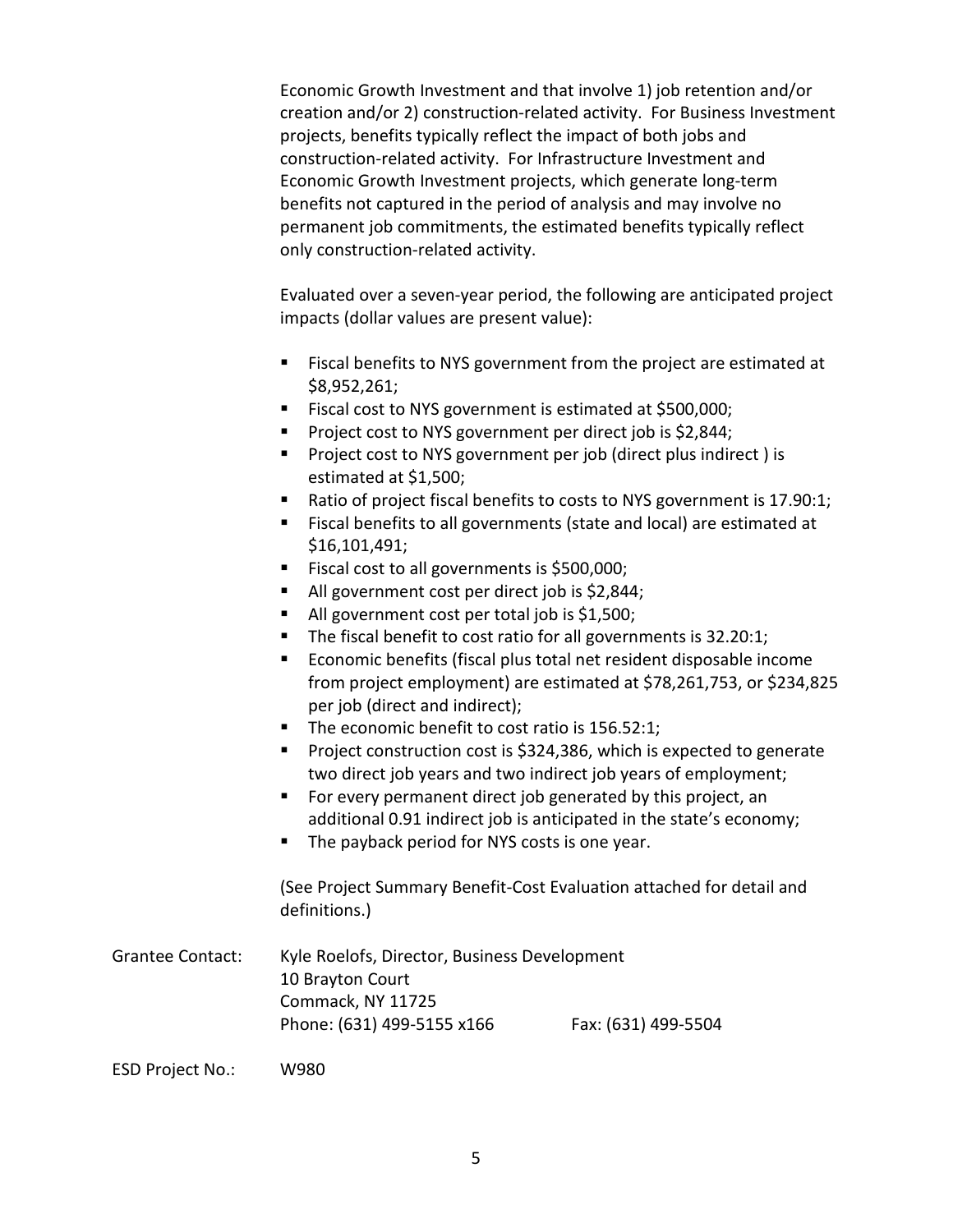Economic Growth Investment and that involve 1) job retention and/or creation and/or 2) construction-related activity. For Business Investment projects, benefits typically reflect the impact of both jobs and construction-related activity. For Infrastructure Investment and Economic Growth Investment projects, which generate long-term benefits not captured in the period of analysis and may involve no permanent job commitments, the estimated benefits typically reflect only construction-related activity.

Evaluated over a seven-year period, the following are anticipated project impacts (dollar values are present value):

- Fiscal benefits to NYS government from the project are estimated at $8,952,261;
- Fiscal cost to NYS government is estimated at $500,000;
- Project cost to NYS government per direct job is $2,844;
- Project cost to NYS government per job (direct plus indirect ) is estimated at $1,500;
- Ratio of project fiscal benefits to costs to NYS government is 17.90:1;
- Fiscal benefits to all governments (state and local) are estimated at $16,101,491;
- Fiscal cost to all governments is $500,000;
- All government cost per direct job is $2,844;
- All government cost per total job is $1,500;
- The fiscal benefit to cost ratio for all governments is 32.20:1;
- Economic benefits (fiscal plus total net resident disposable income from project employment) are estimated at $78,261,753, or $234,825 per job (direct and indirect);
- The economic benefit to cost ratio is 156.52:1;
- Project construction cost is $324,386, which is expected to generate two direct job years and two indirect job years of employment;
- For every permanent direct job generated by this project, an additional 0.91 indirect job is anticipated in the state's economy;
- The payback period for NYS costs is one year.

(See Project Summary Benefit-Cost Evaluation attached for detail and definitions.)

Grantee Contact: Kyle Roelofs, Director, Business Development
10 Brayton Court
Commack, NY 11725
Phone: (631) 499-5155 x166 Fax: (631) 499-5504

ESD Project No.: W980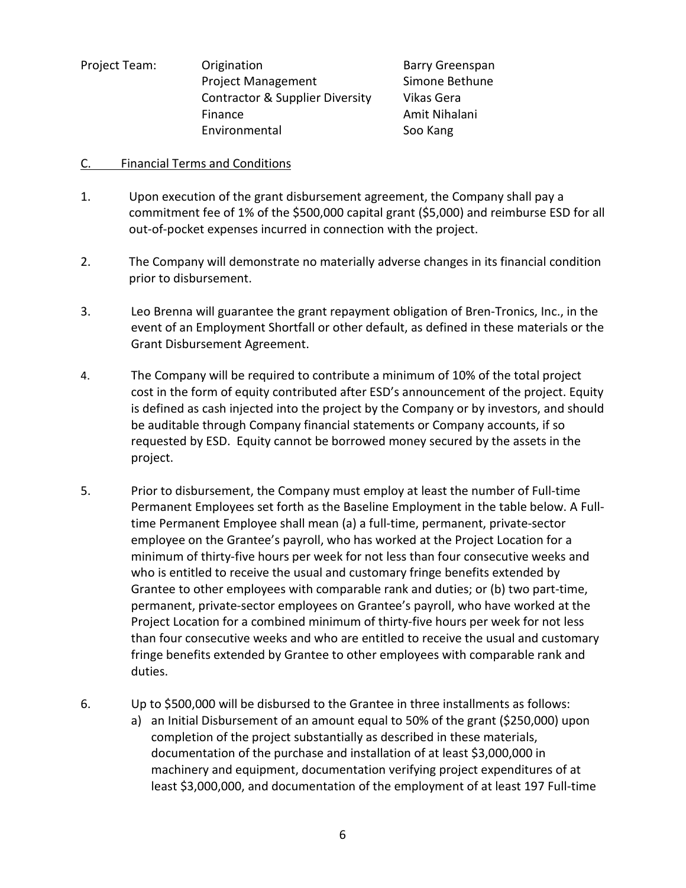| Project Team: | Origination | Barry Greenspan |
|---|---|---|
| | Project Management | Simone Bethune |
| | Contractor & Supplier Diversity | Vikas Gera |
| | Finance | Amit Nihalani |
| | Environmental | Soo Kang |

C. Financial Terms and Conditions

1. Upon execution of the grant disbursement agreement, the Company shall pay a commitment fee of 1% of the $500,000 capital grant ($5,000) and reimburse ESD for all out-of-pocket expenses incurred in connection with the project.

2. The Company will demonstrate no materially adverse changes in its financial condition prior to disbursement.

3. Leo Brenna will guarantee the grant repayment obligation of Bren-Tronics, Inc., in the event of an Employment Shortfall or other default, as defined in these materials or the Grant Disbursement Agreement.

4. The Company will be required to contribute a minimum of 10% of the total project cost in the form of equity contributed after ESD's announcement of the project. Equity is defined as cash injected into the project by the Company or by investors, and should be auditable through Company financial statements or Company accounts, if so requested by ESD. Equity cannot be borrowed money secured by the assets in the project.

5. Prior to disbursement, the Company must employ at least the number of Full-time Permanent Employees set forth as the Baseline Employment in the table below. A Full-time Permanent Employee shall mean (a) a full-time, permanent, private-sector employee on the Grantee's payroll, who has worked at the Project Location for a minimum of thirty-five hours per week for not less than four consecutive weeks and who is entitled to receive the usual and customary fringe benefits extended by Grantee to other employees with comparable rank and duties; or (b) two part-time, permanent, private-sector employees on Grantee's payroll, who have worked at the Project Location for a combined minimum of thirty-five hours per week for not less than four consecutive weeks and who are entitled to receive the usual and customary fringe benefits extended by Grantee to other employees with comparable rank and duties.

6. Up to $500,000 will be disbursed to the Grantee in three installments as follows:
   a) an Initial Disbursement of an amount equal to 50% of the grant ($250,000) upon completion of the project substantially as described in these materials, documentation of the purchase and installation of at least $3,000,000 in machinery and equipment, documentation verifying project expenditures of at least $3,000,000, and documentation of the employment of at least 197 Full-time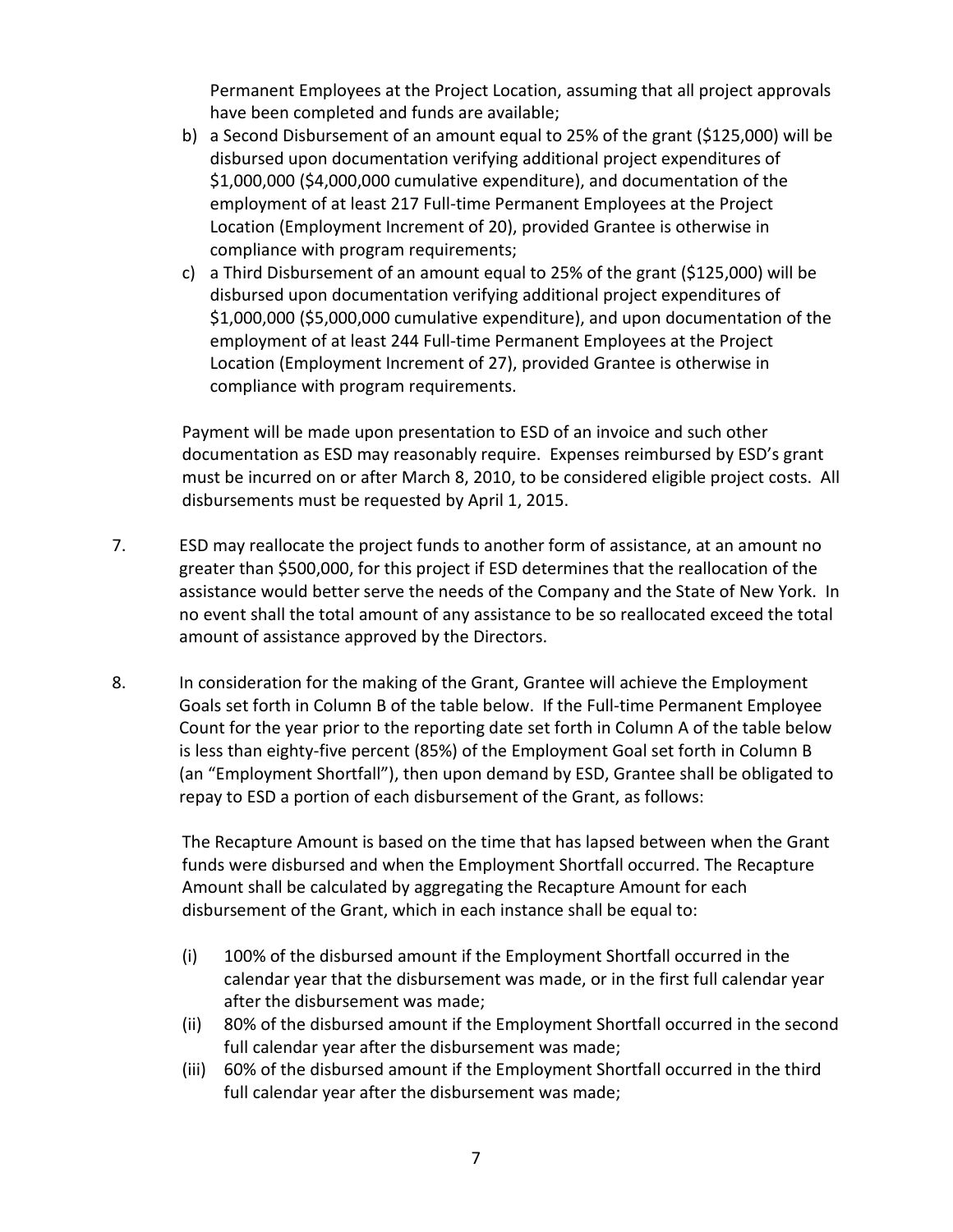Permanent Employees at the Project Location, assuming that all project approvals have been completed and funds are available;

b) a Second Disbursement of an amount equal to 25% of the grant ($125,000) will be disbursed upon documentation verifying additional project expenditures of $1,000,000 ($4,000,000 cumulative expenditure), and documentation of the employment of at least 217 Full-time Permanent Employees at the Project Location (Employment Increment of 20), provided Grantee is otherwise in compliance with program requirements;

c) a Third Disbursement of an amount equal to 25% of the grant ($125,000) will be disbursed upon documentation verifying additional project expenditures of $1,000,000 ($5,000,000 cumulative expenditure), and upon documentation of the employment of at least 244 Full-time Permanent Employees at the Project Location (Employment Increment of 27), provided Grantee is otherwise in compliance with program requirements.

Payment will be made upon presentation to ESD of an invoice and such other documentation as ESD may reasonably require. Expenses reimbursed by ESD's grant must be incurred on or after March 8, 2010, to be considered eligible project costs. All disbursements must be requested by April 1, 2015.

7. ESD may reallocate the project funds to another form of assistance, at an amount no greater than $500,000, for this project if ESD determines that the reallocation of the assistance would better serve the needs of the Company and the State of New York. In no event shall the total amount of any assistance to be so reallocated exceed the total amount of assistance approved by the Directors.

8. In consideration for the making of the Grant, Grantee will achieve the Employment Goals set forth in Column B of the table below. If the Full-time Permanent Employee Count for the year prior to the reporting date set forth in Column A of the table below is less than eighty-five percent (85%) of the Employment Goal set forth in Column B (an "Employment Shortfall"), then upon demand by ESD, Grantee shall be obligated to repay to ESD a portion of each disbursement of the Grant, as follows:

   The Recapture Amount is based on the time that has lapsed between when the Grant funds were disbursed and when the Employment Shortfall occurred. The Recapture Amount shall be calculated by aggregating the Recapture Amount for each disbursement of the Grant, which in each instance shall be equal to:

   (i) 100% of the disbursed amount if the Employment Shortfall occurred in the calendar year that the disbursement was made, or in the first full calendar year after the disbursement was made;

   (ii) 80% of the disbursed amount if the Employment Shortfall occurred in the second full calendar year after the disbursement was made;

   (iii) 60% of the disbursed amount if the Employment Shortfall occurred in the third full calendar year after the disbursement was made;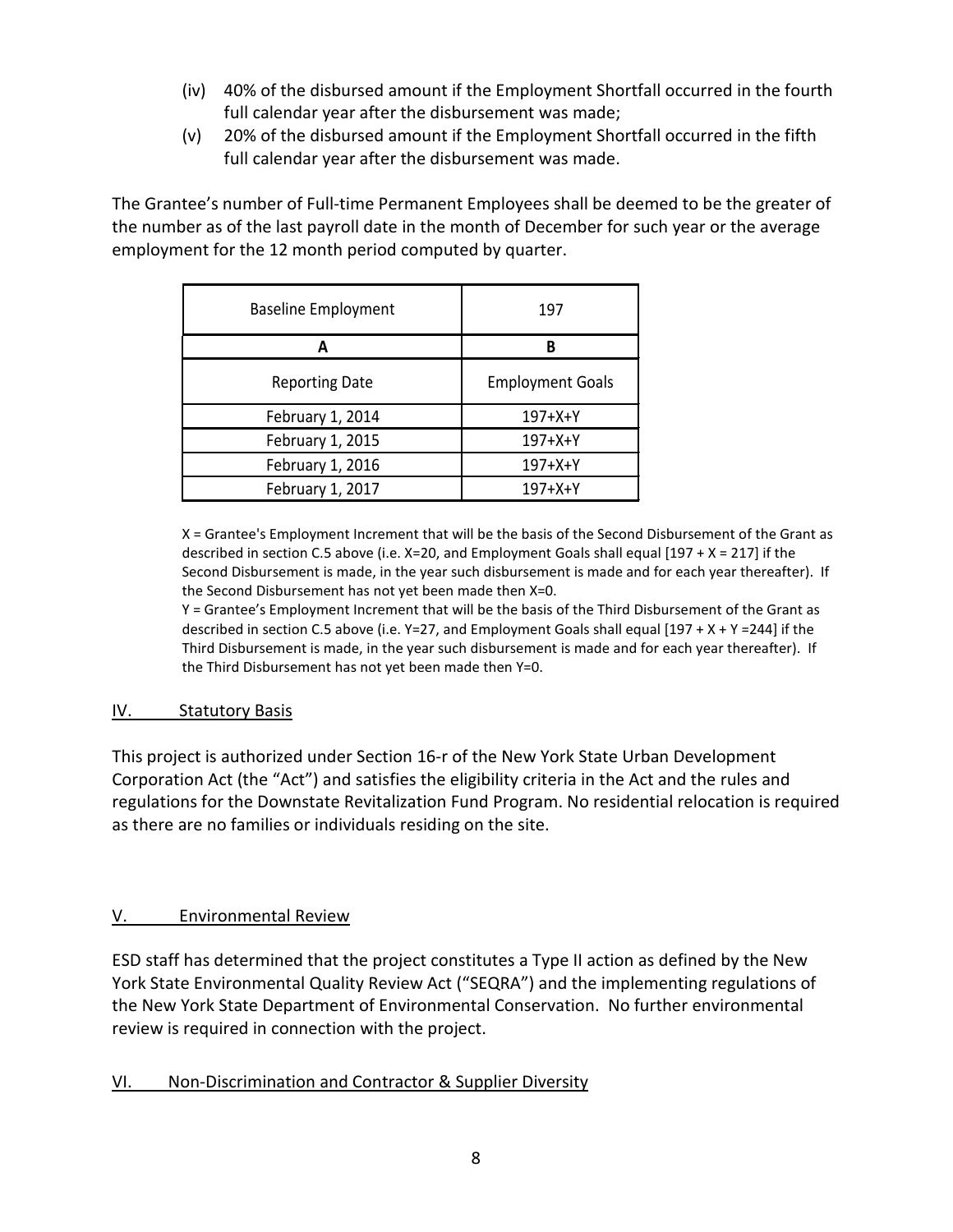(iv) 40% of the disbursed amount if the Employment Shortfall occurred in the fourth full calendar year after the disbursement was made;

(v) 20% of the disbursed amount if the Employment Shortfall occurred in the fifth full calendar year after the disbursement was made.

The Grantee's number of Full-time Permanent Employees shall be deemed to be the greater of the number as of the last payroll date in the month of December for such year or the average employment for the 12 month period computed by quarter.

| Baseline Employment | 197 |
|---|---|
| **A** | **B** |
| Reporting Date | Employment Goals |
| February 1, 2014 | 197+X+Y |
| February 1, 2015 | 197+X+Y |
| February 1, 2016 | 197+X+Y |
| February 1, 2017 | 197+X+Y |

X = Grantee's Employment Increment that will be the basis of the Second Disbursement of the Grant as described in section C.5 above (i.e. X=20, and Employment Goals shall equal [197 + X = 217] if the Second Disbursement is made, in the year such disbursement is made and for each year thereafter). If the Second Disbursement has not yet been made then X=0.
Y = Grantee's Employment Increment that will be the basis of the Third Disbursement of the Grant as described in section C.5 above (i.e. Y=27, and Employment Goals shall equal [197 + X + Y =244] if the Third Disbursement is made, in the year such disbursement is made and for each year thereafter). If the Third Disbursement has not yet been made then Y=0.

## IV. Statutory Basis

This project is authorized under Section 16-r of the New York State Urban Development Corporation Act (the "Act") and satisfies the eligibility criteria in the Act and the rules and regulations for the Downstate Revitalization Fund Program. No residential relocation is required as there are no families or individuals residing on the site.

## V. Environmental Review

ESD staff has determined that the project constitutes a Type II action as defined by the New York State Environmental Quality Review Act ("SEQRA") and the implementing regulations of the New York State Department of Environmental Conservation. No further environmental review is required in connection with the project.

## VI. Non-Discrimination and Contractor & Supplier Diversity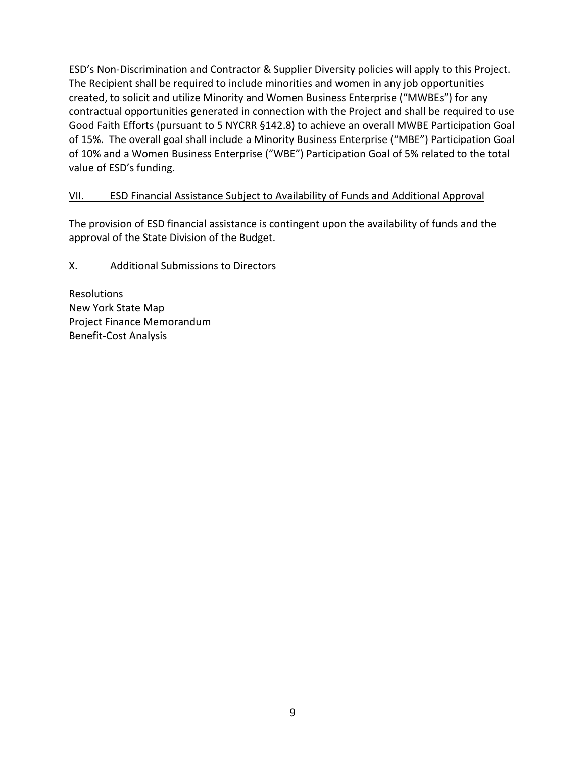ESD's Non-Discrimination and Contractor & Supplier Diversity policies will apply to this Project. The Recipient shall be required to include minorities and women in any job opportunities created, to solicit and utilize Minority and Women Business Enterprise ("MWBEs") for any contractual opportunities generated in connection with the Project and shall be required to use Good Faith Efforts (pursuant to 5 NYCRR §142.8) to achieve an overall MWBE Participation Goal of 15%. The overall goal shall include a Minority Business Enterprise ("MBE") Participation Goal of 10% and a Women Business Enterprise ("WBE") Participation Goal of 5% related to the total value of ESD's funding.

## VII. ESD Financial Assistance Subject to Availability of Funds and Additional Approval

The provision of ESD financial assistance is contingent upon the availability of funds and the approval of the State Division of the Budget.

## X. Additional Submissions to Directors

Resolutions
New York State Map
Project Finance Memorandum
Benefit-Cost Analysis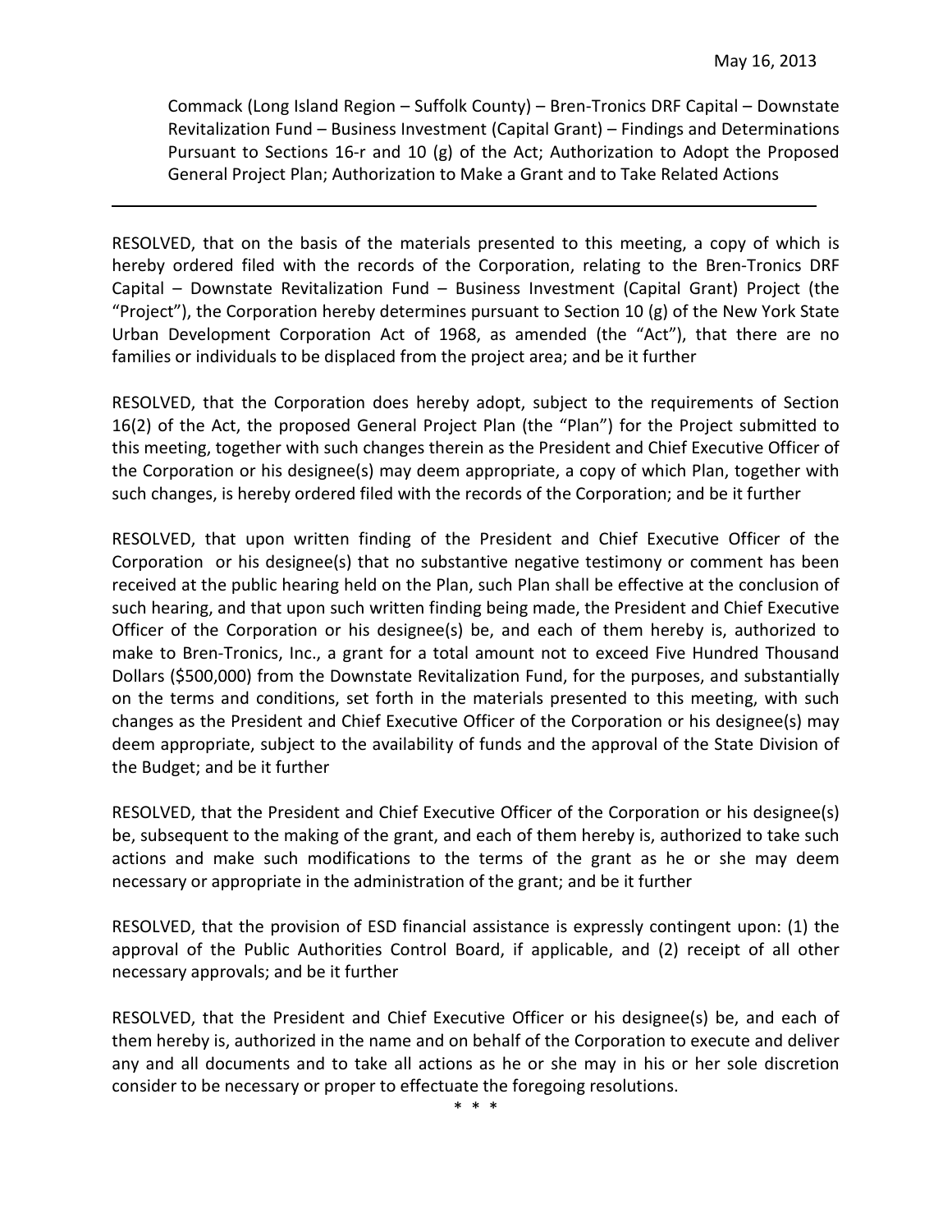May 16, 2013

Commack (Long Island Region – Suffolk County) – Bren-Tronics DRF Capital – Downstate Revitalization Fund – Business Investment (Capital Grant) – Findings and Determinations Pursuant to Sections 16-r and 10 (g) of the Act; Authorization to Adopt the Proposed General Project Plan; Authorization to Make a Grant and to Take Related Actions

---

RESOLVED, that on the basis of the materials presented to this meeting, a copy of which is hereby ordered filed with the records of the Corporation, relating to the Bren-Tronics DRF Capital – Downstate Revitalization Fund – Business Investment (Capital Grant) Project (the "Project"), the Corporation hereby determines pursuant to Section 10 (g) of the New York State Urban Development Corporation Act of 1968, as amended (the "Act"), that there are no families or individuals to be displaced from the project area; and be it further

RESOLVED, that the Corporation does hereby adopt, subject to the requirements of Section 16(2) of the Act, the proposed General Project Plan (the "Plan") for the Project submitted to this meeting, together with such changes therein as the President and Chief Executive Officer of the Corporation or his designee(s) may deem appropriate, a copy of which Plan, together with such changes, is hereby ordered filed with the records of the Corporation; and be it further

RESOLVED, that upon written finding of the President and Chief Executive Officer of the Corporation or his designee(s) that no substantive negative testimony or comment has been received at the public hearing held on the Plan, such Plan shall be effective at the conclusion of such hearing, and that upon such written finding being made, the President and Chief Executive Officer of the Corporation or his designee(s) be, and each of them hereby is, authorized to make to Bren-Tronics, Inc., a grant for a total amount not to exceed Five Hundred Thousand Dollars ($500,000) from the Downstate Revitalization Fund, for the purposes, and substantially on the terms and conditions, set forth in the materials presented to this meeting, with such changes as the President and Chief Executive Officer of the Corporation or his designee(s) may deem appropriate, subject to the availability of funds and the approval of the State Division of the Budget; and be it further

RESOLVED, that the President and Chief Executive Officer of the Corporation or his designee(s) be, subsequent to the making of the grant, and each of them hereby is, authorized to take such actions and make such modifications to the terms of the grant as he or she may deem necessary or appropriate in the administration of the grant; and be it further

RESOLVED, that the provision of ESD financial assistance is expressly contingent upon: (1) the approval of the Public Authorities Control Board, if applicable, and (2) receipt of all other necessary approvals; and be it further

RESOLVED, that the President and Chief Executive Officer or his designee(s) be, and each of them hereby is, authorized in the name and on behalf of the Corporation to execute and deliver any and all documents and to take all actions as he or she may in his or her sole discretion consider to be necessary or proper to effectuate the foregoing resolutions.

\* \* \*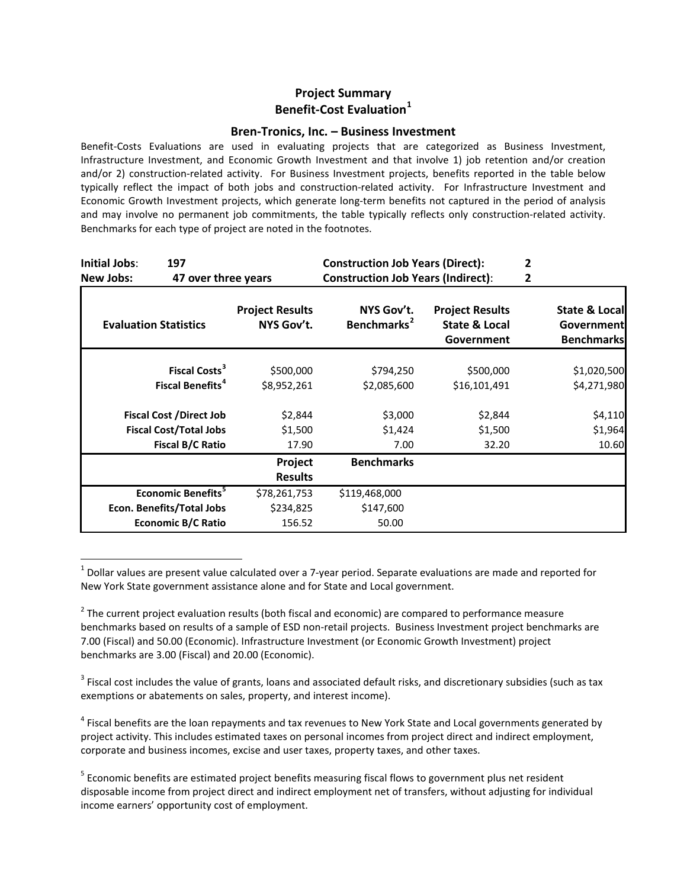## Project Summary
## Benefit-Cost Evaluation[1]

### Bren-Tronics, Inc. – Business Investment

Benefit-Costs Evaluations are used in evaluating projects that are categorized as Business Investment, Infrastructure Investment, and Economic Growth Investment and that involve 1) job retention and/or creation and/or 2) construction-related activity. For Business Investment projects, benefits reported in the table below typically reflect the impact of both jobs and construction-related activity. For Infrastructure Investment and Economic Growth Investment projects, which generate long-term benefits not captured in the period of analysis and may involve no permanent job commitments, the table typically reflects only construction-related activity. Benchmarks for each type of project are noted in the footnotes.

**Initial Jobs**: **197**
**New Jobs:** **47 over three years**
**Construction Job Years (Direct):** **2**
**Construction Job Years (Indirect)**: **2**

| Evaluation Statistics | Project Results NYS Gov't. | NYS Gov't. Benchmarks[2] | Project Results State & Local Government | State & Local Government Benchmarks |
|---|---|---|---|---|
| Fiscal Costs[3] | $500,000 | $794,250 | $500,000 | $1,020,500 |
| Fiscal Benefits[4] | $8,952,261 | $2,085,600 | $16,101,491 | $4,271,980 |
| Fiscal Cost /Direct Job | $2,844 | $3,000 | $2,844 | $4,110 |
| Fiscal Cost/Total Jobs | $1,500 | $1,424 | $1,500 | $1,964 |
| Fiscal B/C Ratio | 17.90 | 7.00 | 32.20 | 10.60 |
| | **Project Results** | **Benchmarks** | | |
| Economic Benefits[5] | $78,261,753 | $119,468,000 | | |
| Econ. Benefits/Total Jobs | $234,825 | $147,600 | | |
| Economic B/C Ratio | 156.52 | 50.00 | | |

---

[1] Dollar values are present value calculated over a 7-year period. Separate evaluations are made and reported for New York State government assistance alone and for State and Local government.

[2] The current project evaluation results (both fiscal and economic) are compared to performance measure benchmarks based on results of a sample of ESD non-retail projects. Business Investment project benchmarks are 7.00 (Fiscal) and 50.00 (Economic). Infrastructure Investment (or Economic Growth Investment) project benchmarks are 3.00 (Fiscal) and 20.00 (Economic).

[3] Fiscal cost includes the value of grants, loans and associated default risks, and discretionary subsidies (such as tax exemptions or abatements on sales, property, and interest income).

[4] Fiscal benefits are the loan repayments and tax revenues to New York State and Local governments generated by project activity. This includes estimated taxes on personal incomes from project direct and indirect employment, corporate and business incomes, excise and user taxes, property taxes, and other taxes.

[5] Economic benefits are estimated project benefits measuring fiscal flows to government plus net resident disposable income from project direct and indirect employment net of transfers, without adjusting for individual income earners' opportunity cost of employment.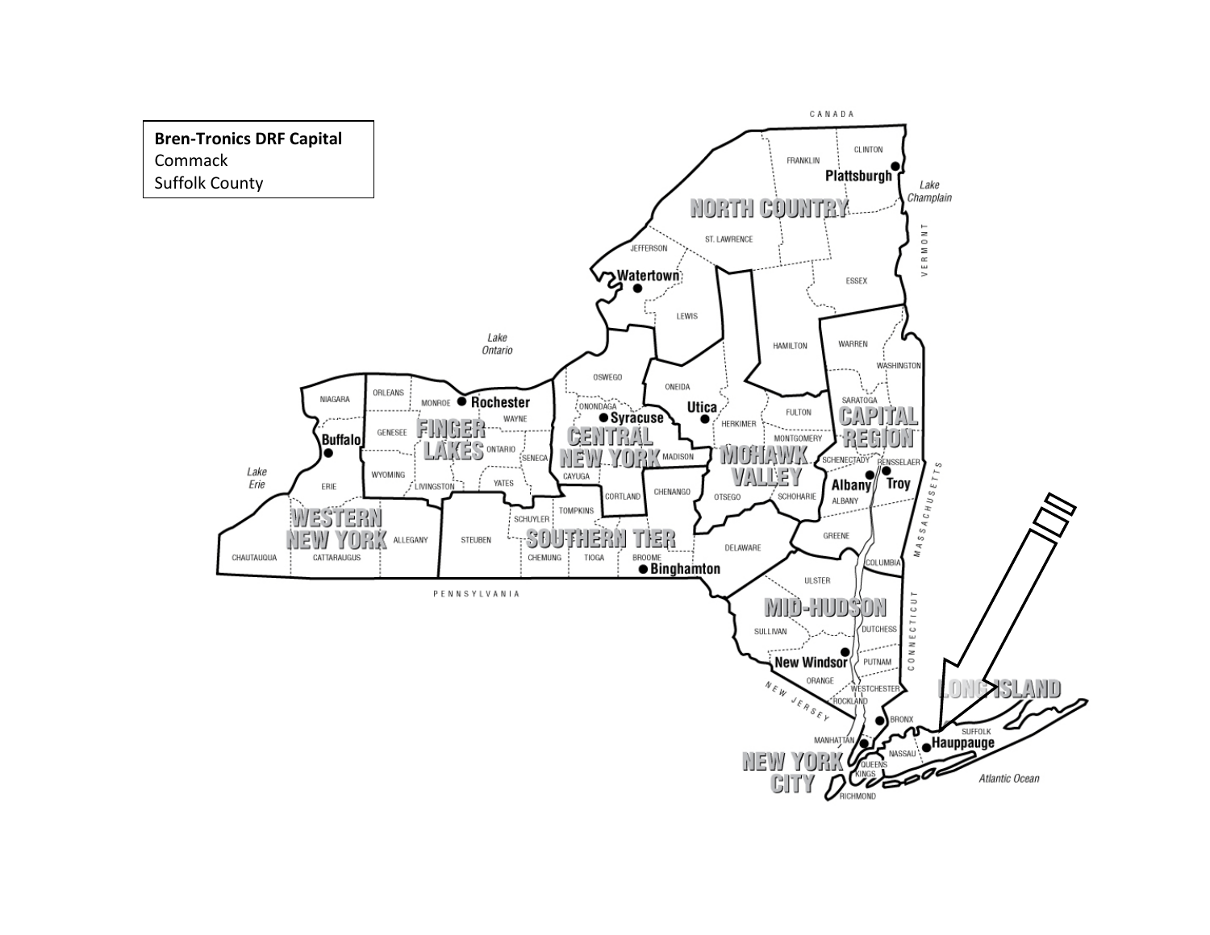**Bren-Tronics DRF Capital**
Commack
Suffolk County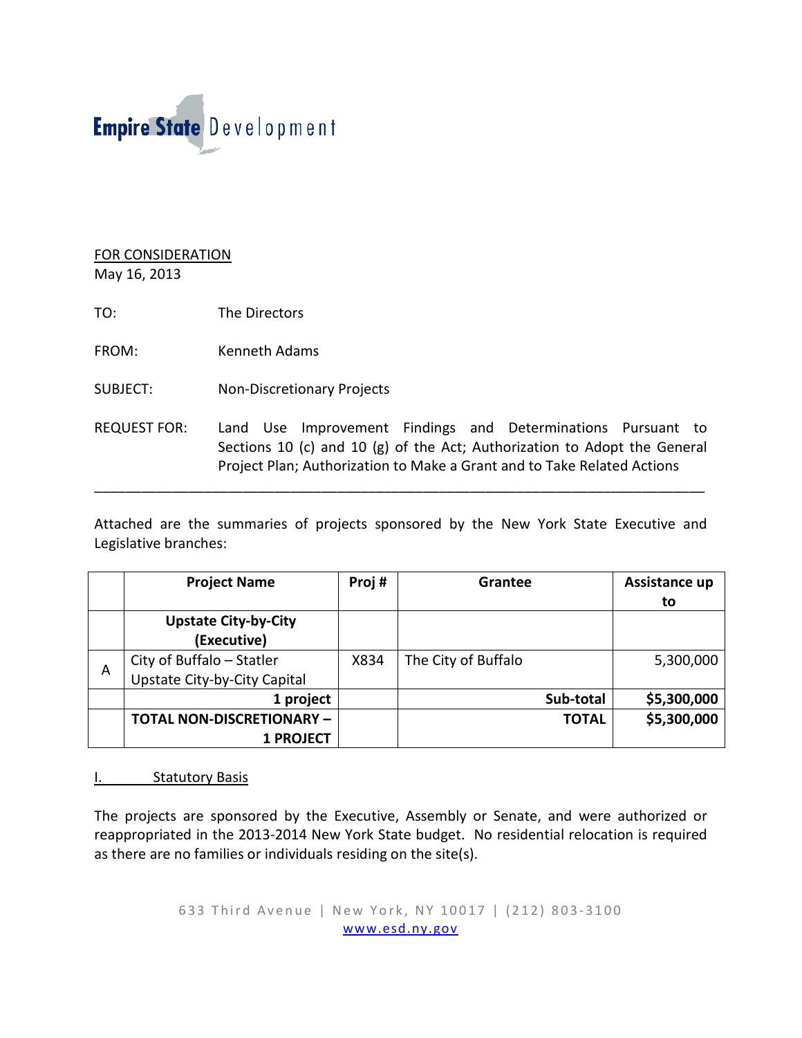Empire State Development

FOR CONSIDERATION
May 16, 2013

TO: The Directors

FROM: Kenneth Adams

SUBJECT: Non-Discretionary Projects

REQUEST FOR: Land Use Improvement Findings and Determinations Pursuant to Sections 10 (c) and 10 (g) of the Act; Authorization to Adopt the General Project Plan; Authorization to Make a Grant and to Take Related Actions

---

Attached are the summaries of projects sponsored by the New York State Executive and Legislative branches:

| | Project Name | Proj # | Grantee | Assistance up to |
|---|---|---|---|---|
| | **Upstate City-by-City (Executive)** | | | |
| A | City of Buffalo – Statler Upstate City-by-City Capital | X834 | The City of Buffalo | 5,300,000 |
| | **1 project** | | **Sub-total** | **$5,300,000** |
| | **TOTAL NON-DISCRETIONARY – 1 PROJECT** | | **TOTAL** | **$5,300,000** |

## I. Statutory Basis

The projects are sponsored by the Executive, Assembly or Senate, and were authorized or reappropriated in the 2013-2014 New York State budget. No residential relocation is required as there are no families or individuals residing on the site(s).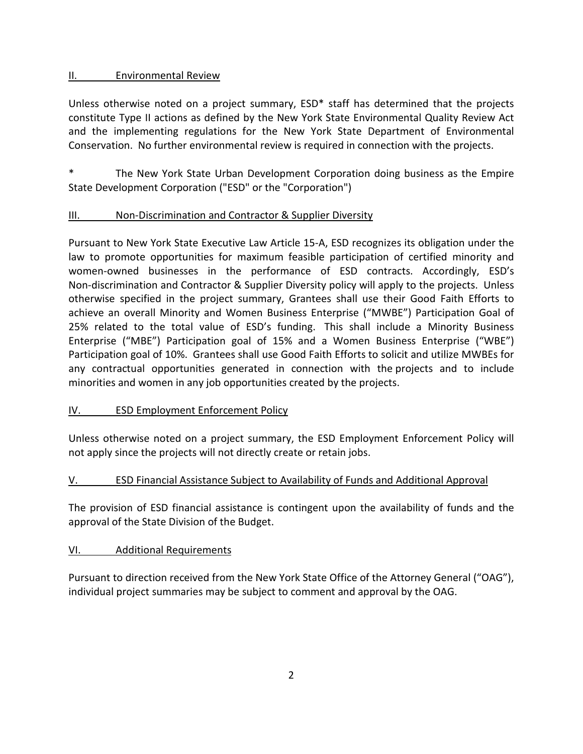## II. Environmental Review

Unless otherwise noted on a project summary, ESD* staff has determined that the projects constitute Type II actions as defined by the New York State Environmental Quality Review Act and the implementing regulations for the New York State Department of Environmental Conservation. No further environmental review is required in connection with the projects.

\* The New York State Urban Development Corporation doing business as the Empire State Development Corporation ("ESD" or the "Corporation")

## III. Non-Discrimination and Contractor & Supplier Diversity

Pursuant to New York State Executive Law Article 15-A, ESD recognizes its obligation under the law to promote opportunities for maximum feasible participation of certified minority and women-owned businesses in the performance of ESD contracts. Accordingly, ESD's Non-discrimination and Contractor & Supplier Diversity policy will apply to the projects. Unless otherwise specified in the project summary, Grantees shall use their Good Faith Efforts to achieve an overall Minority and Women Business Enterprise ("MWBE") Participation Goal of 25% related to the total value of ESD's funding. This shall include a Minority Business Enterprise ("MBE") Participation goal of 15% and a Women Business Enterprise ("WBE") Participation goal of 10%. Grantees shall use Good Faith Efforts to solicit and utilize MWBEs for any contractual opportunities generated in connection with the projects and to include minorities and women in any job opportunities created by the projects.

## IV. ESD Employment Enforcement Policy

Unless otherwise noted on a project summary, the ESD Employment Enforcement Policy will not apply since the projects will not directly create or retain jobs.

## V. ESD Financial Assistance Subject to Availability of Funds and Additional Approval

The provision of ESD financial assistance is contingent upon the availability of funds and the approval of the State Division of the Budget.

## VI. Additional Requirements

Pursuant to direction received from the New York State Office of the Attorney General ("OAG"), individual project summaries may be subject to comment and approval by the OAG.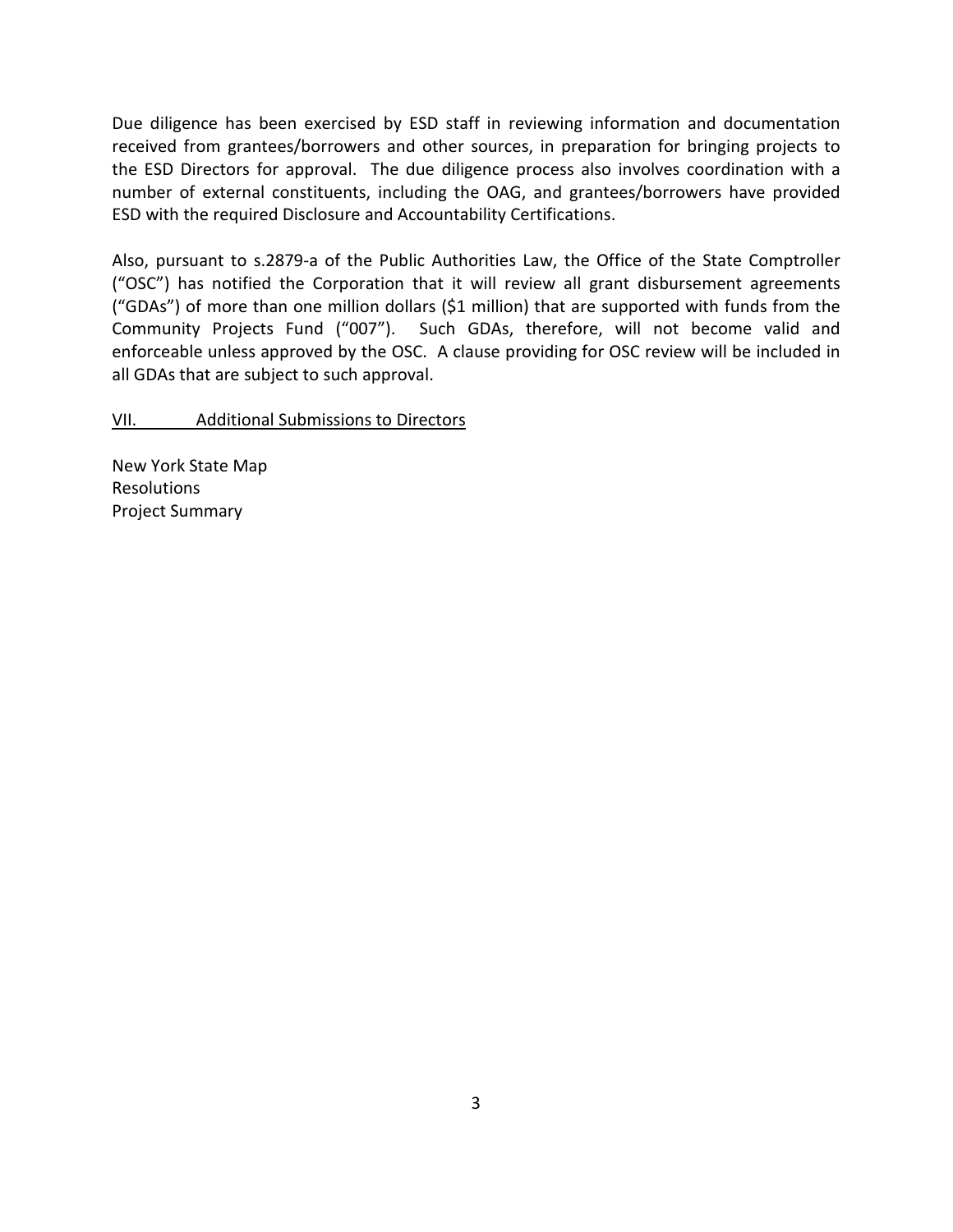Due diligence has been exercised by ESD staff in reviewing information and documentation received from grantees/borrowers and other sources, in preparation for bringing projects to the ESD Directors for approval. The due diligence process also involves coordination with a number of external constituents, including the OAG, and grantees/borrowers have provided ESD with the required Disclosure and Accountability Certifications.

Also, pursuant to s.2879-a of the Public Authorities Law, the Office of the State Comptroller ("OSC") has notified the Corporation that it will review all grant disbursement agreements ("GDAs") of more than one million dollars ($1 million) that are supported with funds from the Community Projects Fund ("007"). Such GDAs, therefore, will not become valid and enforceable unless approved by the OSC. A clause providing for OSC review will be included in all GDAs that are subject to such approval.

## VII. Additional Submissions to Directors

New York State Map
Resolutions
Project Summary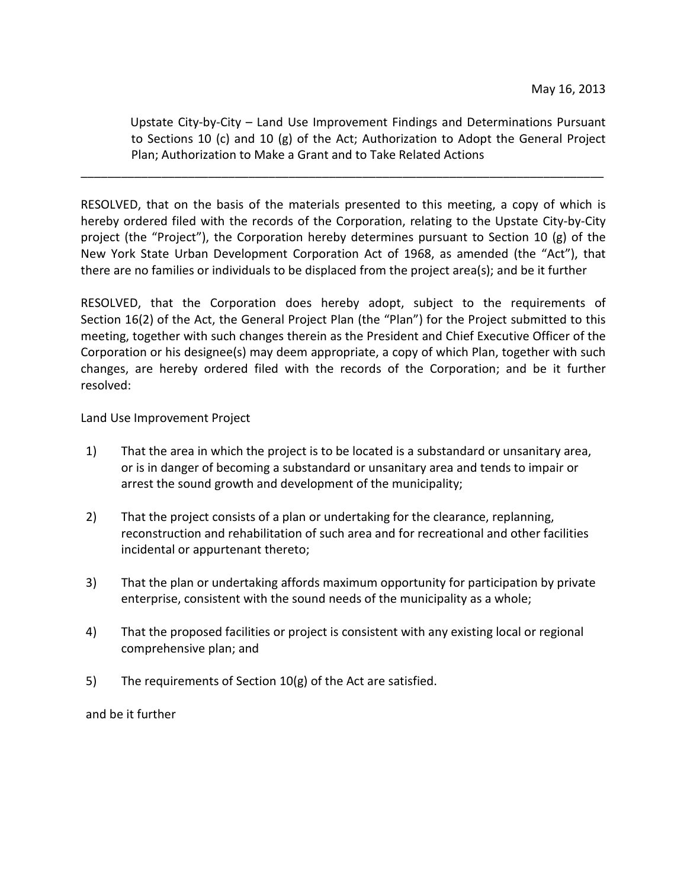May 16, 2013

Upstate City-by-City – Land Use Improvement Findings and Determinations Pursuant to Sections 10 (c) and 10 (g) of the Act; Authorization to Adopt the General Project Plan; Authorization to Make a Grant and to Take Related Actions

---

RESOLVED, that on the basis of the materials presented to this meeting, a copy of which is hereby ordered filed with the records of the Corporation, relating to the Upstate City-by-City project (the "Project"), the Corporation hereby determines pursuant to Section 10 (g) of the New York State Urban Development Corporation Act of 1968, as amended (the "Act"), that there are no families or individuals to be displaced from the project area(s); and be it further

RESOLVED, that the Corporation does hereby adopt, subject to the requirements of Section 16(2) of the Act, the General Project Plan (the "Plan") for the Project submitted to this meeting, together with such changes therein as the President and Chief Executive Officer of the Corporation or his designee(s) may deem appropriate, a copy of which Plan, together with such changes, are hereby ordered filed with the records of the Corporation; and be it further resolved:

Land Use Improvement Project

1) That the area in which the project is to be located is a substandard or unsanitary area, or is in danger of becoming a substandard or unsanitary area and tends to impair or arrest the sound growth and development of the municipality;

2) That the project consists of a plan or undertaking for the clearance, replanning, reconstruction and rehabilitation of such area and for recreational and other facilities incidental or appurtenant thereto;

3) That the plan or undertaking affords maximum opportunity for participation by private enterprise, consistent with the sound needs of the municipality as a whole;

4) That the proposed facilities or project is consistent with any existing local or regional comprehensive plan; and

5) The requirements of Section 10(g) of the Act are satisfied.

and be it further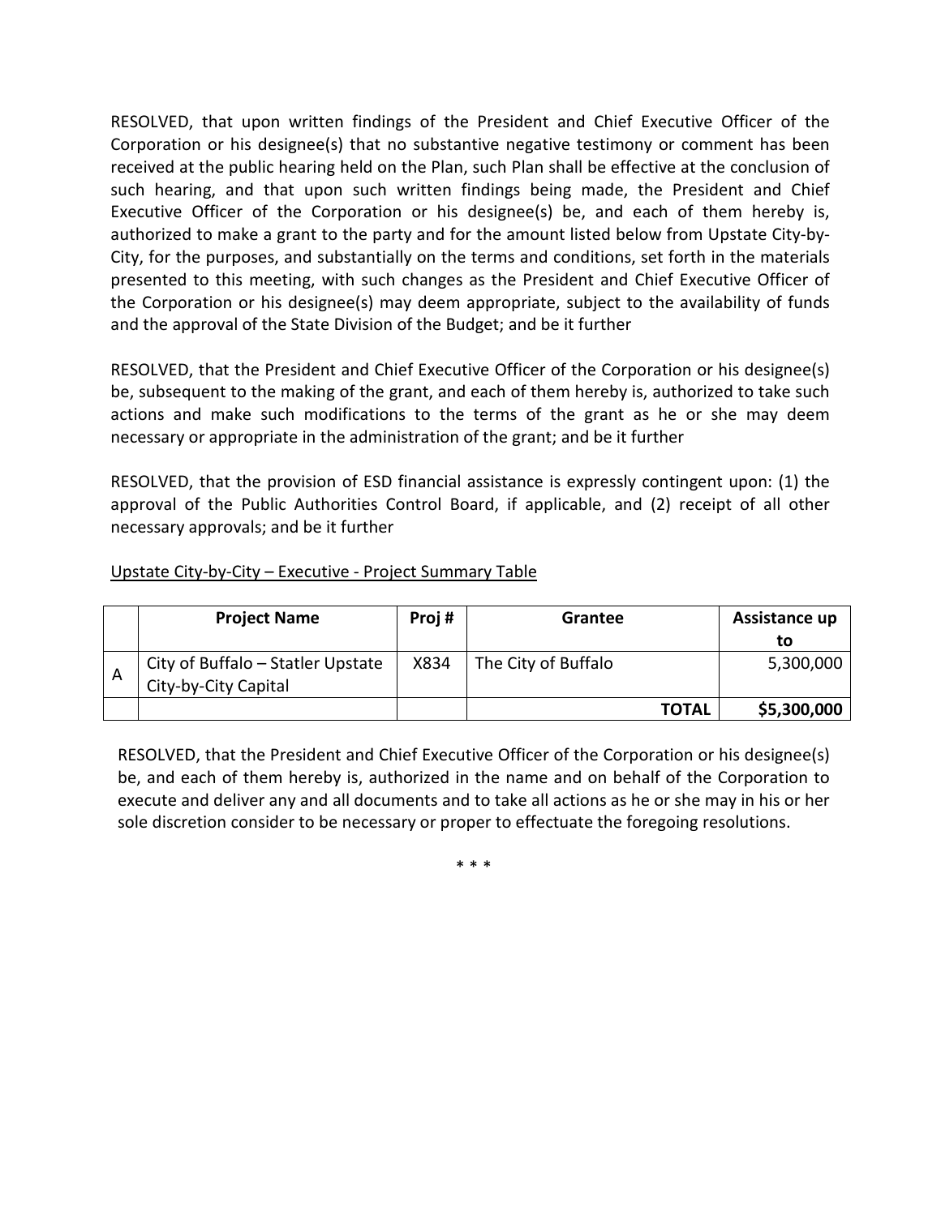RESOLVED, that upon written findings of the President and Chief Executive Officer of the Corporation or his designee(s) that no substantive negative testimony or comment has been received at the public hearing held on the Plan, such Plan shall be effective at the conclusion of such hearing, and that upon such written findings being made, the President and Chief Executive Officer of the Corporation or his designee(s) be, and each of them hereby is, authorized to make a grant to the party and for the amount listed below from Upstate City-by-City, for the purposes, and substantially on the terms and conditions, set forth in the materials presented to this meeting, with such changes as the President and Chief Executive Officer of the Corporation or his designee(s) may deem appropriate, subject to the availability of funds and the approval of the State Division of the Budget; and be it further

RESOLVED, that the President and Chief Executive Officer of the Corporation or his designee(s) be, subsequent to the making of the grant, and each of them hereby is, authorized to take such actions and make such modifications to the terms of the grant as he or she may deem necessary or appropriate in the administration of the grant; and be it further

RESOLVED, that the provision of ESD financial assistance is expressly contingent upon: (1) the approval of the Public Authorities Control Board, if applicable, and (2) receipt of all other necessary approvals; and be it further

Upstate City-by-City – Executive - Project Summary Table

| | **Project Name** | **Proj #** | **Grantee** | **Assistance up to** |
|---|---|---|---|---|
| A | City of Buffalo – Statler Upstate City-by-City Capital | X834 | The City of Buffalo | 5,300,000 |
| | | | **TOTAL** | **$5,300,000** |

RESOLVED, that the President and Chief Executive Officer of the Corporation or his designee(s) be, and each of them hereby is, authorized in the name and on behalf of the Corporation to execute and deliver any and all documents and to take all actions as he or she may in his or her sole discretion consider to be necessary or proper to effectuate the foregoing resolutions.

\* \* \*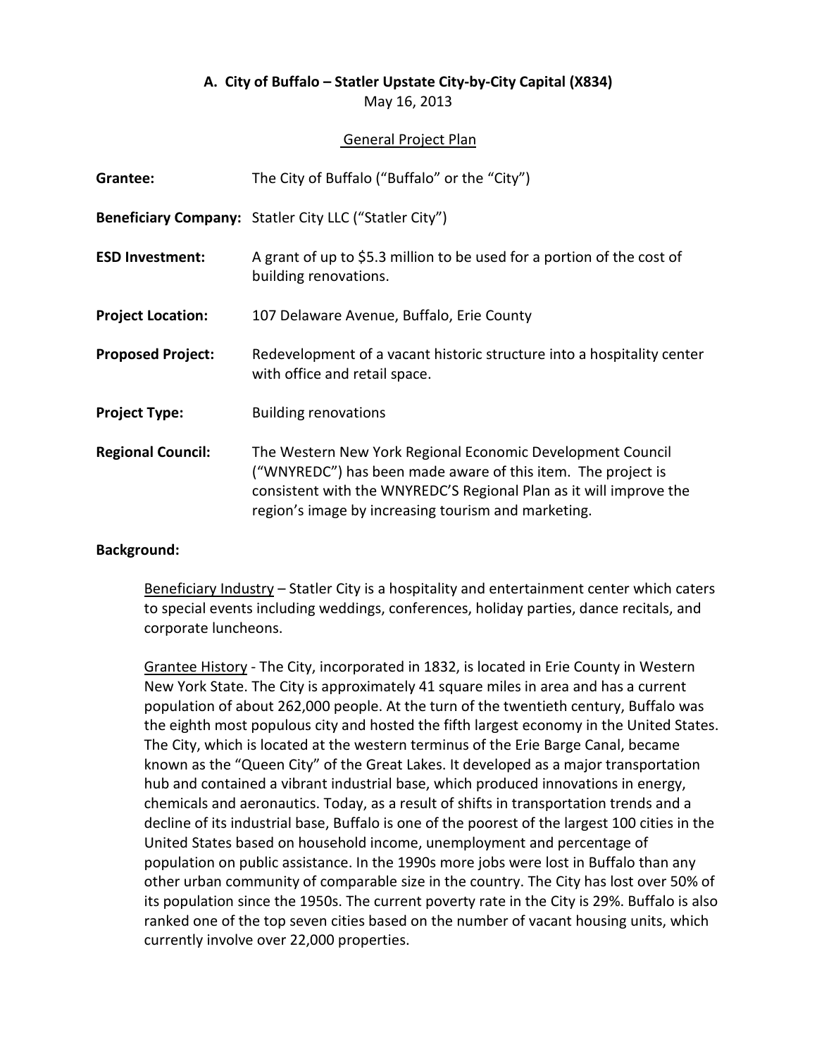### A. City of Buffalo – Statler Upstate City-by-City Capital (X834)

May 16, 2013

General Project Plan

**Grantee:** The City of Buffalo ("Buffalo" or the "City")

**Beneficiary Company:** Statler City LLC ("Statler City")

**ESD Investment:** A grant of up to $5.3 million to be used for a portion of the cost of building renovations.

**Project Location:** 107 Delaware Avenue, Buffalo, Erie County

**Proposed Project:** Redevelopment of a vacant historic structure into a hospitality center with office and retail space.

**Project Type:** Building renovations

**Regional Council:** The Western New York Regional Economic Development Council ("WNYREDC") has been made aware of this item. The project is consistent with the WNYREDC'S Regional Plan as it will improve the region's image by increasing tourism and marketing.

**Background:**

Beneficiary Industry – Statler City is a hospitality and entertainment center which caters to special events including weddings, conferences, holiday parties, dance recitals, and corporate luncheons.

Grantee History - The City, incorporated in 1832, is located in Erie County in Western New York State. The City is approximately 41 square miles in area and has a current population of about 262,000 people. At the turn of the twentieth century, Buffalo was the eighth most populous city and hosted the fifth largest economy in the United States. The City, which is located at the western terminus of the Erie Barge Canal, became known as the "Queen City" of the Great Lakes. It developed as a major transportation hub and contained a vibrant industrial base, which produced innovations in energy, chemicals and aeronautics. Today, as a result of shifts in transportation trends and a decline of its industrial base, Buffalo is one of the poorest of the largest 100 cities in the United States based on household income, unemployment and percentage of population on public assistance. In the 1990s more jobs were lost in Buffalo than any other urban community of comparable size in the country. The City has lost over 50% of its population since the 1950s. The current poverty rate in the City is 29%. Buffalo is also ranked one of the top seven cities based on the number of vacant housing units, which currently involve over 22,000 properties.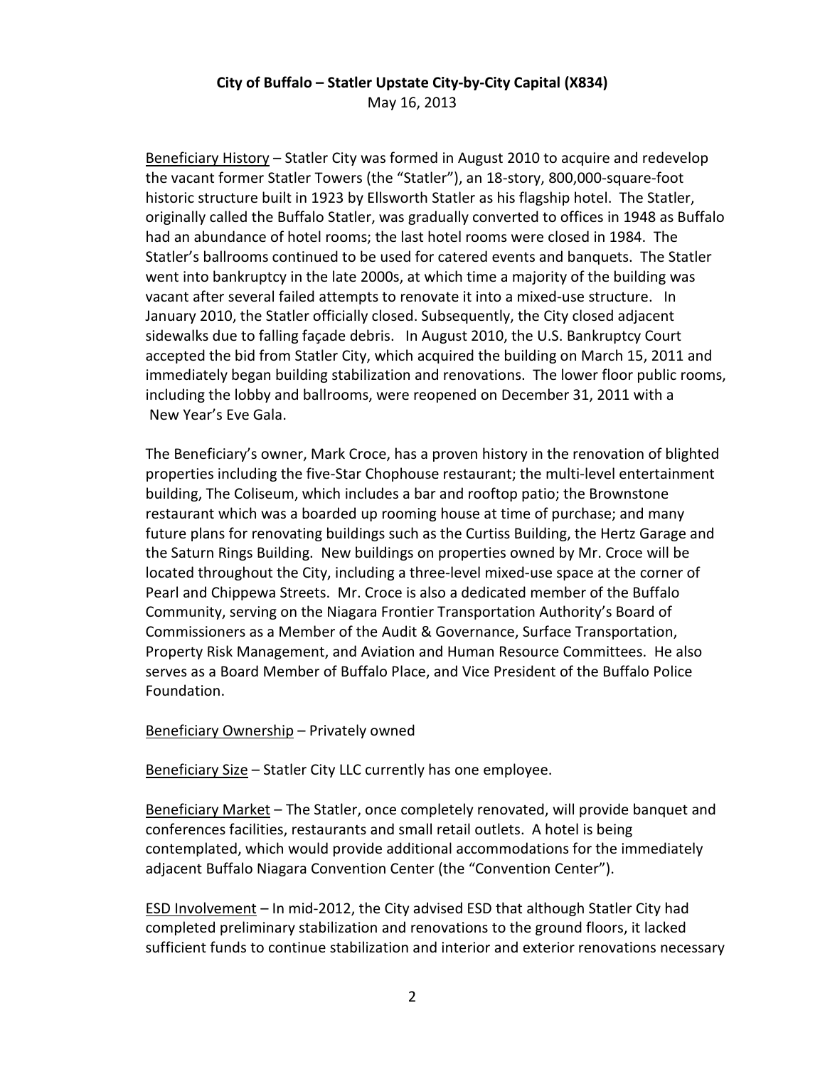**City of Buffalo – Statler Upstate City-by-City Capital (X834)**

May 16, 2013

Beneficiary History – Statler City was formed in August 2010 to acquire and redevelop the vacant former Statler Towers (the "Statler"), an 18-story, 800,000-square-foot historic structure built in 1923 by Ellsworth Statler as his flagship hotel. The Statler, originally called the Buffalo Statler, was gradually converted to offices in 1948 as Buffalo had an abundance of hotel rooms; the last hotel rooms were closed in 1984. The Statler's ballrooms continued to be used for catered events and banquets. The Statler went into bankruptcy in the late 2000s, at which time a majority of the building was vacant after several failed attempts to renovate it into a mixed-use structure. In January 2010, the Statler officially closed. Subsequently, the City closed adjacent sidewalks due to falling façade debris. In August 2010, the U.S. Bankruptcy Court accepted the bid from Statler City, which acquired the building on March 15, 2011 and immediately began building stabilization and renovations. The lower floor public rooms, including the lobby and ballrooms, were reopened on December 31, 2011 with a New Year's Eve Gala.

The Beneficiary's owner, Mark Croce, has a proven history in the renovation of blighted properties including the five-Star Chophouse restaurant; the multi-level entertainment building, The Coliseum, which includes a bar and rooftop patio; the Brownstone restaurant which was a boarded up rooming house at time of purchase; and many future plans for renovating buildings such as the Curtiss Building, the Hertz Garage and the Saturn Rings Building. New buildings on properties owned by Mr. Croce will be located throughout the City, including a three-level mixed-use space at the corner of Pearl and Chippewa Streets. Mr. Croce is also a dedicated member of the Buffalo Community, serving on the Niagara Frontier Transportation Authority's Board of Commissioners as a Member of the Audit & Governance, Surface Transportation, Property Risk Management, and Aviation and Human Resource Committees. He also serves as a Board Member of Buffalo Place, and Vice President of the Buffalo Police Foundation.

Beneficiary Ownership – Privately owned

Beneficiary Size – Statler City LLC currently has one employee.

Beneficiary Market – The Statler, once completely renovated, will provide banquet and conferences facilities, restaurants and small retail outlets. A hotel is being contemplated, which would provide additional accommodations for the immediately adjacent Buffalo Niagara Convention Center (the "Convention Center").

ESD Involvement – In mid-2012, the City advised ESD that although Statler City had completed preliminary stabilization and renovations to the ground floors, it lacked sufficient funds to continue stabilization and interior and exterior renovations necessary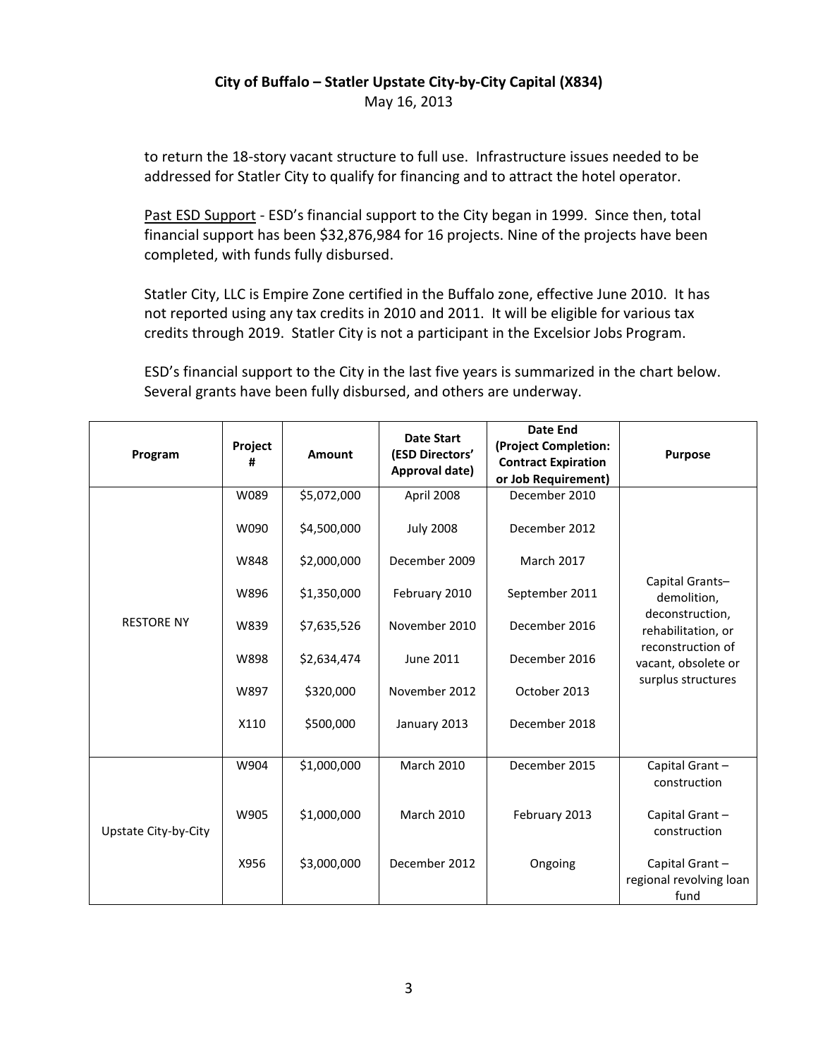to return the 18-story vacant structure to full use. Infrastructure issues needed to be addressed for Statler City to qualify for financing and to attract the hotel operator.

Past ESD Support - ESD's financial support to the City began in 1999. Since then, total financial support has been $32,876,984 for 16 projects. Nine of the projects have been completed, with funds fully disbursed.

Statler City, LLC is Empire Zone certified in the Buffalo zone, effective June 2010. It has not reported using any tax credits in 2010 and 2011. It will be eligible for various tax credits through 2019. Statler City is not a participant in the Excelsior Jobs Program.

ESD's financial support to the City in the last five years is summarized in the chart below. Several grants have been fully disbursed, and others are underway.

| Program | Project # | Amount | Date Start (ESD Directors' Approval date) | Date End (Project Completion: Contract Expiration or Job Requirement) | Purpose |
|---|---|---|---|---|---|
| RESTORE NY | W089 | $5,072,000 | April 2008 | December 2010 | Capital Grants– demolition, deconstruction, rehabilitation, or reconstruction of vacant, obsolete or surplus structures |
| | W090 | $4,500,000 | July 2008 | December 2012 | |
| | W848 | $2,000,000 | December 2009 | March 2017 | |
| | W896 | $1,350,000 | February 2010 | September 2011 | |
| | W839 | $7,635,526 | November 2010 | December 2016 | |
| | W898 | $2,634,474 | June 2011 | December 2016 | |
| | W897 | $320,000 | November 2012 | October 2013 | |
| | X110 | $500,000 | January 2013 | December 2018 | |
| Upstate City-by-City | W904 | $1,000,000 | March 2010 | December 2015 | Capital Grant – construction |
| | W905 | $1,000,000 | March 2010 | February 2013 | Capital Grant – construction |
| | X956 | $3,000,000 | December 2012 | Ongoing | Capital Grant – regional revolving loan fund |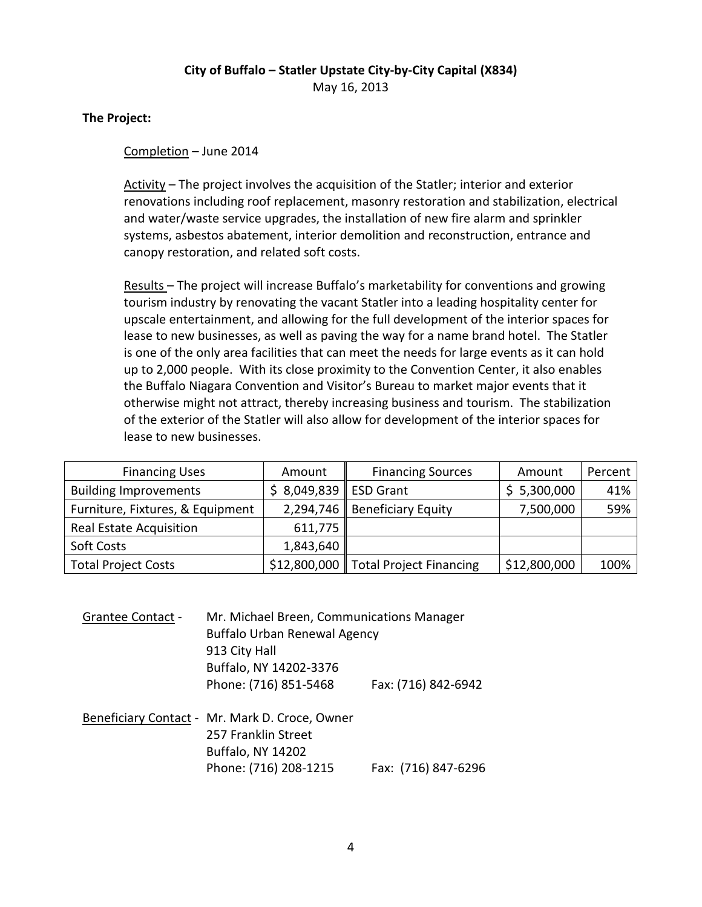**City of Buffalo – Statler Upstate City-by-City Capital (X834)**

May 16, 2013

**The Project:**

Completion – June 2014

Activity – The project involves the acquisition of the Statler; interior and exterior renovations including roof replacement, masonry restoration and stabilization, electrical and water/waste service upgrades, the installation of new fire alarm and sprinkler systems, asbestos abatement, interior demolition and reconstruction, entrance and canopy restoration, and related soft costs.

Results – The project will increase Buffalo's marketability for conventions and growing tourism industry by renovating the vacant Statler into a leading hospitality center for upscale entertainment, and allowing for the full development of the interior spaces for lease to new businesses, as well as paving the way for a name brand hotel. The Statler is one of the only area facilities that can meet the needs for large events as it can hold up to 2,000 people. With its close proximity to the Convention Center, it also enables the Buffalo Niagara Convention and Visitor's Bureau to market major events that it otherwise might not attract, thereby increasing business and tourism. The stabilization of the exterior of the Statler will also allow for development of the interior spaces for lease to new businesses.

| Financing Uses | Amount | Financing Sources | Amount | Percent |
|---|---|---|---|---|
| Building Improvements | $ 8,049,839 | ESD Grant | $ 5,300,000 | 41% |
| Furniture, Fixtures, & Equipment | 2,294,746 | Beneficiary Equity | 7,500,000 | 59% |
| Real Estate Acquisition | 611,775 | | | |
| Soft Costs | 1,843,640 | | | |
| Total Project Costs | $12,800,000 | Total Project Financing | $12,800,000 | 100% |

Grantee Contact - Mr. Michael Breen, Communications Manager
Buffalo Urban Renewal Agency
913 City Hall
Buffalo, NY 14202-3376
Phone: (716) 851-5468 Fax: (716) 842-6942

Beneficiary Contact - Mr. Mark D. Croce, Owner
257 Franklin Street
Buffalo, NY 14202
Phone: (716) 208-1215 Fax: (716) 847-6296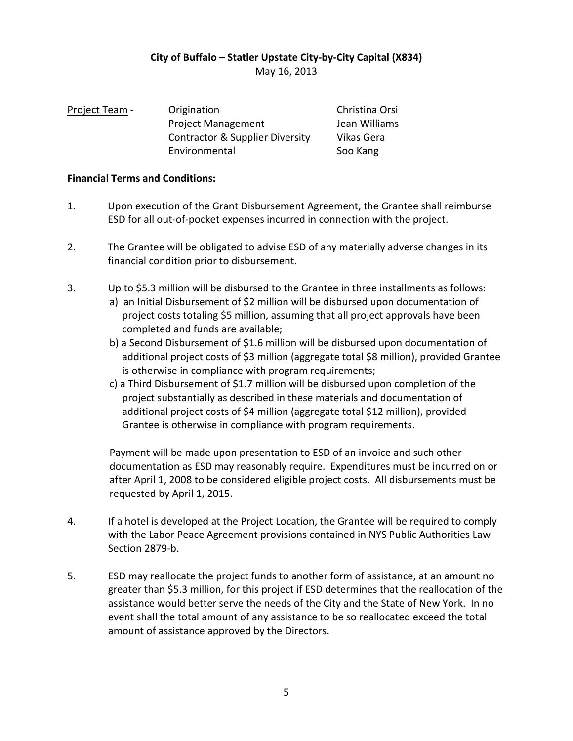**City of Buffalo – Statler Upstate City-by-City Capital (X834)**

May 16, 2013

| Project Team - | | |
|---|---|---|
| | Origination | Christina Orsi |
| | Project Management | Jean Williams |
| | Contractor & Supplier Diversity | Vikas Gera |
| | Environmental | Soo Kang |

**Financial Terms and Conditions:**

1. Upon execution of the Grant Disbursement Agreement, the Grantee shall reimburse ESD for all out-of-pocket expenses incurred in connection with the project.

2. The Grantee will be obligated to advise ESD of any materially adverse changes in its financial condition prior to disbursement.

3. Up to $5.3 million will be disbursed to the Grantee in three installments as follows:
   a) an Initial Disbursement of $2 million will be disbursed upon documentation of project costs totaling $5 million, assuming that all project approvals have been completed and funds are available;
   b) a Second Disbursement of $1.6 million will be disbursed upon documentation of additional project costs of $3 million (aggregate total $8 million), provided Grantee is otherwise in compliance with program requirements;
   c) a Third Disbursement of $1.7 million will be disbursed upon completion of the project substantially as described in these materials and documentation of additional project costs of $4 million (aggregate total $12 million), provided Grantee is otherwise in compliance with program requirements.

   Payment will be made upon presentation to ESD of an invoice and such other documentation as ESD may reasonably require. Expenditures must be incurred on or after April 1, 2008 to be considered eligible project costs. All disbursements must be requested by April 1, 2015.

4. If a hotel is developed at the Project Location, the Grantee will be required to comply with the Labor Peace Agreement provisions contained in NYS Public Authorities Law Section 2879-b.

5. ESD may reallocate the project funds to another form of assistance, at an amount no greater than $5.3 million, for this project if ESD determines that the reallocation of the assistance would better serve the needs of the City and the State of New York. In no event shall the total amount of any assistance to be so reallocated exceed the total amount of assistance approved by the Directors.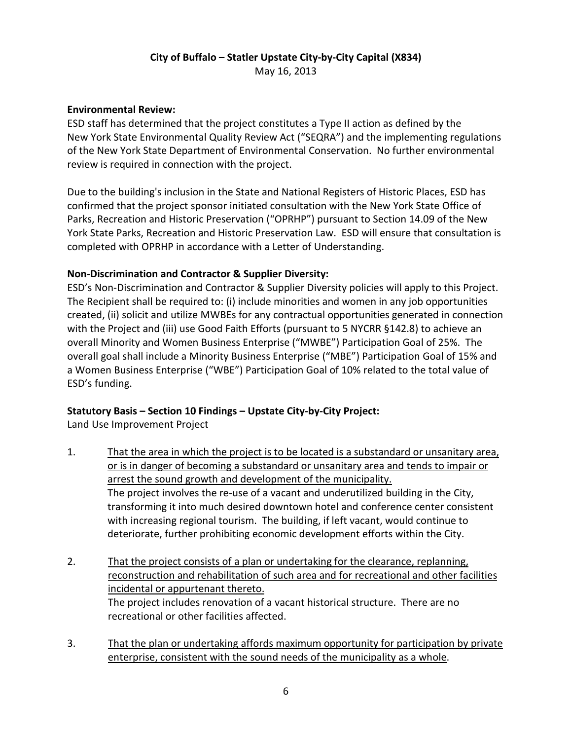**City of Buffalo – Statler Upstate City-by-City Capital (X834)**
May 16, 2013

**Environmental Review:**
ESD staff has determined that the project constitutes a Type II action as defined by the New York State Environmental Quality Review Act ("SEQRA") and the implementing regulations of the New York State Department of Environmental Conservation. No further environmental review is required in connection with the project.

Due to the building's inclusion in the State and National Registers of Historic Places, ESD has confirmed that the project sponsor initiated consultation with the New York State Office of Parks, Recreation and Historic Preservation ("OPRHP") pursuant to Section 14.09 of the New York State Parks, Recreation and Historic Preservation Law. ESD will ensure that consultation is completed with OPRHP in accordance with a Letter of Understanding.

**Non-Discrimination and Contractor & Supplier Diversity:**
ESD's Non-Discrimination and Contractor & Supplier Diversity policies will apply to this Project. The Recipient shall be required to: (i) include minorities and women in any job opportunities created, (ii) solicit and utilize MWBEs for any contractual opportunities generated in connection with the Project and (iii) use Good Faith Efforts (pursuant to 5 NYCRR §142.8) to achieve an overall Minority and Women Business Enterprise ("MWBE") Participation Goal of 25%. The overall goal shall include a Minority Business Enterprise ("MBE") Participation Goal of 15% and a Women Business Enterprise ("WBE") Participation Goal of 10% related to the total value of ESD's funding.

**Statutory Basis – Section 10 Findings – Upstate City-by-City Project:**
Land Use Improvement Project

1. <u>That the area in which the project is to be located is a substandard or unsanitary area, or is in danger of becoming a substandard or unsanitary area and tends to impair or arrest the sound growth and development of the municipality.</u>
   The project involves the re-use of a vacant and underutilized building in the City, transforming it into much desired downtown hotel and conference center consistent with increasing regional tourism. The building, if left vacant, would continue to deteriorate, further prohibiting economic development efforts within the City.

2. <u>That the project consists of a plan or undertaking for the clearance, replanning, reconstruction and rehabilitation of such area and for recreational and other facilities incidental or appurtenant thereto.</u>
   The project includes renovation of a vacant historical structure. There are no recreational or other facilities affected.

3. <u>That the plan or undertaking affords maximum opportunity for participation by private enterprise, consistent with the sound needs of the municipality as a whole</u>.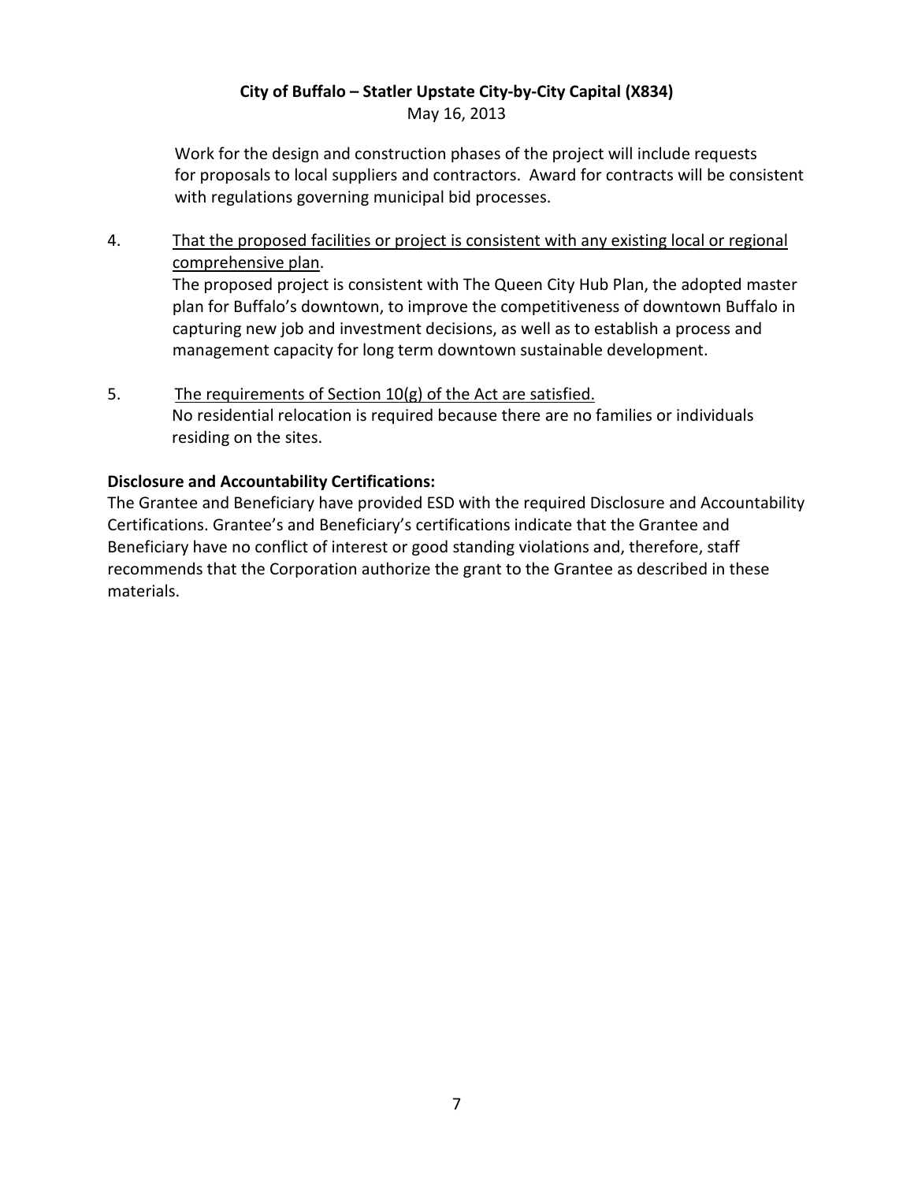Work for the design and construction phases of the project will include requests for proposals to local suppliers and contractors. Award for contracts will be consistent with regulations governing municipal bid processes.

4. That the proposed facilities or project is consistent with any existing local or regional comprehensive plan.

   The proposed project is consistent with The Queen City Hub Plan, the adopted master plan for Buffalo's downtown, to improve the competitiveness of downtown Buffalo in capturing new job and investment decisions, as well as to establish a process and management capacity for long term downtown sustainable development.

5. The requirements of Section 10(g) of the Act are satisfied.

   No residential relocation is required because there are no families or individuals residing on the sites.

**Disclosure and Accountability Certifications:**

The Grantee and Beneficiary have provided ESD with the required Disclosure and Accountability Certifications. Grantee's and Beneficiary's certifications indicate that the Grantee and Beneficiary have no conflict of interest or good standing violations and, therefore, staff recommends that the Corporation authorize the grant to the Grantee as described in these materials.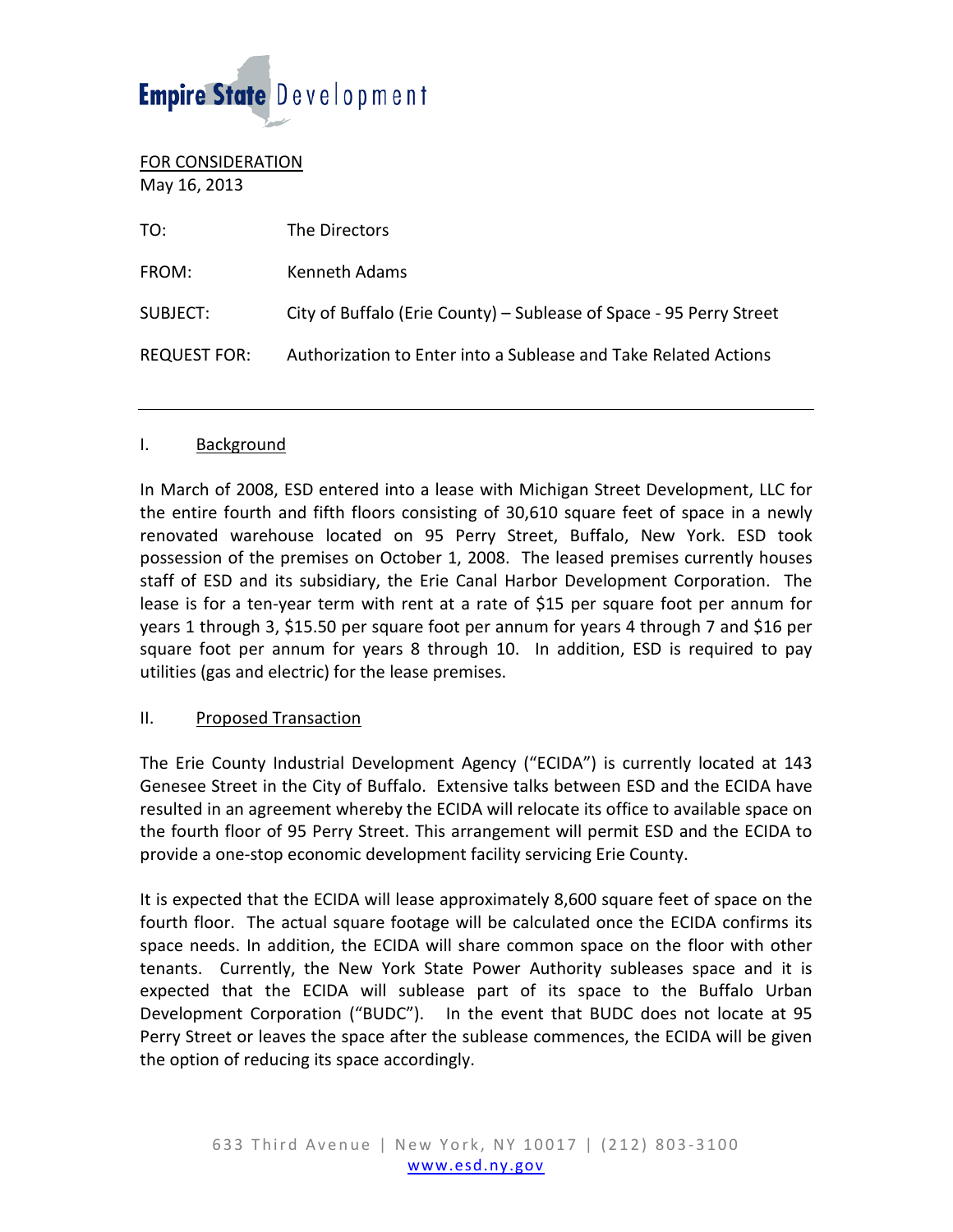Empire State Development

FOR CONSIDERATION
May 16, 2013

| | |
|---|---|
| TO: | The Directors |
| FROM: | Kenneth Adams |
| SUBJECT: | City of Buffalo (Erie County) – Sublease of Space - 95 Perry Street |
| REQUEST FOR: | Authorization to Enter into a Sublease and Take Related Actions |

---

## I. Background

In March of 2008, ESD entered into a lease with Michigan Street Development, LLC for the entire fourth and fifth floors consisting of 30,610 square feet of space in a newly renovated warehouse located on 95 Perry Street, Buffalo, New York. ESD took possession of the premises on October 1, 2008. The leased premises currently houses staff of ESD and its subsidiary, the Erie Canal Harbor Development Corporation. The lease is for a ten-year term with rent at a rate of $15 per square foot per annum for years 1 through 3, $15.50 per square foot per annum for years 4 through 7 and $16 per square foot per annum for years 8 through 10. In addition, ESD is required to pay utilities (gas and electric) for the lease premises.

## II. Proposed Transaction

The Erie County Industrial Development Agency ("ECIDA") is currently located at 143 Genesee Street in the City of Buffalo. Extensive talks between ESD and the ECIDA have resulted in an agreement whereby the ECIDA will relocate its office to available space on the fourth floor of 95 Perry Street. This arrangement will permit ESD and the ECIDA to provide a one-stop economic development facility servicing Erie County.

It is expected that the ECIDA will lease approximately 8,600 square feet of space on the fourth floor. The actual square footage will be calculated once the ECIDA confirms its space needs. In addition, the ECIDA will share common space on the floor with other tenants. Currently, the New York State Power Authority subleases space and it is expected that the ECIDA will sublease part of its space to the Buffalo Urban Development Corporation ("BUDC"). In the event that BUDC does not locate at 95 Perry Street or leaves the space after the sublease commences, the ECIDA will be given the option of reducing its space accordingly.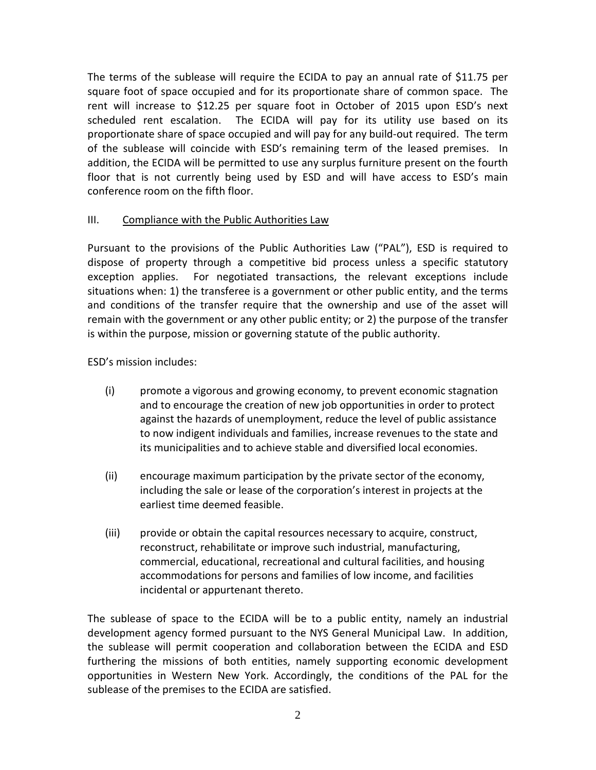The terms of the sublease will require the ECIDA to pay an annual rate of $11.75 per square foot of space occupied and for its proportionate share of common space. The rent will increase to $12.25 per square foot in October of 2015 upon ESD's next scheduled rent escalation. The ECIDA will pay for its utility use based on its proportionate share of space occupied and will pay for any build-out required. The term of the sublease will coincide with ESD's remaining term of the leased premises. In addition, the ECIDA will be permitted to use any surplus furniture present on the fourth floor that is not currently being used by ESD and will have access to ESD's main conference room on the fifth floor.

## III. Compliance with the Public Authorities Law

Pursuant to the provisions of the Public Authorities Law ("PAL"), ESD is required to dispose of property through a competitive bid process unless a specific statutory exception applies. For negotiated transactions, the relevant exceptions include situations when: 1) the transferee is a government or other public entity, and the terms and conditions of the transfer require that the ownership and use of the asset will remain with the government or any other public entity; or 2) the purpose of the transfer is within the purpose, mission or governing statute of the public authority.

ESD's mission includes:

(i) promote a vigorous and growing economy, to prevent economic stagnation and to encourage the creation of new job opportunities in order to protect against the hazards of unemployment, reduce the level of public assistance to now indigent individuals and families, increase revenues to the state and its municipalities and to achieve stable and diversified local economies.

(ii) encourage maximum participation by the private sector of the economy, including the sale or lease of the corporation's interest in projects at the earliest time deemed feasible.

(iii) provide or obtain the capital resources necessary to acquire, construct, reconstruct, rehabilitate or improve such industrial, manufacturing, commercial, educational, recreational and cultural facilities, and housing accommodations for persons and families of low income, and facilities incidental or appurtenant thereto.

The sublease of space to the ECIDA will be to a public entity, namely an industrial development agency formed pursuant to the NYS General Municipal Law. In addition, the sublease will permit cooperation and collaboration between the ECIDA and ESD furthering the missions of both entities, namely supporting economic development opportunities in Western New York. Accordingly, the conditions of the PAL for the sublease of the premises to the ECIDA are satisfied.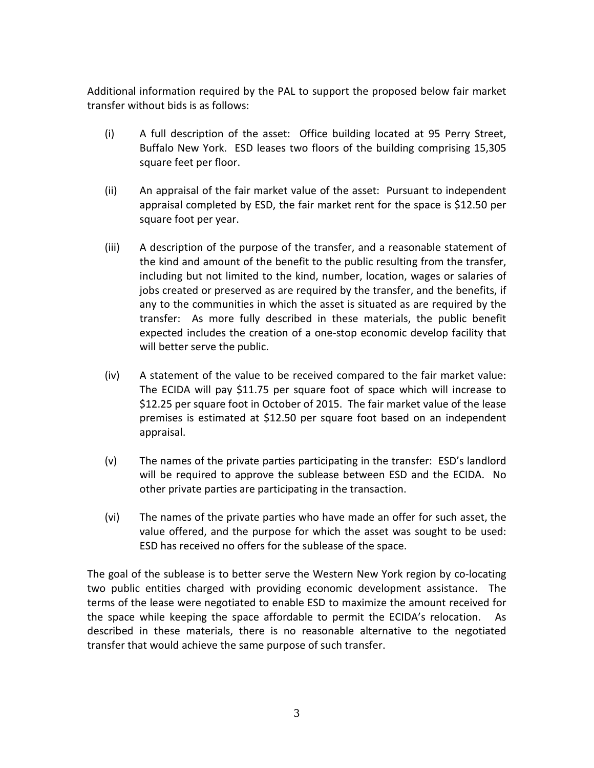Additional information required by the PAL to support the proposed below fair market transfer without bids is as follows:

(i) A full description of the asset: Office building located at 95 Perry Street, Buffalo New York. ESD leases two floors of the building comprising 15,305 square feet per floor.

(ii) An appraisal of the fair market value of the asset: Pursuant to independent appraisal completed by ESD, the fair market rent for the space is $12.50 per square foot per year.

(iii) A description of the purpose of the transfer, and a reasonable statement of the kind and amount of the benefit to the public resulting from the transfer, including but not limited to the kind, number, location, wages or salaries of jobs created or preserved as are required by the transfer, and the benefits, if any to the communities in which the asset is situated as are required by the transfer: As more fully described in these materials, the public benefit expected includes the creation of a one-stop economic develop facility that will better serve the public.

(iv) A statement of the value to be received compared to the fair market value: The ECIDA will pay $11.75 per square foot of space which will increase to $12.25 per square foot in October of 2015. The fair market value of the lease premises is estimated at $12.50 per square foot based on an independent appraisal.

(v) The names of the private parties participating in the transfer: ESD's landlord will be required to approve the sublease between ESD and the ECIDA. No other private parties are participating in the transaction.

(vi) The names of the private parties who have made an offer for such asset, the value offered, and the purpose for which the asset was sought to be used: ESD has received no offers for the sublease of the space.

The goal of the sublease is to better serve the Western New York region by co-locating two public entities charged with providing economic development assistance. The terms of the lease were negotiated to enable ESD to maximize the amount received for the space while keeping the space affordable to permit the ECIDA's relocation. As described in these materials, there is no reasonable alternative to the negotiated transfer that would achieve the same purpose of such transfer.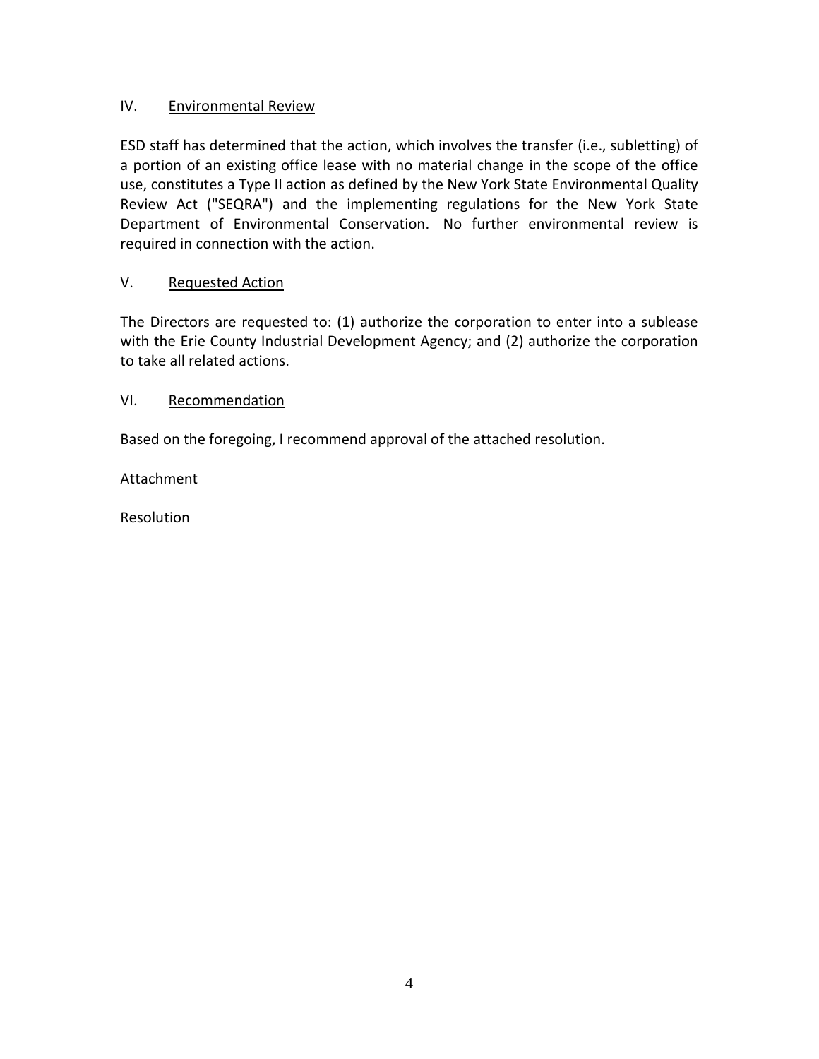## IV. Environmental Review

ESD staff has determined that the action, which involves the transfer (i.e., subletting) of a portion of an existing office lease with no material change in the scope of the office use, constitutes a Type II action as defined by the New York State Environmental Quality Review Act ("SEQRA") and the implementing regulations for the New York State Department of Environmental Conservation. No further environmental review is required in connection with the action.

## V. Requested Action

The Directors are requested to: (1) authorize the corporation to enter into a sublease with the Erie County Industrial Development Agency; and (2) authorize the corporation to take all related actions.

## VI. Recommendation

Based on the foregoing, I recommend approval of the attached resolution.

Attachment

Resolution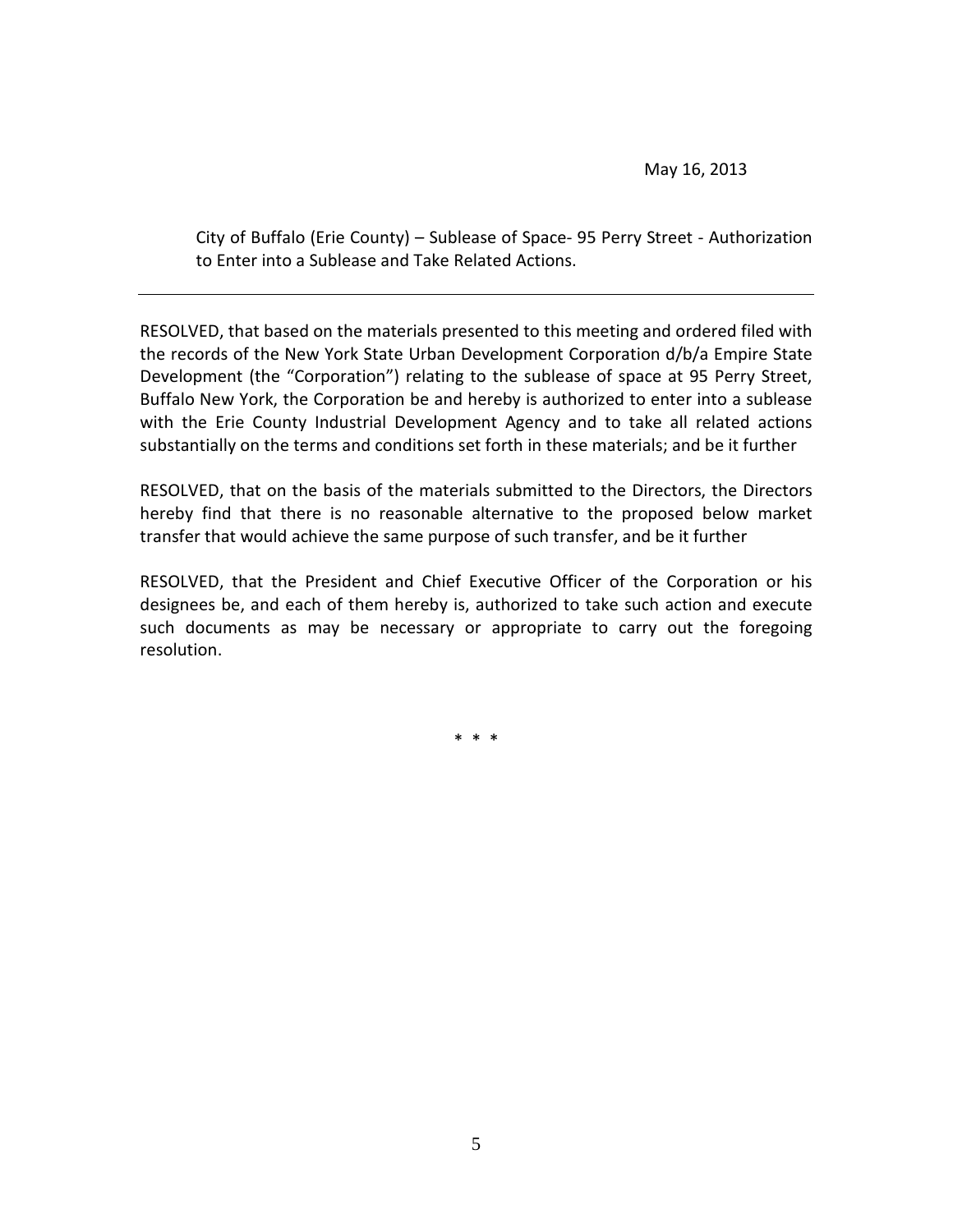May 16, 2013

City of Buffalo (Erie County) – Sublease of Space- 95 Perry Street - Authorization to Enter into a Sublease and Take Related Actions.

---

RESOLVED, that based on the materials presented to this meeting and ordered filed with the records of the New York State Urban Development Corporation d/b/a Empire State Development (the "Corporation") relating to the sublease of space at 95 Perry Street, Buffalo New York, the Corporation be and hereby is authorized to enter into a sublease with the Erie County Industrial Development Agency and to take all related actions substantially on the terms and conditions set forth in these materials; and be it further

RESOLVED, that on the basis of the materials submitted to the Directors, the Directors hereby find that there is no reasonable alternative to the proposed below market transfer that would achieve the same purpose of such transfer, and be it further

RESOLVED, that the President and Chief Executive Officer of the Corporation or his designees be, and each of them hereby is, authorized to take such action and execute such documents as may be necessary or appropriate to carry out the foregoing resolution.

\* \* \*